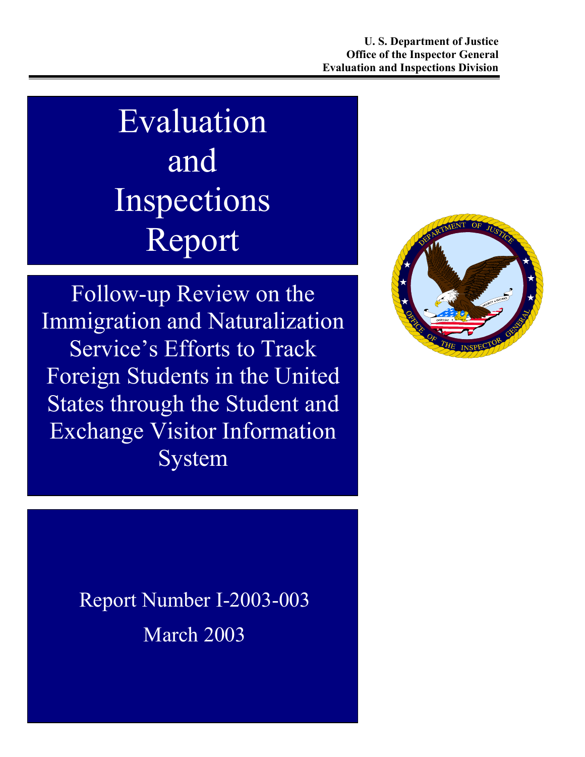**U. S. Department of Justice**
**Office of the Inspector General**
**Evaluation and Inspections Division**

# Evaluation and Inspections Report

## Follow-up Review on the Immigration and Naturalization Service's Efforts to Track Foreign Students in the United States through the Student and Exchange Visitor Information System

Report Number I-2003-003

March 2003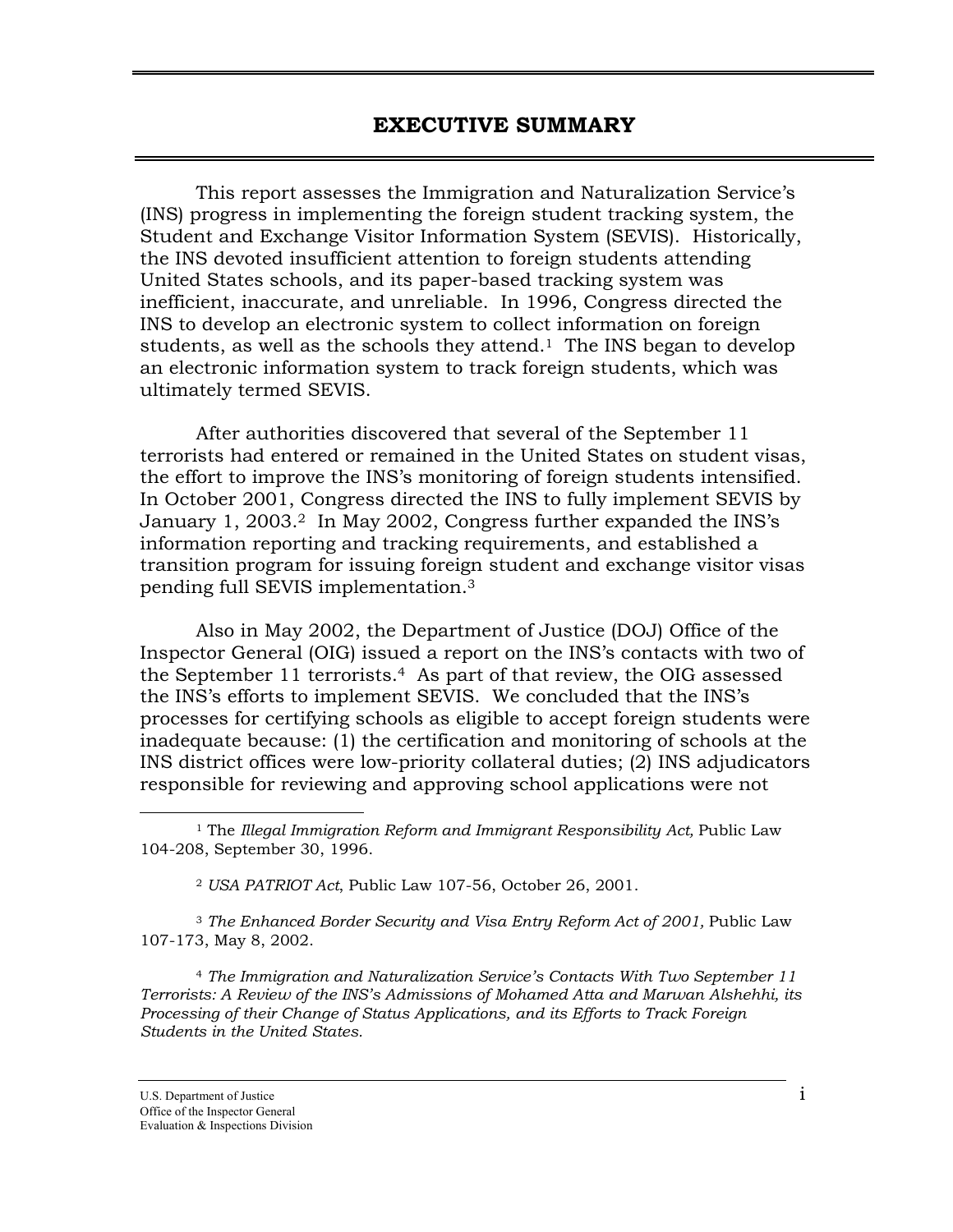# EXECUTIVE SUMMARY

This report assesses the Immigration and Naturalization Service's (INS) progress in implementing the foreign student tracking system, the Student and Exchange Visitor Information System (SEVIS). Historically, the INS devoted insufficient attention to foreign students attending United States schools, and its paper-based tracking system was inefficient, inaccurate, and unreliable. In 1996, Congress directed the INS to develop an electronic system to collect information on foreign students, as well as the schools they attend.[1] The INS began to develop an electronic information system to track foreign students, which was ultimately termed SEVIS.

After authorities discovered that several of the September 11 terrorists had entered or remained in the United States on student visas, the effort to improve the INS's monitoring of foreign students intensified. In October 2001, Congress directed the INS to fully implement SEVIS by January 1, 2003.[2] In May 2002, Congress further expanded the INS's information reporting and tracking requirements, and established a transition program for issuing foreign student and exchange visitor visas pending full SEVIS implementation.[3]

Also in May 2002, the Department of Justice (DOJ) Office of the Inspector General (OIG) issued a report on the INS's contacts with two of the September 11 terrorists.[4] As part of that review, the OIG assessed the INS's efforts to implement SEVIS. We concluded that the INS's processes for certifying schools as eligible to accept foreign students were inadequate because: (1) the certification and monitoring of schools at the INS district offices were low-priority collateral duties; (2) INS adjudicators responsible for reviewing and approving school applications were not

---

[1] The *Illegal Immigration Reform and Immigrant Responsibility Act,* Public Law 104-208, September 30, 1996.

[2] *USA PATRIOT Act*, Public Law 107-56, October 26, 2001.

[3] *The Enhanced Border Security and Visa Entry Reform Act of 2001,* Public Law 107-173, May 8, 2002.

[4] *The Immigration and Naturalization Service's Contacts With Two September 11 Terrorists: A Review of the INS's Admissions of Mohamed Atta and Marwan Alshehhi, its Processing of their Change of Status Applications, and its Efforts to Track Foreign Students in the United States.*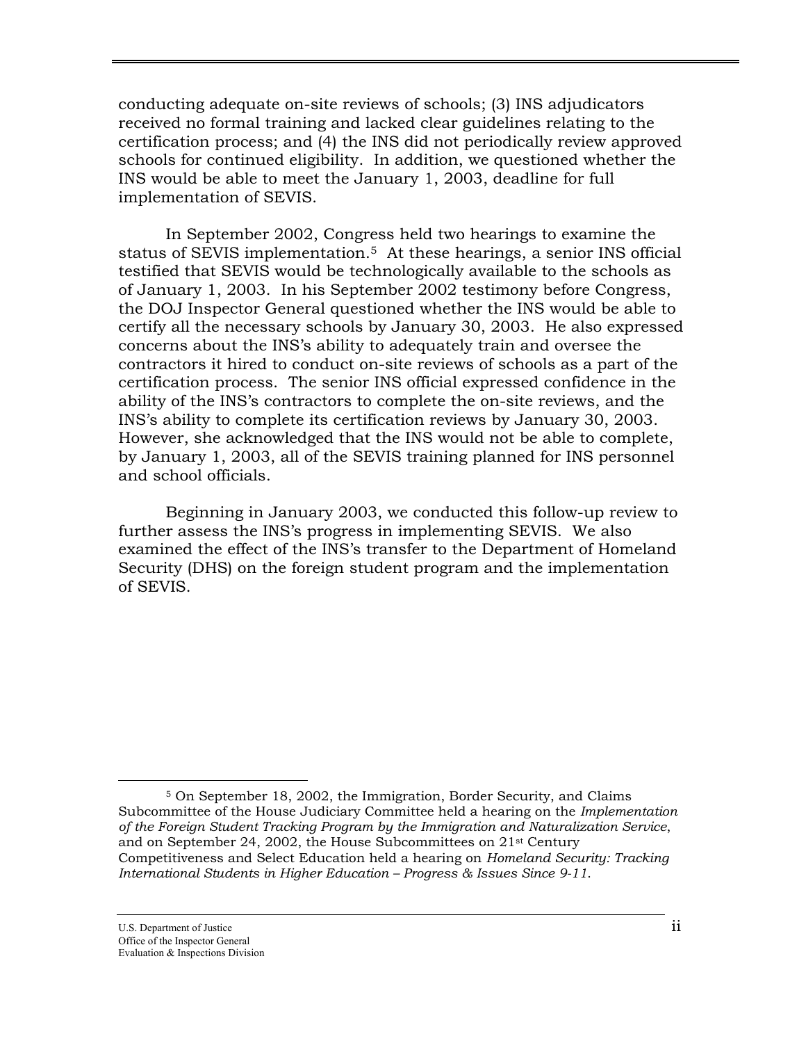conducting adequate on-site reviews of schools; (3) INS adjudicators received no formal training and lacked clear guidelines relating to the certification process; and (4) the INS did not periodically review approved schools for continued eligibility. In addition, we questioned whether the INS would be able to meet the January 1, 2003, deadline for full implementation of SEVIS.

In September 2002, Congress held two hearings to examine the status of SEVIS implementation.[5] At these hearings, a senior INS official testified that SEVIS would be technologically available to the schools as of January 1, 2003. In his September 2002 testimony before Congress, the DOJ Inspector General questioned whether the INS would be able to certify all the necessary schools by January 30, 2003. He also expressed concerns about the INS's ability to adequately train and oversee the contractors it hired to conduct on-site reviews of schools as a part of the certification process. The senior INS official expressed confidence in the ability of the INS's contractors to complete the on-site reviews, and the INS's ability to complete its certification reviews by January 30, 2003. However, she acknowledged that the INS would not be able to complete, by January 1, 2003, all of the SEVIS training planned for INS personnel and school officials.

Beginning in January 2003, we conducted this follow-up review to further assess the INS's progress in implementing SEVIS. We also examined the effect of the INS's transfer to the Department of Homeland Security (DHS) on the foreign student program and the implementation of SEVIS.

---

[5] On September 18, 2002, the Immigration, Border Security, and Claims Subcommittee of the House Judiciary Committee held a hearing on the *Implementation of the Foreign Student Tracking Program by the Immigration and Naturalization Service*, and on September 24, 2002, the House Subcommittees on 21st Century Competitiveness and Select Education held a hearing on *Homeland Security: Tracking International Students in Higher Education – Progress & Issues Since 9-11*.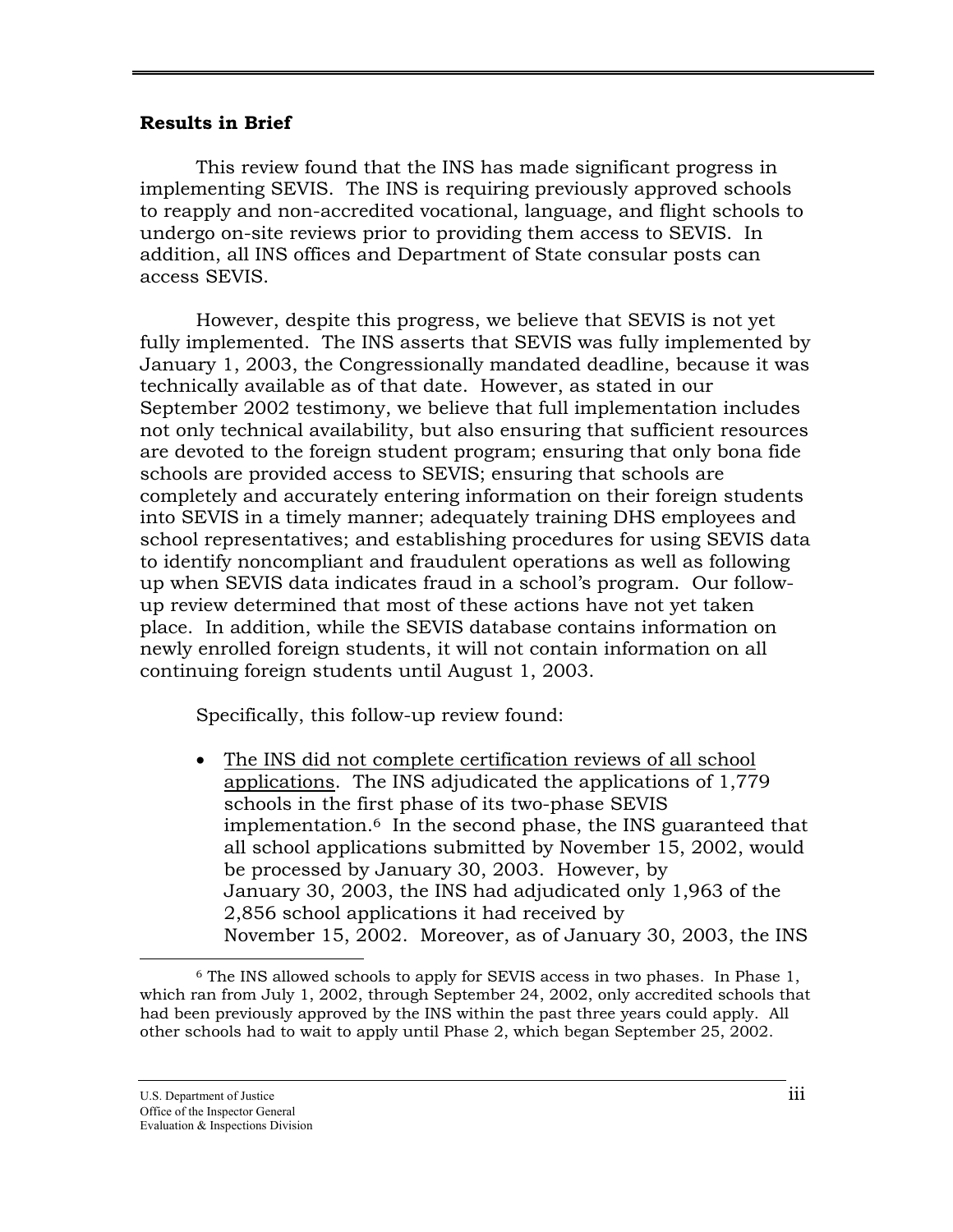### Results in Brief

This review found that the INS has made significant progress in implementing SEVIS. The INS is requiring previously approved schools to reapply and non-accredited vocational, language, and flight schools to undergo on-site reviews prior to providing them access to SEVIS. In addition, all INS offices and Department of State consular posts can access SEVIS.

However, despite this progress, we believe that SEVIS is not yet fully implemented. The INS asserts that SEVIS was fully implemented by January 1, 2003, the Congressionally mandated deadline, because it was technically available as of that date. However, as stated in our September 2002 testimony, we believe that full implementation includes not only technical availability, but also ensuring that sufficient resources are devoted to the foreign student program; ensuring that only bona fide schools are provided access to SEVIS; ensuring that schools are completely and accurately entering information on their foreign students into SEVIS in a timely manner; adequately training DHS employees and school representatives; and establishing procedures for using SEVIS data to identify noncompliant and fraudulent operations as well as following up when SEVIS data indicates fraud in a school's program. Our follow-up review determined that most of these actions have not yet taken place. In addition, while the SEVIS database contains information on newly enrolled foreign students, it will not contain information on all continuing foreign students until August 1, 2003.

Specifically, this follow-up review found:

- <u>The INS did not complete certification reviews of all school applications</u>. The INS adjudicated the applications of 1,779 schools in the first phase of its two-phase SEVIS implementation.[6] In the second phase, the INS guaranteed that all school applications submitted by November 15, 2002, would be processed by January 30, 2003. However, by January 30, 2003, the INS had adjudicated only 1,963 of the 2,856 school applications it had received by November 15, 2002. Moreover, as of January 30, 2003, the INS

---

[6] The INS allowed schools to apply for SEVIS access in two phases. In Phase 1, which ran from July 1, 2002, through September 24, 2002, only accredited schools that had been previously approved by the INS within the past three years could apply. All other schools had to wait to apply until Phase 2, which began September 25, 2002.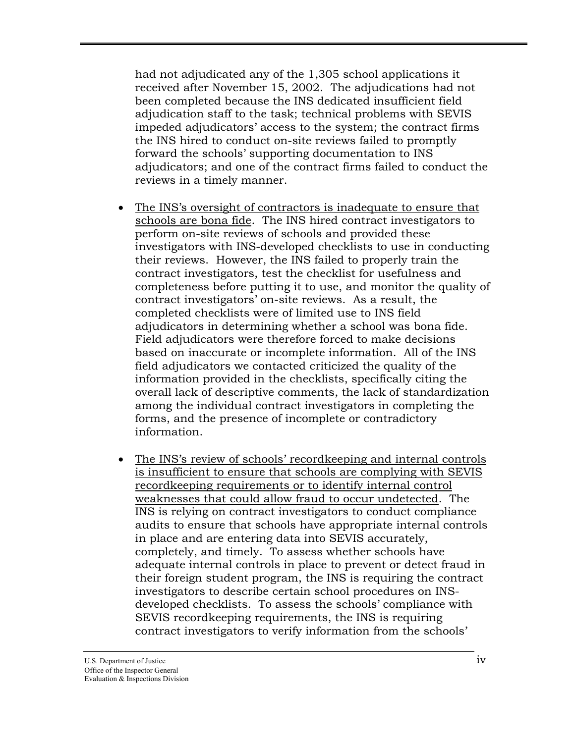had not adjudicated any of the 1,305 school applications it received after November 15, 2002. The adjudications had not been completed because the INS dedicated insufficient field adjudication staff to the task; technical problems with SEVIS impeded adjudicators' access to the system; the contract firms the INS hired to conduct on-site reviews failed to promptly forward the schools' supporting documentation to INS adjudicators; and one of the contract firms failed to conduct the reviews in a timely manner.

- <u>The INS's oversight of contractors is inadequate to ensure that schools are bona fide</u>. The INS hired contract investigators to perform on-site reviews of schools and provided these investigators with INS-developed checklists to use in conducting their reviews. However, the INS failed to properly train the contract investigators, test the checklist for usefulness and completeness before putting it to use, and monitor the quality of contract investigators' on-site reviews. As a result, the completed checklists were of limited use to INS field adjudicators in determining whether a school was bona fide. Field adjudicators were therefore forced to make decisions based on inaccurate or incomplete information. All of the INS field adjudicators we contacted criticized the quality of the information provided in the checklists, specifically citing the overall lack of descriptive comments, the lack of standardization among the individual contract investigators in completing the forms, and the presence of incomplete or contradictory information.

- <u>The INS's review of schools' recordkeeping and internal controls is insufficient to ensure that schools are complying with SEVIS recordkeeping requirements or to identify internal control weaknesses that could allow fraud to occur undetected</u>. The INS is relying on contract investigators to conduct compliance audits to ensure that schools have appropriate internal controls in place and are entering data into SEVIS accurately, completely, and timely. To assess whether schools have adequate internal controls in place to prevent or detect fraud in their foreign student program, the INS is requiring the contract investigators to describe certain school procedures on INS-developed checklists. To assess the schools' compliance with SEVIS recordkeeping requirements, the INS is requiring contract investigators to verify information from the schools'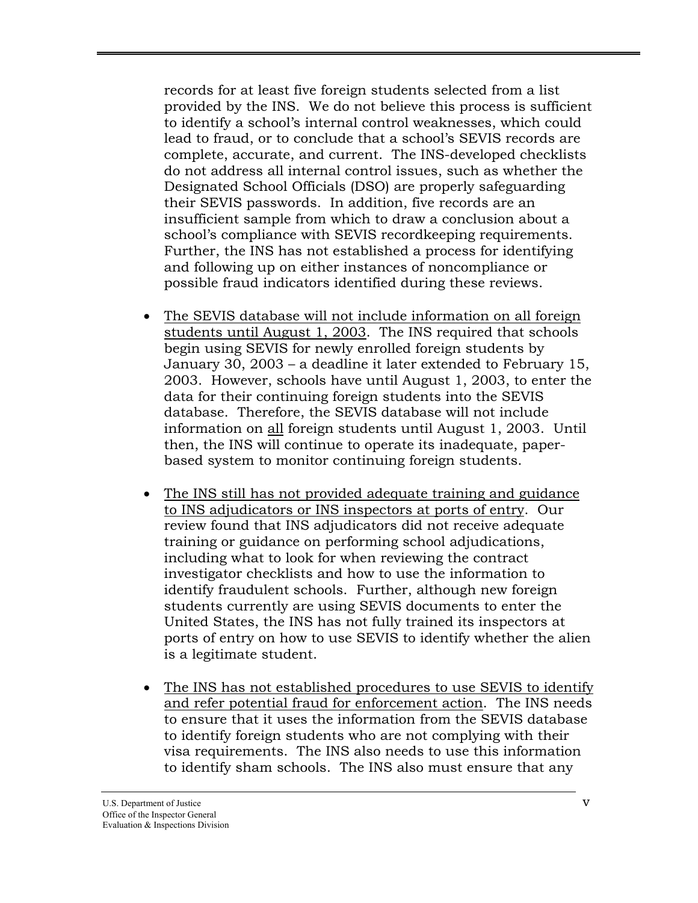records for at least five foreign students selected from a list provided by the INS. We do not believe this process is sufficient to identify a school's internal control weaknesses, which could lead to fraud, or to conclude that a school's SEVIS records are complete, accurate, and current. The INS-developed checklists do not address all internal control issues, such as whether the Designated School Officials (DSO) are properly safeguarding their SEVIS passwords. In addition, five records are an insufficient sample from which to draw a conclusion about a school's compliance with SEVIS recordkeeping requirements. Further, the INS has not established a process for identifying and following up on either instances of noncompliance or possible fraud indicators identified during these reviews.

- <u>The SEVIS database will not include information on all foreign students until August 1, 2003</u>. The INS required that schools begin using SEVIS for newly enrolled foreign students by January 30, 2003 – a deadline it later extended to February 15, 2003. However, schools have until August 1, 2003, to enter the data for their continuing foreign students into the SEVIS database. Therefore, the SEVIS database will not include information on <u>all</u> foreign students until August 1, 2003. Until then, the INS will continue to operate its inadequate, paper-based system to monitor continuing foreign students.

- <u>The INS still has not provided adequate training and guidance to INS adjudicators or INS inspectors at ports of entry</u>. Our review found that INS adjudicators did not receive adequate training or guidance on performing school adjudications, including what to look for when reviewing the contract investigator checklists and how to use the information to identify fraudulent schools. Further, although new foreign students currently are using SEVIS documents to enter the United States, the INS has not fully trained its inspectors at ports of entry on how to use SEVIS to identify whether the alien is a legitimate student.

- <u>The INS has not established procedures to use SEVIS to identify and refer potential fraud for enforcement action</u>. The INS needs to ensure that it uses the information from the SEVIS database to identify foreign students who are not complying with their visa requirements. The INS also needs to use this information to identify sham schools. The INS also must ensure that any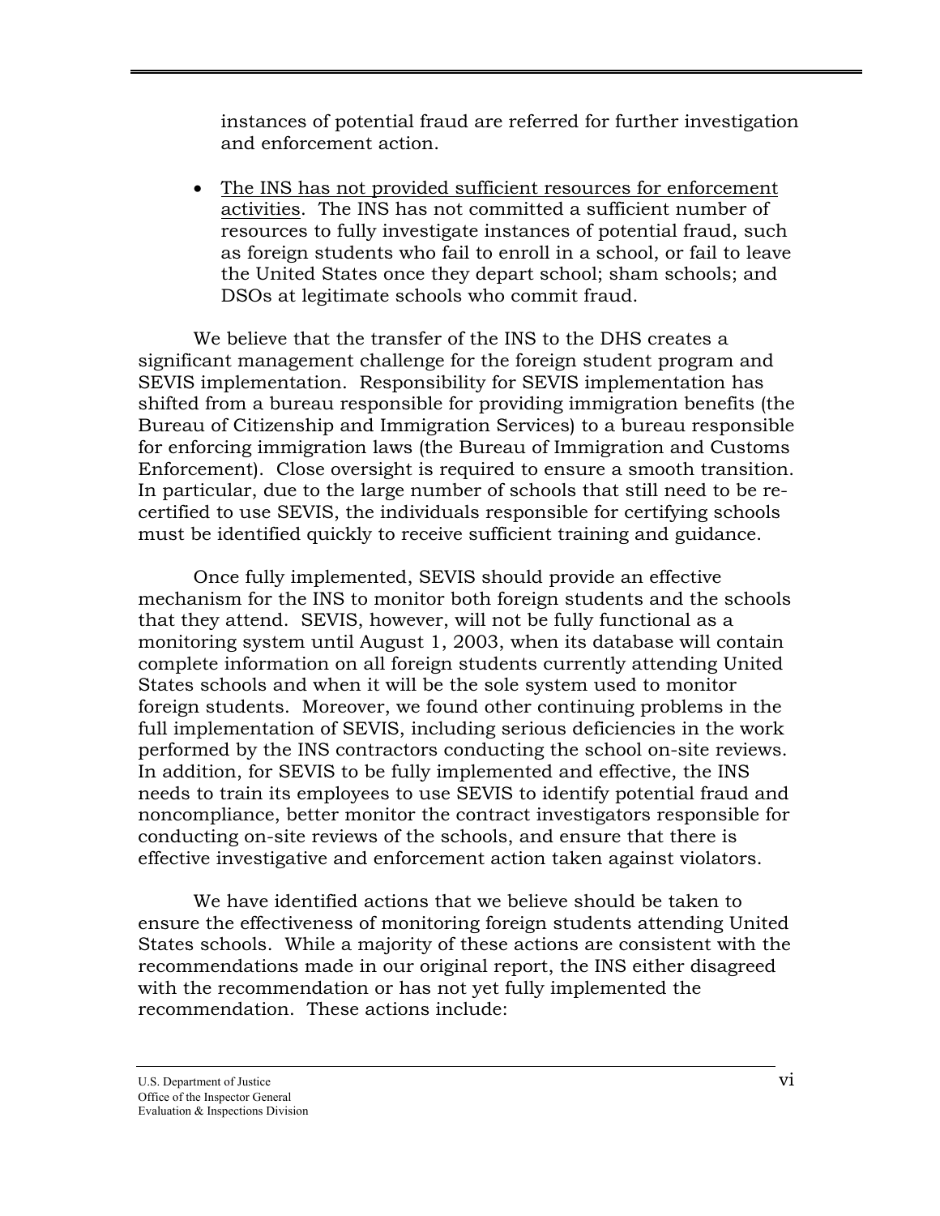instances of potential fraud are referred for further investigation and enforcement action.

- The INS has not provided sufficient resources for enforcement activities. The INS has not committed a sufficient number of resources to fully investigate instances of potential fraud, such as foreign students who fail to enroll in a school, or fail to leave the United States once they depart school; sham schools; and DSOs at legitimate schools who commit fraud.

We believe that the transfer of the INS to the DHS creates a significant management challenge for the foreign student program and SEVIS implementation. Responsibility for SEVIS implementation has shifted from a bureau responsible for providing immigration benefits (the Bureau of Citizenship and Immigration Services) to a bureau responsible for enforcing immigration laws (the Bureau of Immigration and Customs Enforcement). Close oversight is required to ensure a smooth transition. In particular, due to the large number of schools that still need to be re-certified to use SEVIS, the individuals responsible for certifying schools must be identified quickly to receive sufficient training and guidance.

Once fully implemented, SEVIS should provide an effective mechanism for the INS to monitor both foreign students and the schools that they attend. SEVIS, however, will not be fully functional as a monitoring system until August 1, 2003, when its database will contain complete information on all foreign students currently attending United States schools and when it will be the sole system used to monitor foreign students. Moreover, we found other continuing problems in the full implementation of SEVIS, including serious deficiencies in the work performed by the INS contractors conducting the school on-site reviews. In addition, for SEVIS to be fully implemented and effective, the INS needs to train its employees to use SEVIS to identify potential fraud and noncompliance, better monitor the contract investigators responsible for conducting on-site reviews of the schools, and ensure that there is effective investigative and enforcement action taken against violators.

We have identified actions that we believe should be taken to ensure the effectiveness of monitoring foreign students attending United States schools. While a majority of these actions are consistent with the recommendations made in our original report, the INS either disagreed with the recommendation or has not yet fully implemented the recommendation. These actions include: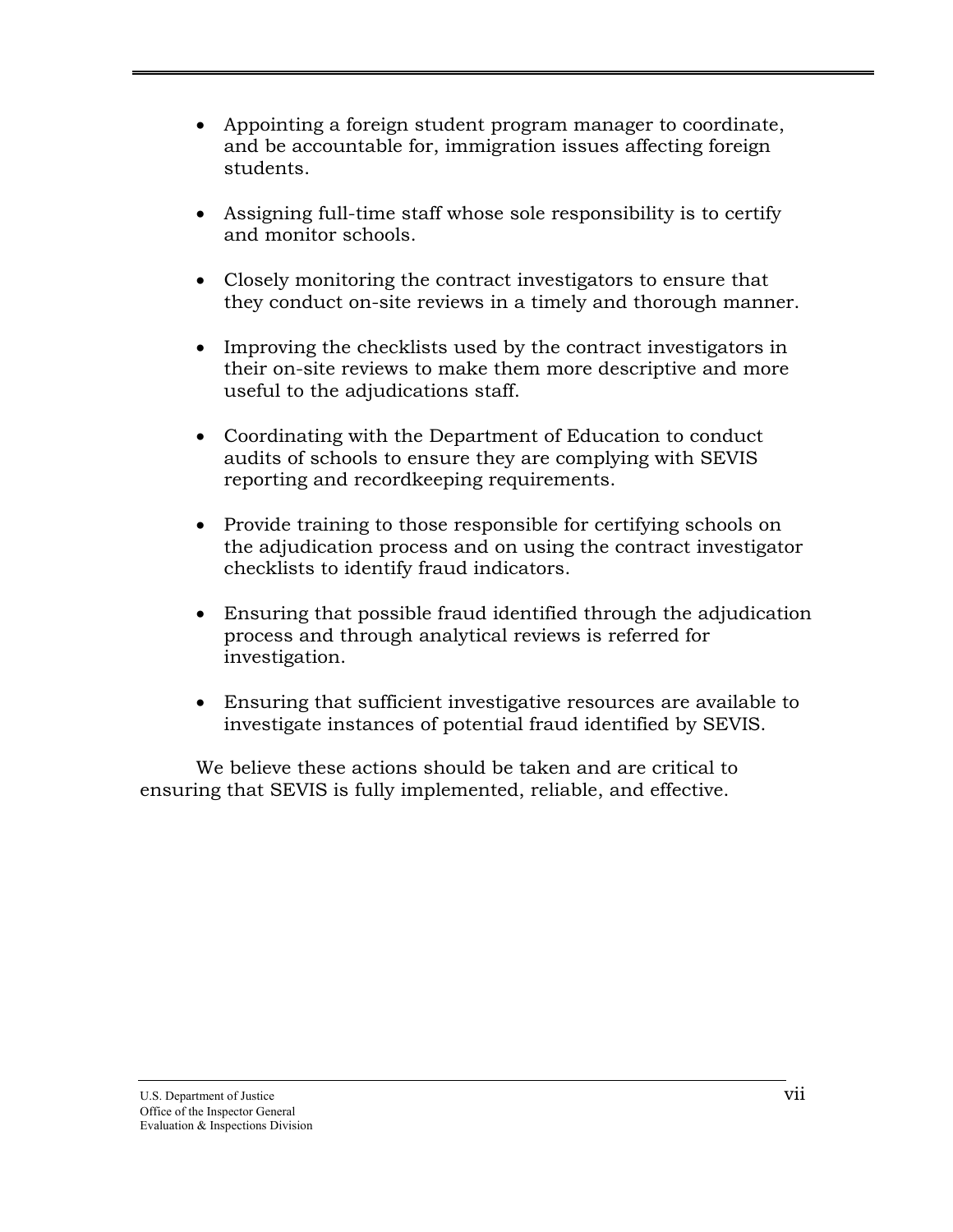- Appointing a foreign student program manager to coordinate, and be accountable for, immigration issues affecting foreign students.

- Assigning full-time staff whose sole responsibility is to certify and monitor schools.

- Closely monitoring the contract investigators to ensure that they conduct on-site reviews in a timely and thorough manner.

- Improving the checklists used by the contract investigators in their on-site reviews to make them more descriptive and more useful to the adjudications staff.

- Coordinating with the Department of Education to conduct audits of schools to ensure they are complying with SEVIS reporting and recordkeeping requirements.

- Provide training to those responsible for certifying schools on the adjudication process and on using the contract investigator checklists to identify fraud indicators.

- Ensuring that possible fraud identified through the adjudication process and through analytical reviews is referred for investigation.

- Ensuring that sufficient investigative resources are available to investigate instances of potential fraud identified by SEVIS.

We believe these actions should be taken and are critical to ensuring that SEVIS is fully implemented, reliable, and effective.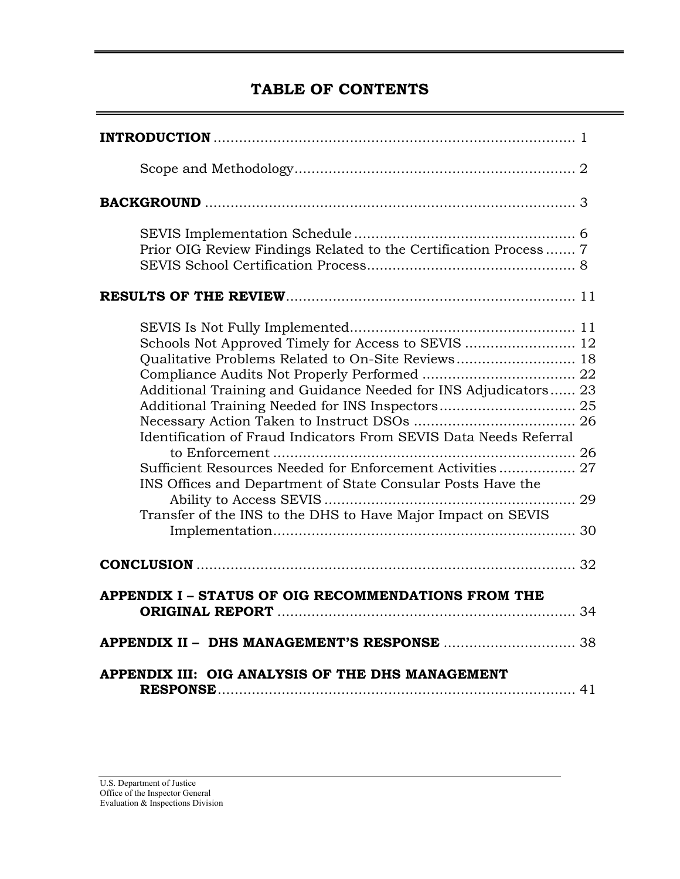# TABLE OF CONTENTS

**INTRODUCTION** ..................................................................................... 1

Scope and Methodology.................................................................. 2

**BACKGROUND** ....................................................................................... 3

SEVIS Implementation Schedule .................................................... 6
Prior OIG Review Findings Related to the Certification Process ....... 7
SEVIS School Certification Process................................................. 8

**RESULTS OF THE REVIEW**................................................................... 11

SEVIS Is Not Fully Implemented..................................................... 11
Schools Not Approved Timely for Access to SEVIS .......................... 12
Qualitative Problems Related to On-Site Reviews............................ 18
Compliance Audits Not Properly Performed .................................... 22
Additional Training and Guidance Needed for INS Adjudicators...... 23
Additional Training Needed for INS Inspectors................................ 25
Necessary Action Taken to Instruct DSOs ...................................... 26
Identification of Fraud Indicators From SEVIS Data Needs Referral to Enforcement ....................................................................... 26
Sufficient Resources Needed for Enforcement Activities .................. 27
INS Offices and Department of State Consular Posts Have the Ability to Access SEVIS ........................................................... 29
Transfer of the INS to the DHS to Have Major Impact on SEVIS Implementation........................................................................ 30

**CONCLUSION** ......................................................................................... 32

**APPENDIX I – STATUS OF OIG RECOMMENDATIONS FROM THE ORIGINAL REPORT** ...................................................................... 34

**APPENDIX II – DHS MANAGEMENT'S RESPONSE** ............................... 38

**APPENDIX III: OIG ANALYSIS OF THE DHS MANAGEMENT RESPONSE**.................................................................................... 41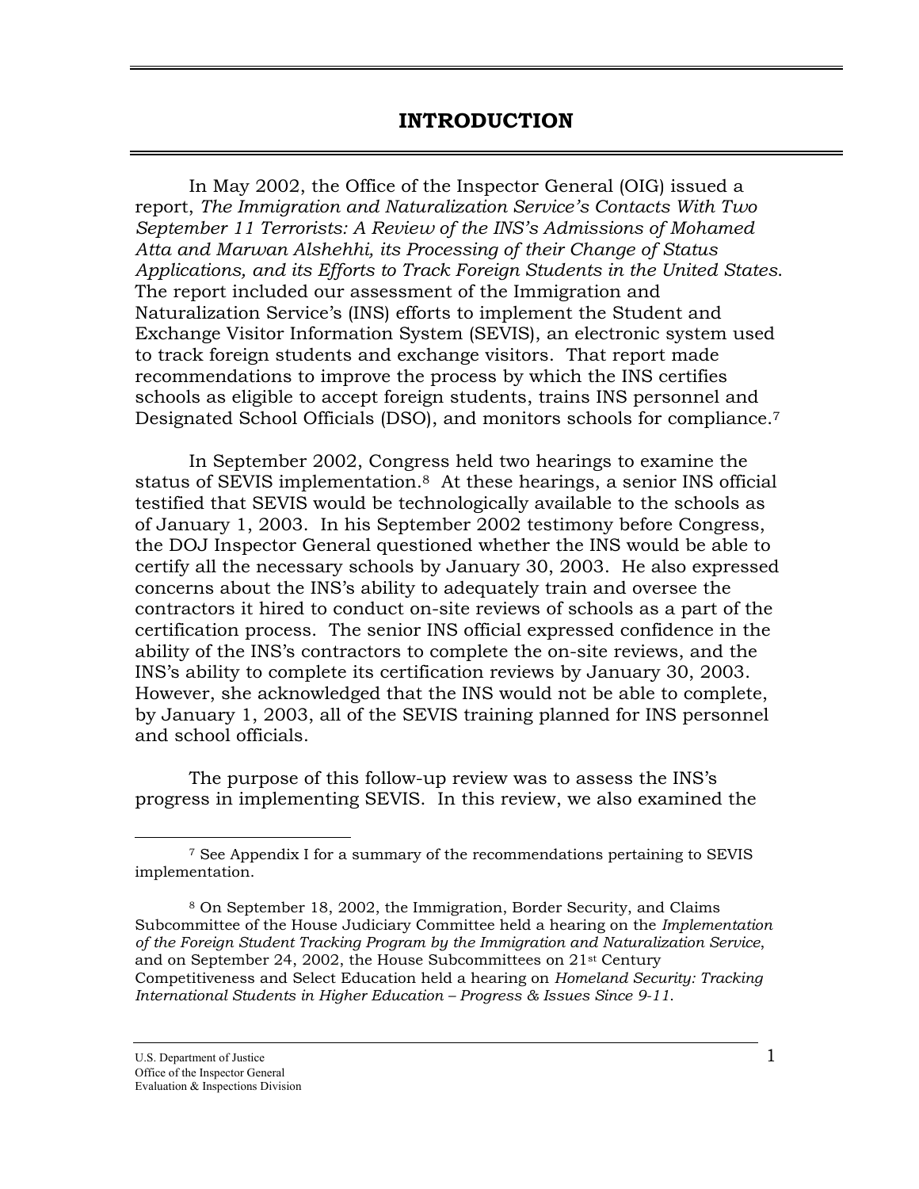# INTRODUCTION

In May 2002, the Office of the Inspector General (OIG) issued a report, *The Immigration and Naturalization Service's Contacts With Two September 11 Terrorists: A Review of the INS's Admissions of Mohamed Atta and Marwan Alshehhi, its Processing of their Change of Status Applications, and its Efforts to Track Foreign Students in the United States*. The report included our assessment of the Immigration and Naturalization Service's (INS) efforts to implement the Student and Exchange Visitor Information System (SEVIS), an electronic system used to track foreign students and exchange visitors. That report made recommendations to improve the process by which the INS certifies schools as eligible to accept foreign students, trains INS personnel and Designated School Officials (DSO), and monitors schools for compliance.[7]

In September 2002, Congress held two hearings to examine the status of SEVIS implementation.[8] At these hearings, a senior INS official testified that SEVIS would be technologically available to the schools as of January 1, 2003. In his September 2002 testimony before Congress, the DOJ Inspector General questioned whether the INS would be able to certify all the necessary schools by January 30, 2003. He also expressed concerns about the INS's ability to adequately train and oversee the contractors it hired to conduct on-site reviews of schools as a part of the certification process. The senior INS official expressed confidence in the ability of the INS's contractors to complete the on-site reviews, and the INS's ability to complete its certification reviews by January 30, 2003. However, she acknowledged that the INS would not be able to complete, by January 1, 2003, all of the SEVIS training planned for INS personnel and school officials.

The purpose of this follow-up review was to assess the INS's progress in implementing SEVIS. In this review, we also examined the

---

[7] See Appendix I for a summary of the recommendations pertaining to SEVIS implementation.

[8] On September 18, 2002, the Immigration, Border Security, and Claims Subcommittee of the House Judiciary Committee held a hearing on the *Implementation of the Foreign Student Tracking Program by the Immigration and Naturalization Service*, and on September 24, 2002, the House Subcommittees on 21st Century Competitiveness and Select Education held a hearing on *Homeland Security: Tracking International Students in Higher Education – Progress & Issues Since 9-11*.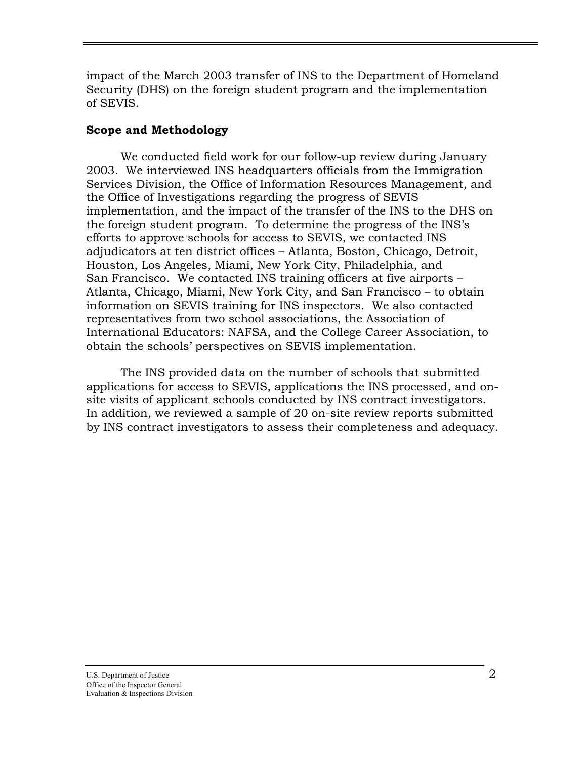impact of the March 2003 transfer of INS to the Department of Homeland Security (DHS) on the foreign student program and the implementation of SEVIS.

**Scope and Methodology**

We conducted field work for our follow-up review during January 2003. We interviewed INS headquarters officials from the Immigration Services Division, the Office of Information Resources Management, and the Office of Investigations regarding the progress of SEVIS implementation, and the impact of the transfer of the INS to the DHS on the foreign student program. To determine the progress of the INS's efforts to approve schools for access to SEVIS, we contacted INS adjudicators at ten district offices – Atlanta, Boston, Chicago, Detroit, Houston, Los Angeles, Miami, New York City, Philadelphia, and San Francisco. We contacted INS training officers at five airports – Atlanta, Chicago, Miami, New York City, and San Francisco – to obtain information on SEVIS training for INS inspectors. We also contacted representatives from two school associations, the Association of International Educators: NAFSA, and the College Career Association, to obtain the schools' perspectives on SEVIS implementation.

The INS provided data on the number of schools that submitted applications for access to SEVIS, applications the INS processed, and on-site visits of applicant schools conducted by INS contract investigators. In addition, we reviewed a sample of 20 on-site review reports submitted by INS contract investigators to assess their completeness and adequacy.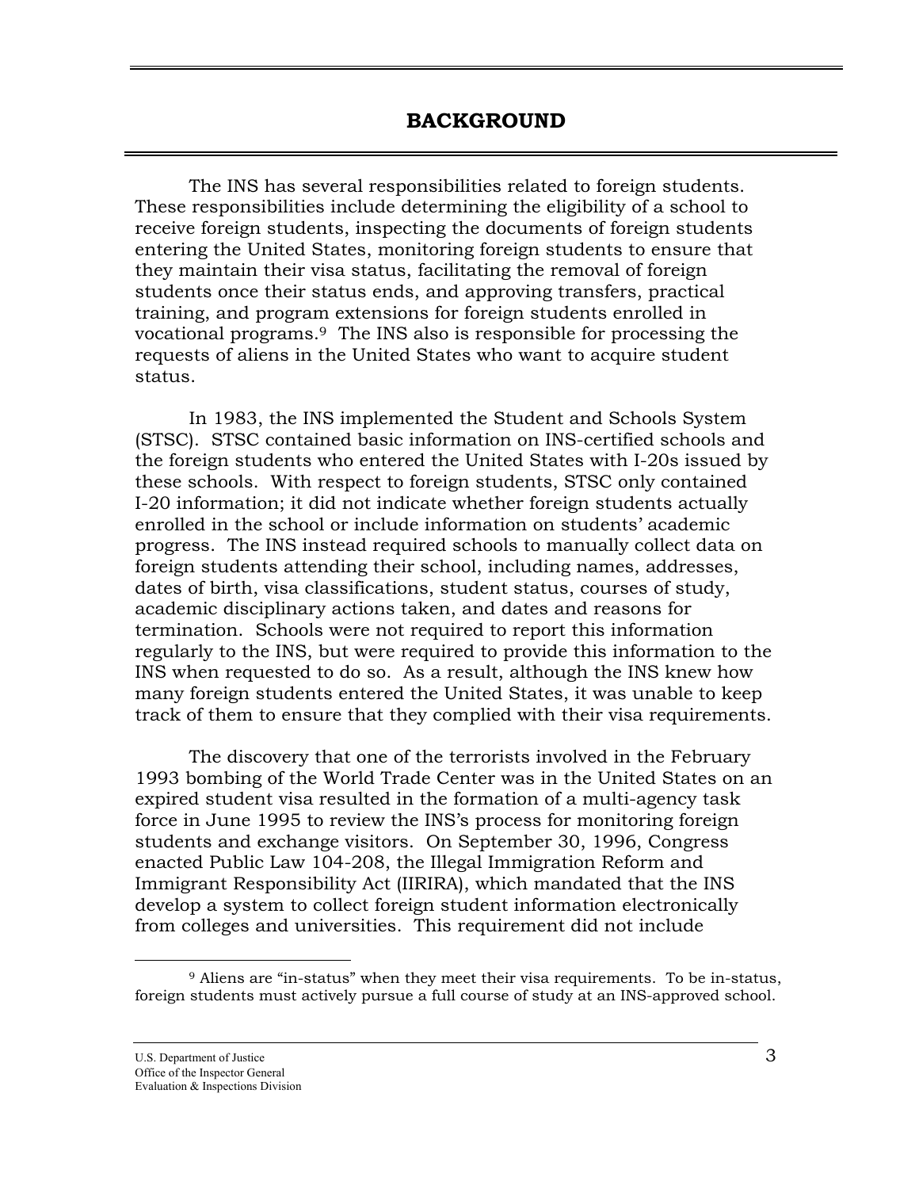## BACKGROUND

The INS has several responsibilities related to foreign students. These responsibilities include determining the eligibility of a school to receive foreign students, inspecting the documents of foreign students entering the United States, monitoring foreign students to ensure that they maintain their visa status, facilitating the removal of foreign students once their status ends, and approving transfers, practical training, and program extensions for foreign students enrolled in vocational programs.[9] The INS also is responsible for processing the requests of aliens in the United States who want to acquire student status.

In 1983, the INS implemented the Student and Schools System (STSC). STSC contained basic information on INS-certified schools and the foreign students who entered the United States with I-20s issued by these schools. With respect to foreign students, STSC only contained I-20 information; it did not indicate whether foreign students actually enrolled in the school or include information on students' academic progress. The INS instead required schools to manually collect data on foreign students attending their school, including names, addresses, dates of birth, visa classifications, student status, courses of study, academic disciplinary actions taken, and dates and reasons for termination. Schools were not required to report this information regularly to the INS, but were required to provide this information to the INS when requested to do so. As a result, although the INS knew how many foreign students entered the United States, it was unable to keep track of them to ensure that they complied with their visa requirements.

The discovery that one of the terrorists involved in the February 1993 bombing of the World Trade Center was in the United States on an expired student visa resulted in the formation of a multi-agency task force in June 1995 to review the INS's process for monitoring foreign students and exchange visitors. On September 30, 1996, Congress enacted Public Law 104-208, the Illegal Immigration Reform and Immigrant Responsibility Act (IIRIRA), which mandated that the INS develop a system to collect foreign student information electronically from colleges and universities. This requirement did not include

[9] Aliens are "in-status" when they meet their visa requirements. To be in-status, foreign students must actively pursue a full course of study at an INS-approved school.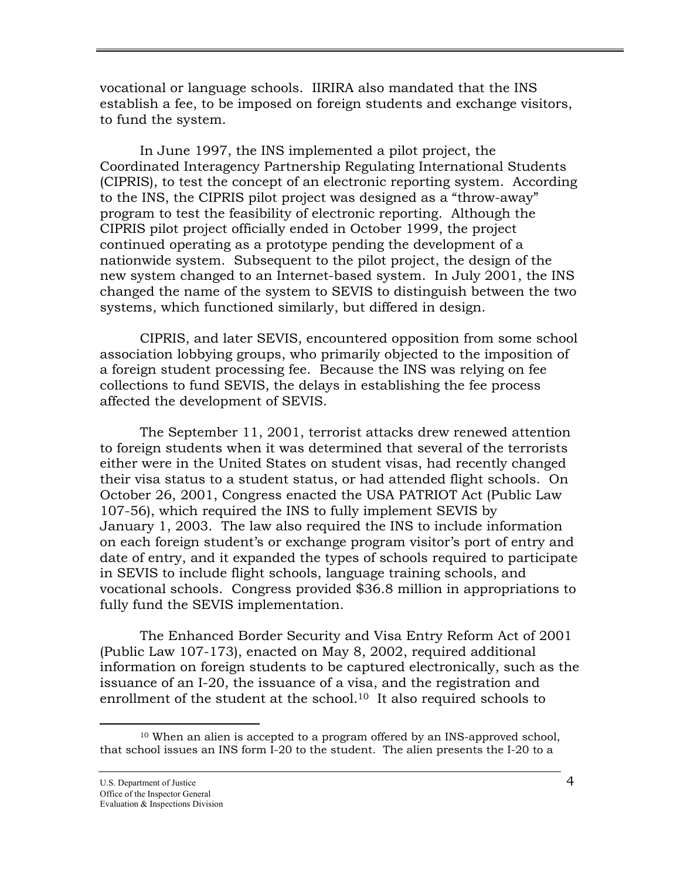vocational or language schools. IIRIRA also mandated that the INS establish a fee, to be imposed on foreign students and exchange visitors, to fund the system.

In June 1997, the INS implemented a pilot project, the Coordinated Interagency Partnership Regulating International Students (CIPRIS), to test the concept of an electronic reporting system. According to the INS, the CIPRIS pilot project was designed as a "throw-away" program to test the feasibility of electronic reporting. Although the CIPRIS pilot project officially ended in October 1999, the project continued operating as a prototype pending the development of a nationwide system. Subsequent to the pilot project, the design of the new system changed to an Internet-based system. In July 2001, the INS changed the name of the system to SEVIS to distinguish between the two systems, which functioned similarly, but differed in design.

CIPRIS, and later SEVIS, encountered opposition from some school association lobbying groups, who primarily objected to the imposition of a foreign student processing fee. Because the INS was relying on fee collections to fund SEVIS, the delays in establishing the fee process affected the development of SEVIS.

The September 11, 2001, terrorist attacks drew renewed attention to foreign students when it was determined that several of the terrorists either were in the United States on student visas, had recently changed their visa status to a student status, or had attended flight schools. On October 26, 2001, Congress enacted the USA PATRIOT Act (Public Law 107-56), which required the INS to fully implement SEVIS by January 1, 2003. The law also required the INS to include information on each foreign student's or exchange program visitor's port of entry and date of entry, and it expanded the types of schools required to participate in SEVIS to include flight schools, language training schools, and vocational schools. Congress provided $36.8 million in appropriations to fully fund the SEVIS implementation.

The Enhanced Border Security and Visa Entry Reform Act of 2001 (Public Law 107-173), enacted on May 8, 2002, required additional information on foreign students to be captured electronically, such as the issuance of an I-20, the issuance of a visa, and the registration and enrollment of the student at the school.[10] It also required schools to

[10] When an alien is accepted to a program offered by an INS-approved school, that school issues an INS form I-20 to the student. The alien presents the I-20 to a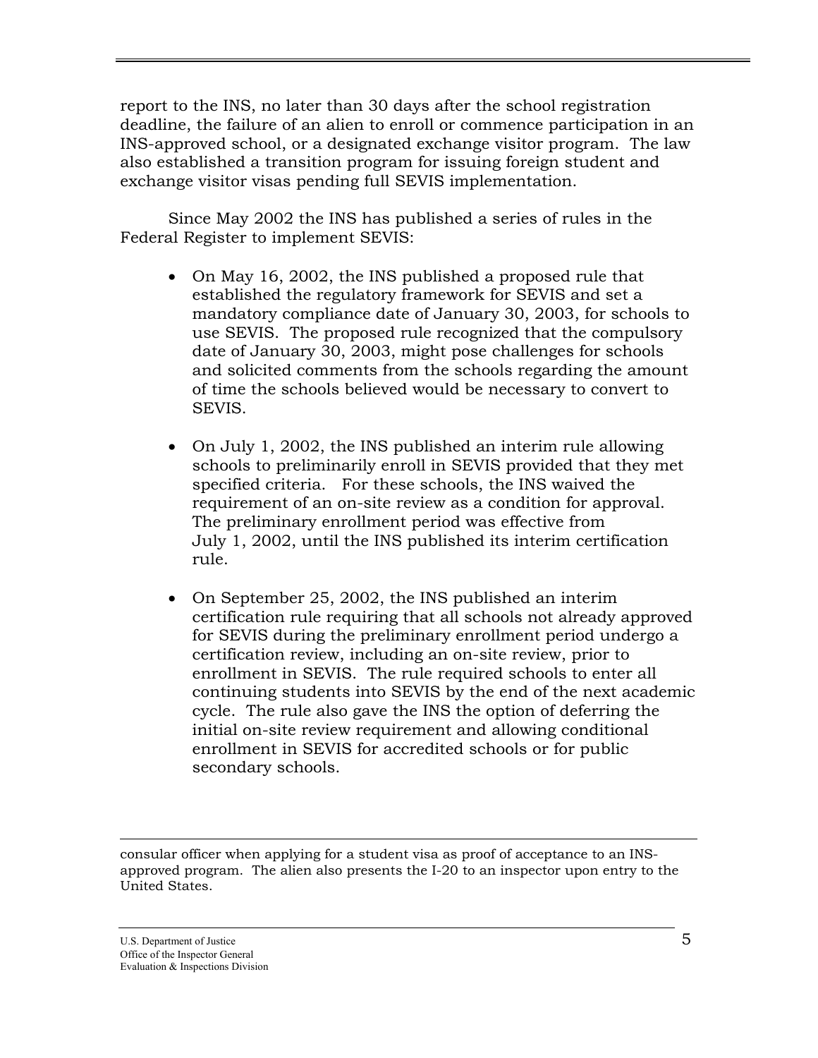report to the INS, no later than 30 days after the school registration deadline, the failure of an alien to enroll or commence participation in an INS-approved school, or a designated exchange visitor program. The law also established a transition program for issuing foreign student and exchange visitor visas pending full SEVIS implementation.

Since May 2002 the INS has published a series of rules in the Federal Register to implement SEVIS:

- On May 16, 2002, the INS published a proposed rule that established the regulatory framework for SEVIS and set a mandatory compliance date of January 30, 2003, for schools to use SEVIS. The proposed rule recognized that the compulsory date of January 30, 2003, might pose challenges for schools and solicited comments from the schools regarding the amount of time the schools believed would be necessary to convert to SEVIS.

- On July 1, 2002, the INS published an interim rule allowing schools to preliminarily enroll in SEVIS provided that they met specified criteria. For these schools, the INS waived the requirement of an on-site review as a condition for approval. The preliminary enrollment period was effective from July 1, 2002, until the INS published its interim certification rule.

- On September 25, 2002, the INS published an interim certification rule requiring that all schools not already approved for SEVIS during the preliminary enrollment period undergo a certification review, including an on-site review, prior to enrollment in SEVIS. The rule required schools to enter all continuing students into SEVIS by the end of the next academic cycle. The rule also gave the INS the option of deferring the initial on-site review requirement and allowing conditional enrollment in SEVIS for accredited schools or for public secondary schools.

---

consular officer when applying for a student visa as proof of acceptance to an INS-approved program. The alien also presents the I-20 to an inspector upon entry to the United States.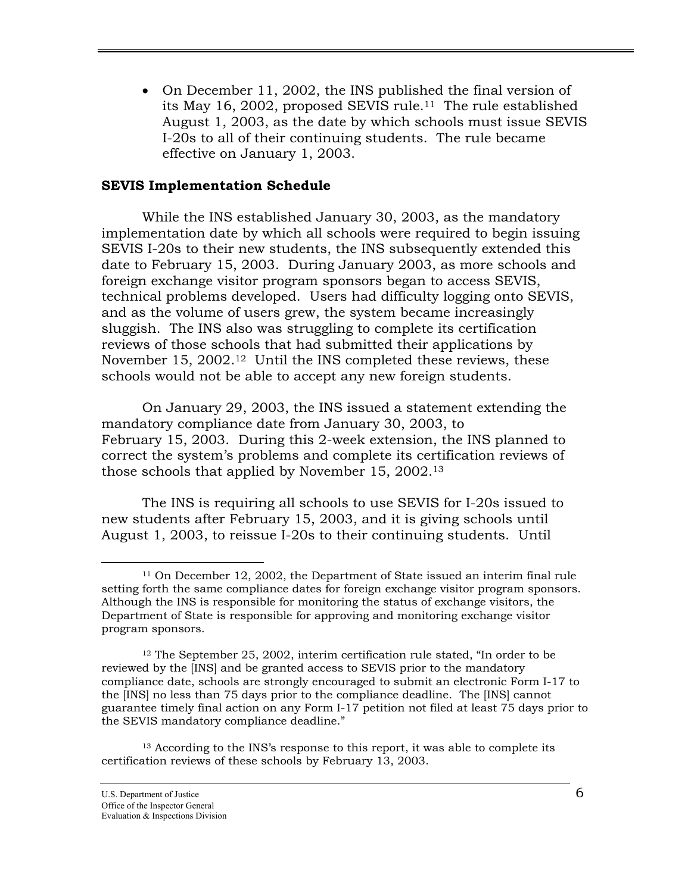- On December 11, 2002, the INS published the final version of its May 16, 2002, proposed SEVIS rule.[11] The rule established August 1, 2003, as the date by which schools must issue SEVIS I-20s to all of their continuing students. The rule became effective on January 1, 2003.

**SEVIS Implementation Schedule**

While the INS established January 30, 2003, as the mandatory implementation date by which all schools were required to begin issuing SEVIS I-20s to their new students, the INS subsequently extended this date to February 15, 2003. During January 2003, as more schools and foreign exchange visitor program sponsors began to access SEVIS, technical problems developed. Users had difficulty logging onto SEVIS, and as the volume of users grew, the system became increasingly sluggish. The INS also was struggling to complete its certification reviews of those schools that had submitted their applications by November 15, 2002.[12] Until the INS completed these reviews, these schools would not be able to accept any new foreign students.

On January 29, 2003, the INS issued a statement extending the mandatory compliance date from January 30, 2003, to February 15, 2003. During this 2-week extension, the INS planned to correct the system's problems and complete its certification reviews of those schools that applied by November 15, 2002.[13]

The INS is requiring all schools to use SEVIS for I-20s issued to new students after February 15, 2003, and it is giving schools until August 1, 2003, to reissue I-20s to their continuing students. Until

---

[11] On December 12, 2002, the Department of State issued an interim final rule setting forth the same compliance dates for foreign exchange visitor program sponsors. Although the INS is responsible for monitoring the status of exchange visitors, the Department of State is responsible for approving and monitoring exchange visitor program sponsors.

[12] The September 25, 2002, interim certification rule stated, "In order to be reviewed by the [INS] and be granted access to SEVIS prior to the mandatory compliance date, schools are strongly encouraged to submit an electronic Form I-17 to the [INS] no less than 75 days prior to the compliance deadline. The [INS] cannot guarantee timely final action on any Form I-17 petition not filed at least 75 days prior to the SEVIS mandatory compliance deadline."

[13] According to the INS's response to this report, it was able to complete its certification reviews of these schools by February 13, 2003.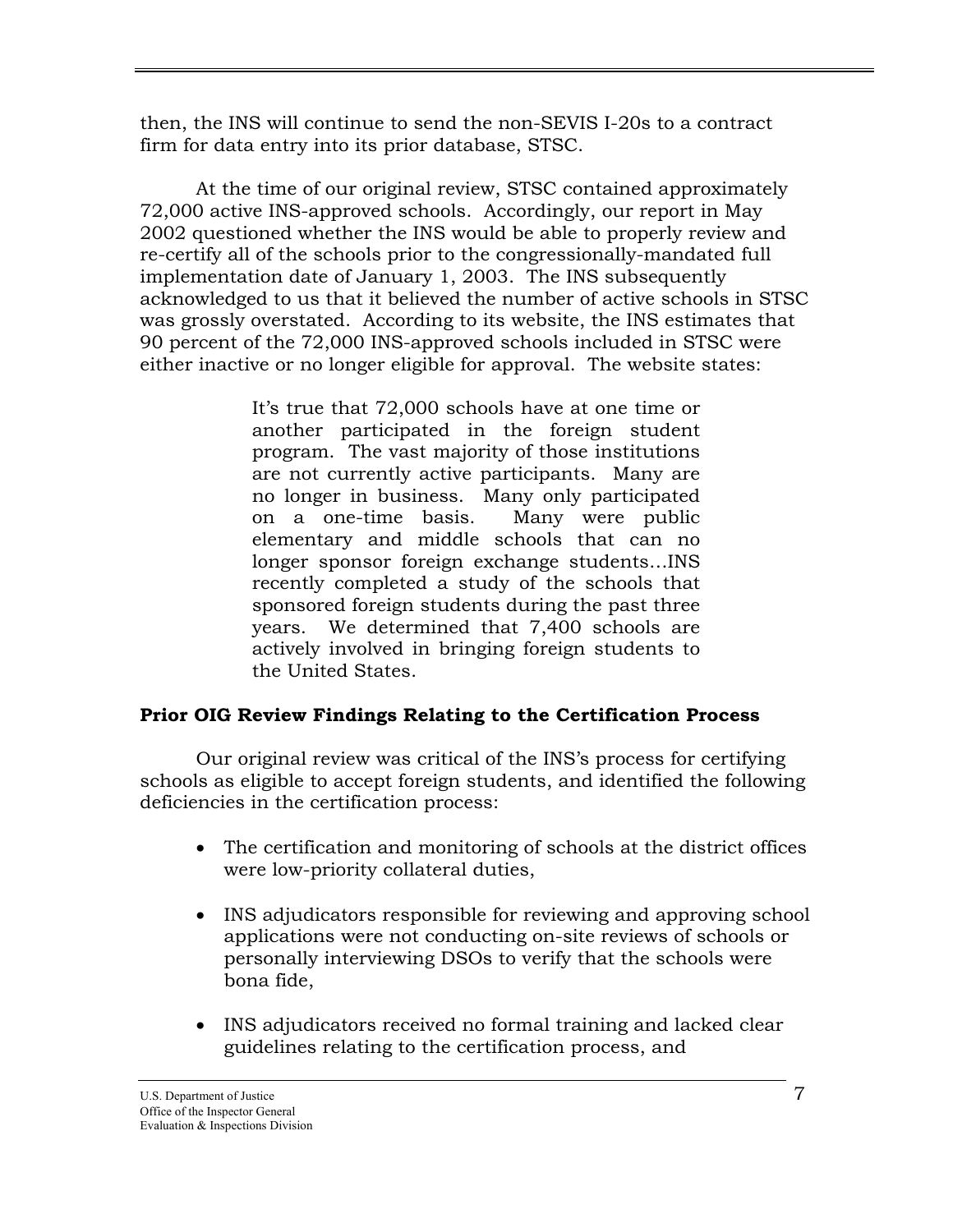then, the INS will continue to send the non-SEVIS I-20s to a contract firm for data entry into its prior database, STSC.

At the time of our original review, STSC contained approximately 72,000 active INS-approved schools. Accordingly, our report in May 2002 questioned whether the INS would be able to properly review and re-certify all of the schools prior to the congressionally-mandated full implementation date of January 1, 2003. The INS subsequently acknowledged to us that it believed the number of active schools in STSC was grossly overstated. According to its website, the INS estimates that 90 percent of the 72,000 INS-approved schools included in STSC were either inactive or no longer eligible for approval. The website states:

> It's true that 72,000 schools have at one time or another participated in the foreign student program. The vast majority of those institutions are not currently active participants. Many are no longer in business. Many only participated on a one-time basis. Many were public elementary and middle schools that can no longer sponsor foreign exchange students…INS recently completed a study of the schools that sponsored foreign students during the past three years. We determined that 7,400 schools are actively involved in bringing foreign students to the United States.

**Prior OIG Review Findings Relating to the Certification Process**

Our original review was critical of the INS's process for certifying schools as eligible to accept foreign students, and identified the following deficiencies in the certification process:

- The certification and monitoring of schools at the district offices were low-priority collateral duties,
- INS adjudicators responsible for reviewing and approving school applications were not conducting on-site reviews of schools or personally interviewing DSOs to verify that the schools were bona fide,
- INS adjudicators received no formal training and lacked clear guidelines relating to the certification process, and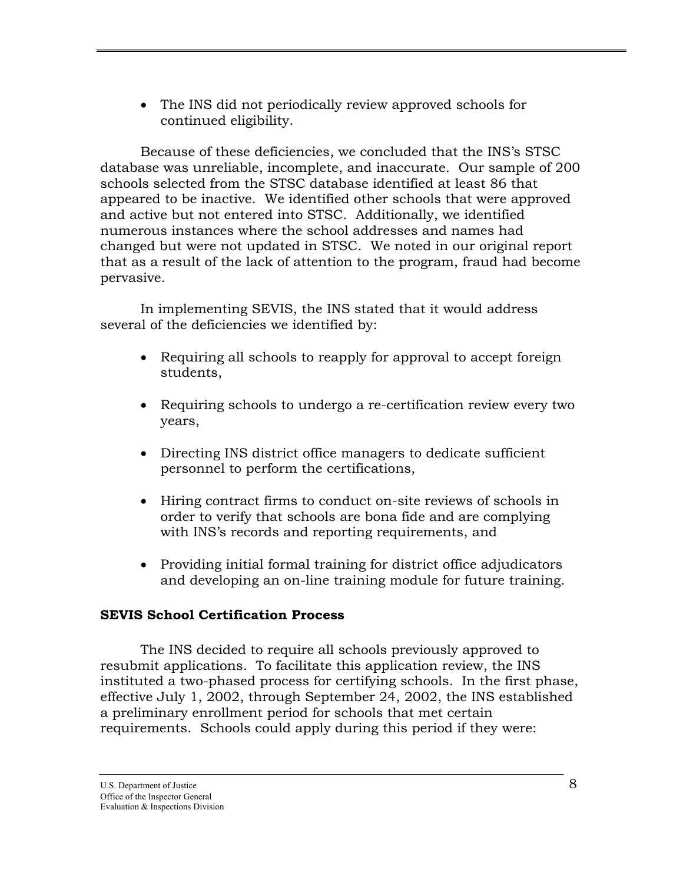- The INS did not periodically review approved schools for continued eligibility.

Because of these deficiencies, we concluded that the INS's STSC database was unreliable, incomplete, and inaccurate. Our sample of 200 schools selected from the STSC database identified at least 86 that appeared to be inactive. We identified other schools that were approved and active but not entered into STSC. Additionally, we identified numerous instances where the school addresses and names had changed but were not updated in STSC. We noted in our original report that as a result of the lack of attention to the program, fraud had become pervasive.

In implementing SEVIS, the INS stated that it would address several of the deficiencies we identified by:

- Requiring all schools to reapply for approval to accept foreign students,
- Requiring schools to undergo a re-certification review every two years,
- Directing INS district office managers to dedicate sufficient personnel to perform the certifications,
- Hiring contract firms to conduct on-site reviews of schools in order to verify that schools are bona fide and are complying with INS's records and reporting requirements, and
- Providing initial formal training for district office adjudicators and developing an on-line training module for future training.

**SEVIS School Certification Process**

The INS decided to require all schools previously approved to resubmit applications. To facilitate this application review, the INS instituted a two-phased process for certifying schools. In the first phase, effective July 1, 2002, through September 24, 2002, the INS established a preliminary enrollment period for schools that met certain requirements. Schools could apply during this period if they were: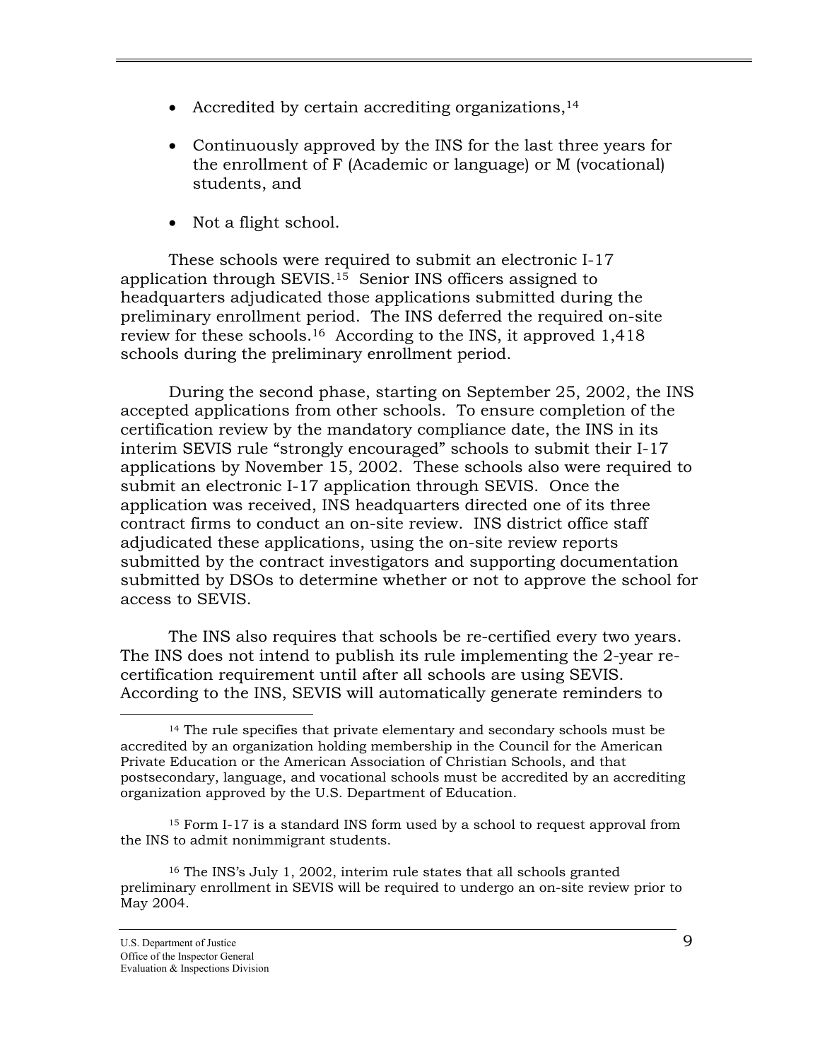- Accredited by certain accrediting organizations,[14]

- Continuously approved by the INS for the last three years for the enrollment of F (Academic or language) or M (vocational) students, and

- Not a flight school.

These schools were required to submit an electronic I-17 application through SEVIS.[15] Senior INS officers assigned to headquarters adjudicated those applications submitted during the preliminary enrollment period. The INS deferred the required on-site review for these schools.[16] According to the INS, it approved 1,418 schools during the preliminary enrollment period.

During the second phase, starting on September 25, 2002, the INS accepted applications from other schools. To ensure completion of the certification review by the mandatory compliance date, the INS in its interim SEVIS rule "strongly encouraged" schools to submit their I-17 applications by November 15, 2002. These schools also were required to submit an electronic I-17 application through SEVIS. Once the application was received, INS headquarters directed one of its three contract firms to conduct an on-site review. INS district office staff adjudicated these applications, using the on-site review reports submitted by the contract investigators and supporting documentation submitted by DSOs to determine whether or not to approve the school for access to SEVIS.

The INS also requires that schools be re-certified every two years. The INS does not intend to publish its rule implementing the 2-year re-certification requirement until after all schools are using SEVIS. According to the INS, SEVIS will automatically generate reminders to

---

[14] The rule specifies that private elementary and secondary schools must be accredited by an organization holding membership in the Council for the American Private Education or the American Association of Christian Schools, and that postsecondary, language, and vocational schools must be accredited by an accrediting organization approved by the U.S. Department of Education.

[15] Form I-17 is a standard INS form used by a school to request approval from the INS to admit nonimmigrant students.

[16] The INS's July 1, 2002, interim rule states that all schools granted preliminary enrollment in SEVIS will be required to undergo an on-site review prior to May 2004.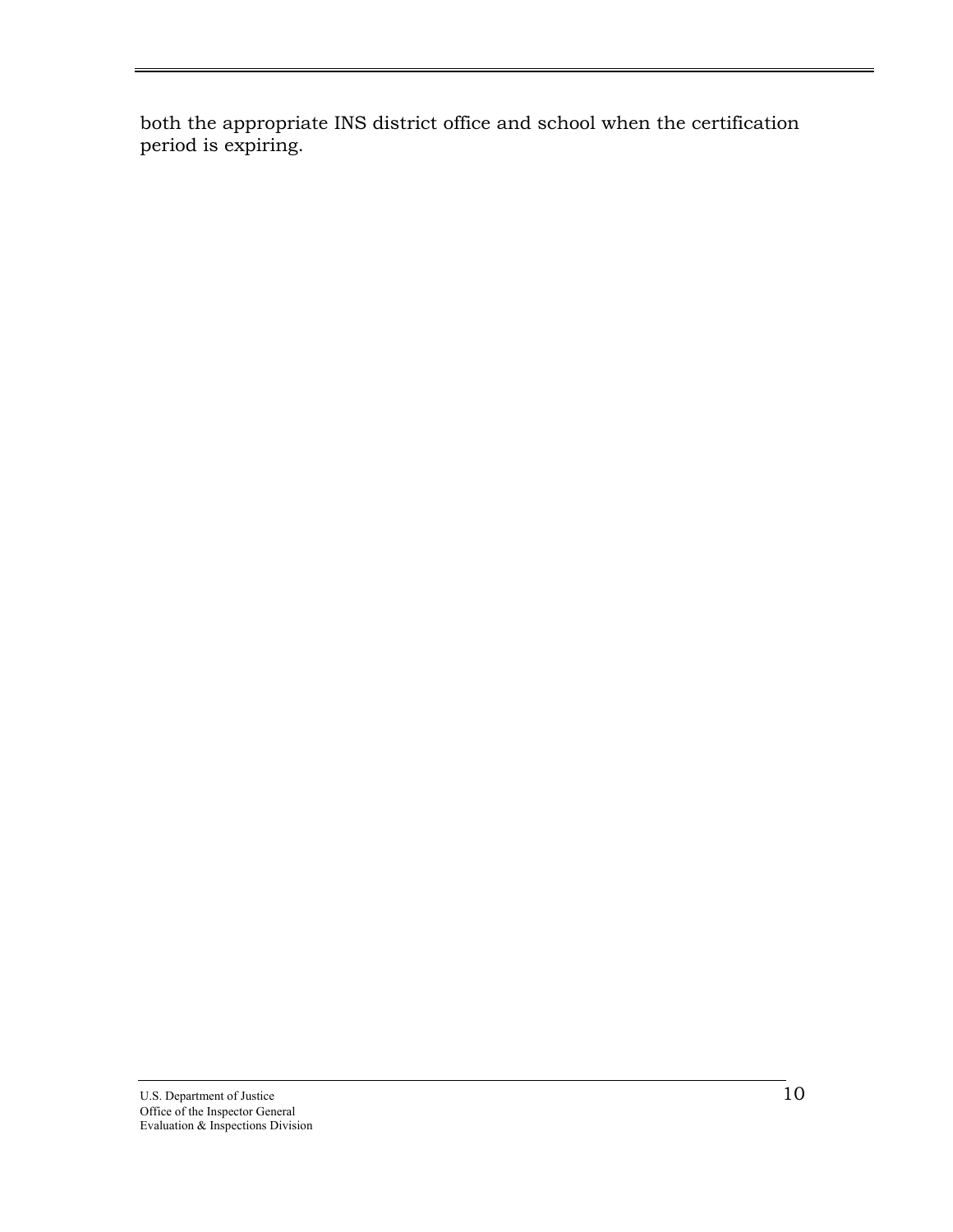both the appropriate INS district office and school when the certification period is expiring.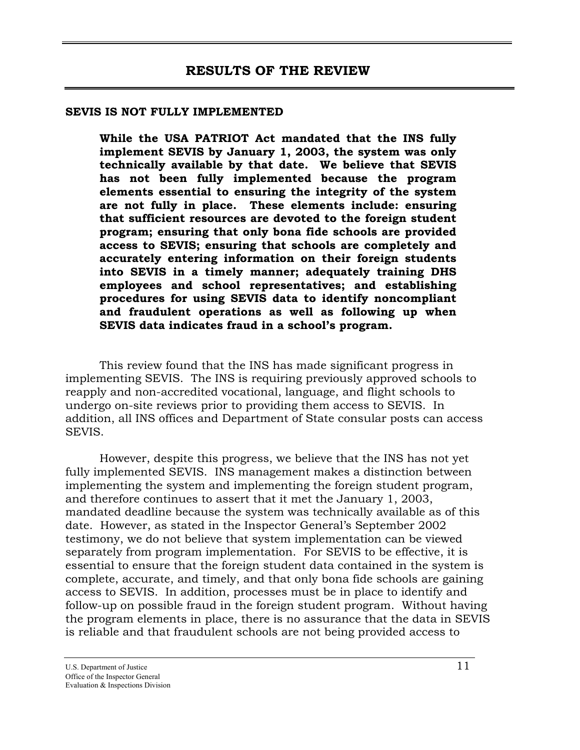# RESULTS OF THE REVIEW

## SEVIS IS NOT FULLY IMPLEMENTED

> **While the USA PATRIOT Act mandated that the INS fully implement SEVIS by January 1, 2003, the system was only technically available by that date. We believe that SEVIS has not been fully implemented because the program elements essential to ensuring the integrity of the system are not fully in place. These elements include: ensuring that sufficient resources are devoted to the foreign student program; ensuring that only bona fide schools are provided access to SEVIS; ensuring that schools are completely and accurately entering information on their foreign students into SEVIS in a timely manner; adequately training DHS employees and school representatives; and establishing procedures for using SEVIS data to identify noncompliant and fraudulent operations as well as following up when SEVIS data indicates fraud in a school's program.**

This review found that the INS has made significant progress in implementing SEVIS. The INS is requiring previously approved schools to reapply and non-accredited vocational, language, and flight schools to undergo on-site reviews prior to providing them access to SEVIS. In addition, all INS offices and Department of State consular posts can access SEVIS.

However, despite this progress, we believe that the INS has not yet fully implemented SEVIS. INS management makes a distinction between implementing the system and implementing the foreign student program, and therefore continues to assert that it met the January 1, 2003, mandated deadline because the system was technically available as of this date. However, as stated in the Inspector General's September 2002 testimony, we do not believe that system implementation can be viewed separately from program implementation. For SEVIS to be effective, it is essential to ensure that the foreign student data contained in the system is complete, accurate, and timely, and that only bona fide schools are gaining access to SEVIS. In addition, processes must be in place to identify and follow-up on possible fraud in the foreign student program. Without having the program elements in place, there is no assurance that the data in SEVIS is reliable and that fraudulent schools are not being provided access to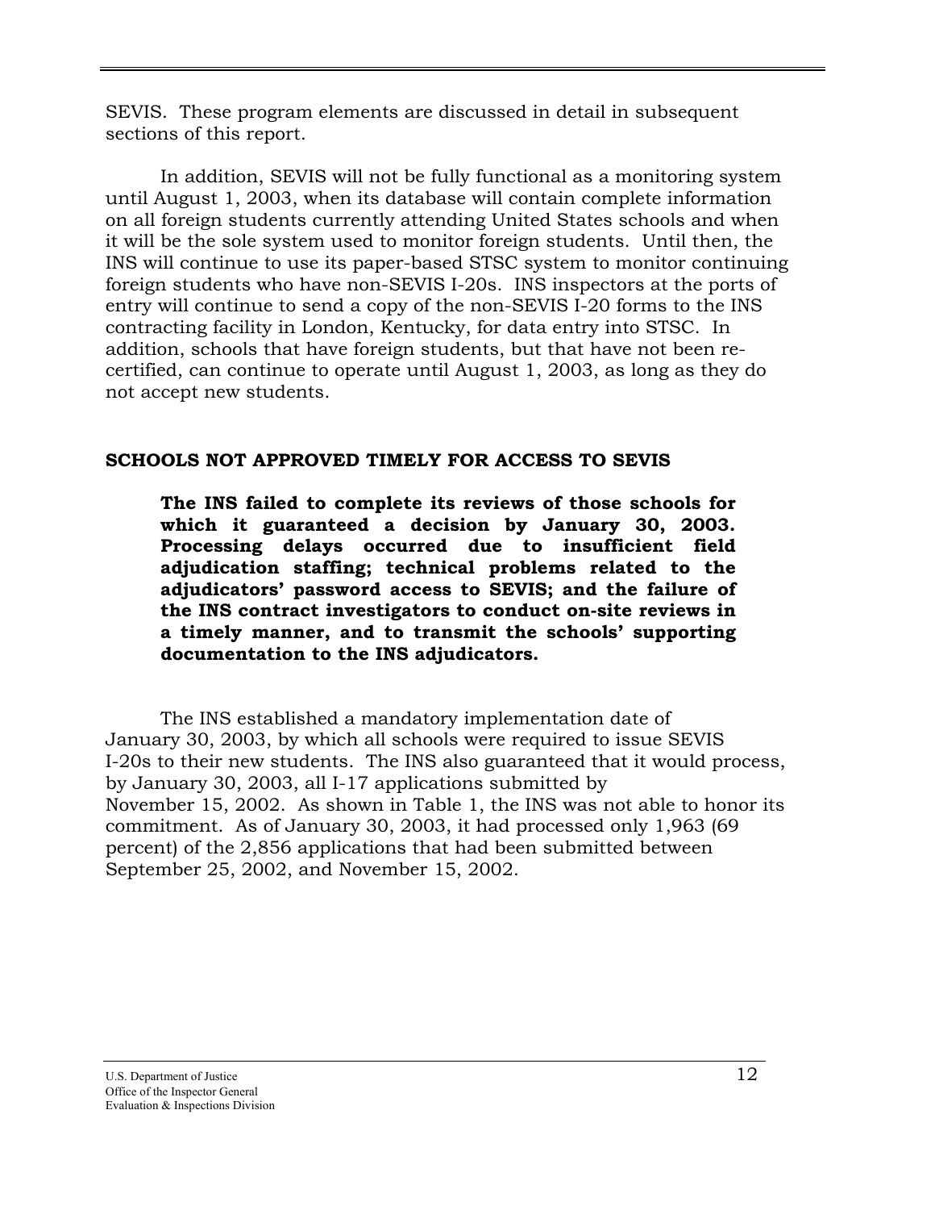SEVIS. These program elements are discussed in detail in subsequent sections of this report.

In addition, SEVIS will not be fully functional as a monitoring system until August 1, 2003, when its database will contain complete information on all foreign students currently attending United States schools and when it will be the sole system used to monitor foreign students. Until then, the INS will continue to use its paper-based STSC system to monitor continuing foreign students who have non-SEVIS I-20s. INS inspectors at the ports of entry will continue to send a copy of the non-SEVIS I-20 forms to the INS contracting facility in London, Kentucky, for data entry into STSC. In addition, schools that have foreign students, but that have not been re-certified, can continue to operate until August 1, 2003, as long as they do not accept new students.

## SCHOOLS NOT APPROVED TIMELY FOR ACCESS TO SEVIS

**The INS failed to complete its reviews of those schools for which it guaranteed a decision by January 30, 2003. Processing delays occurred due to insufficient field adjudication staffing; technical problems related to the adjudicators' password access to SEVIS; and the failure of the INS contract investigators to conduct on-site reviews in a timely manner, and to transmit the schools' supporting documentation to the INS adjudicators.**

The INS established a mandatory implementation date of January 30, 2003, by which all schools were required to issue SEVIS I-20s to their new students. The INS also guaranteed that it would process, by January 30, 2003, all I-17 applications submitted by November 15, 2002. As shown in Table 1, the INS was not able to honor its commitment. As of January 30, 2003, it had processed only 1,963 (69 percent) of the 2,856 applications that had been submitted between September 25, 2002, and November 15, 2002.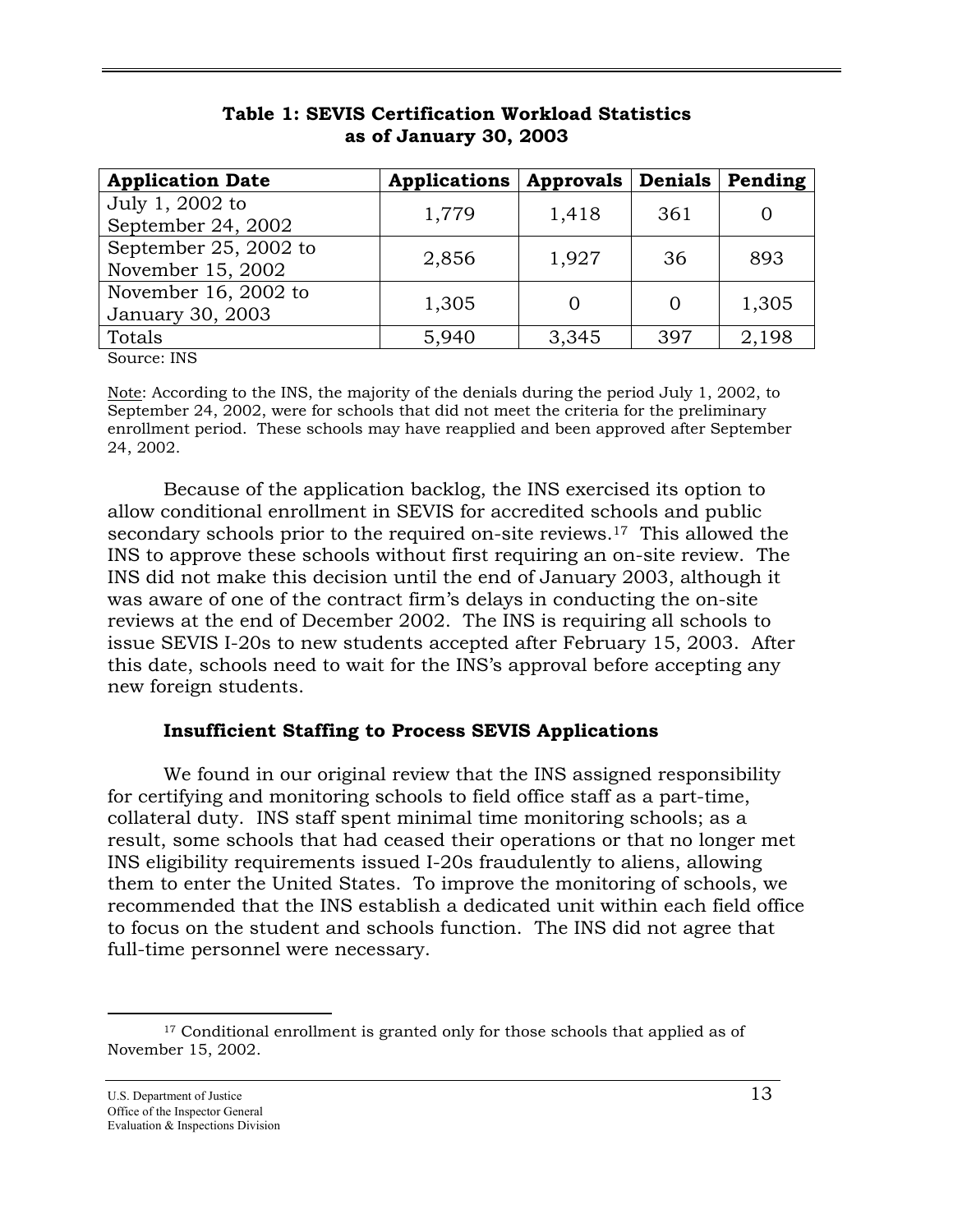**Table 1: SEVIS Certification Workload Statistics as of January 30, 2003**

| Application Date | Applications | Approvals | Denials | Pending |
|---|---|---|---|---|
| July 1, 2002 to September 24, 2002 | 1,779 | 1,418 | 361 | 0 |
| September 25, 2002 to November 15, 2002 | 2,856 | 1,927 | 36 | 893 |
| November 16, 2002 to January 30, 2003 | 1,305 | 0 | 0 | 1,305 |
| Totals | 5,940 | 3,345 | 397 | 2,198 |

Source: INS

Note: According to the INS, the majority of the denials during the period July 1, 2002, to September 24, 2002, were for schools that did not meet the criteria for the preliminary enrollment period. These schools may have reapplied and been approved after September 24, 2002.

Because of the application backlog, the INS exercised its option to allow conditional enrollment in SEVIS for accredited schools and public secondary schools prior to the required on-site reviews.[17] This allowed the INS to approve these schools without first requiring an on-site review. The INS did not make this decision until the end of January 2003, although it was aware of one of the contract firm's delays in conducting the on-site reviews at the end of December 2002. The INS is requiring all schools to issue SEVIS I-20s to new students accepted after February 15, 2003. After this date, schools need to wait for the INS's approval before accepting any new foreign students.

### Insufficient Staffing to Process SEVIS Applications

We found in our original review that the INS assigned responsibility for certifying and monitoring schools to field office staff as a part-time, collateral duty. INS staff spent minimal time monitoring schools; as a result, some schools that had ceased their operations or that no longer met INS eligibility requirements issued I-20s fraudulently to aliens, allowing them to enter the United States. To improve the monitoring of schools, we recommended that the INS establish a dedicated unit within each field office to focus on the student and schools function. The INS did not agree that full-time personnel were necessary.

[17] Conditional enrollment is granted only for those schools that applied as of November 15, 2002.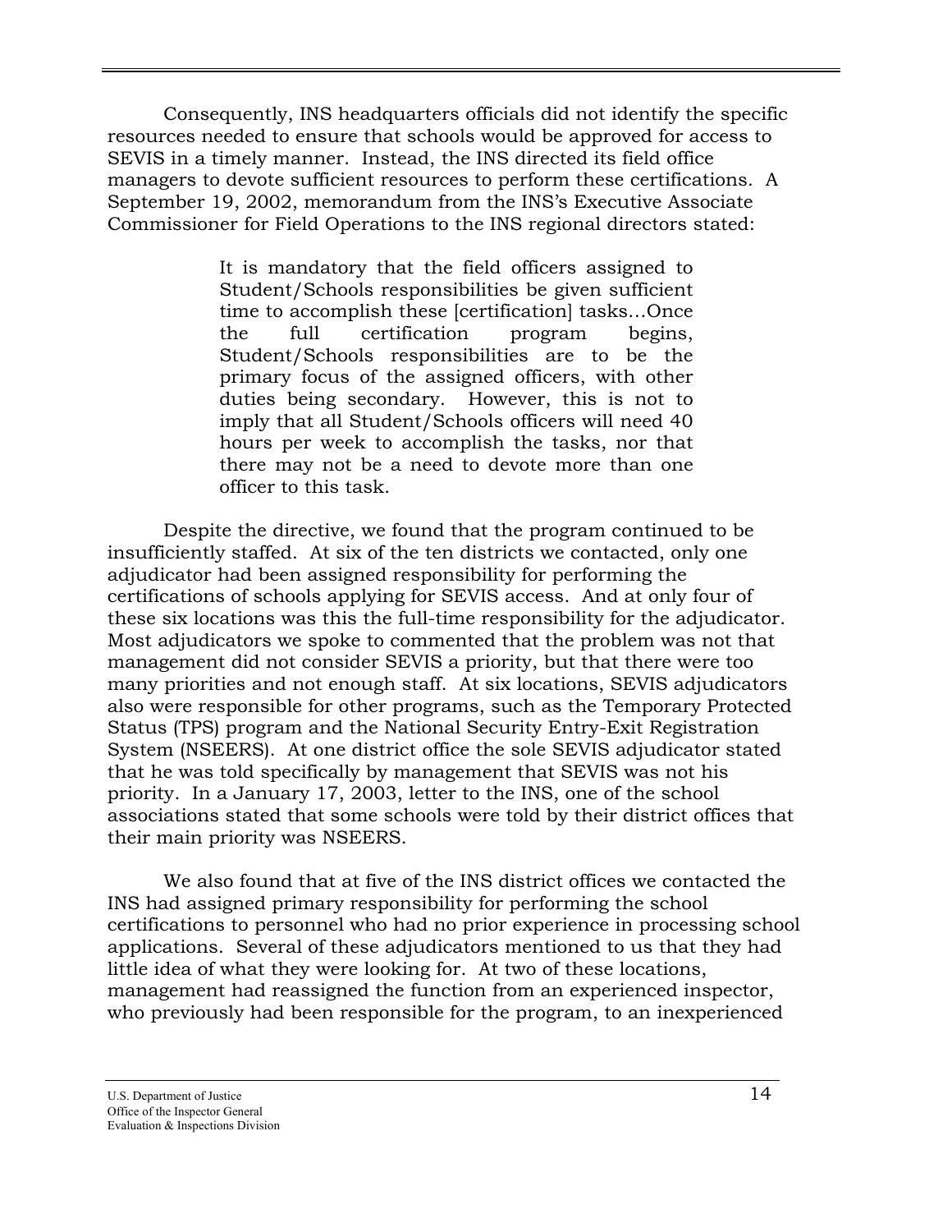Consequently, INS headquarters officials did not identify the specific resources needed to ensure that schools would be approved for access to SEVIS in a timely manner. Instead, the INS directed its field office managers to devote sufficient resources to perform these certifications. A September 19, 2002, memorandum from the INS's Executive Associate Commissioner for Field Operations to the INS regional directors stated:

> It is mandatory that the field officers assigned to Student/Schools responsibilities be given sufficient time to accomplish these [certification] tasks…Once the full certification program begins, Student/Schools responsibilities are to be the primary focus of the assigned officers, with other duties being secondary. However, this is not to imply that all Student/Schools officers will need 40 hours per week to accomplish the tasks, nor that there may not be a need to devote more than one officer to this task.

Despite the directive, we found that the program continued to be insufficiently staffed. At six of the ten districts we contacted, only one adjudicator had been assigned responsibility for performing the certifications of schools applying for SEVIS access. And at only four of these six locations was this the full-time responsibility for the adjudicator. Most adjudicators we spoke to commented that the problem was not that management did not consider SEVIS a priority, but that there were too many priorities and not enough staff. At six locations, SEVIS adjudicators also were responsible for other programs, such as the Temporary Protected Status (TPS) program and the National Security Entry-Exit Registration System (NSEERS). At one district office the sole SEVIS adjudicator stated that he was told specifically by management that SEVIS was not his priority. In a January 17, 2003, letter to the INS, one of the school associations stated that some schools were told by their district offices that their main priority was NSEERS.

We also found that at five of the INS district offices we contacted the INS had assigned primary responsibility for performing the school certifications to personnel who had no prior experience in processing school applications. Several of these adjudicators mentioned to us that they had little idea of what they were looking for. At two of these locations, management had reassigned the function from an experienced inspector, who previously had been responsible for the program, to an inexperienced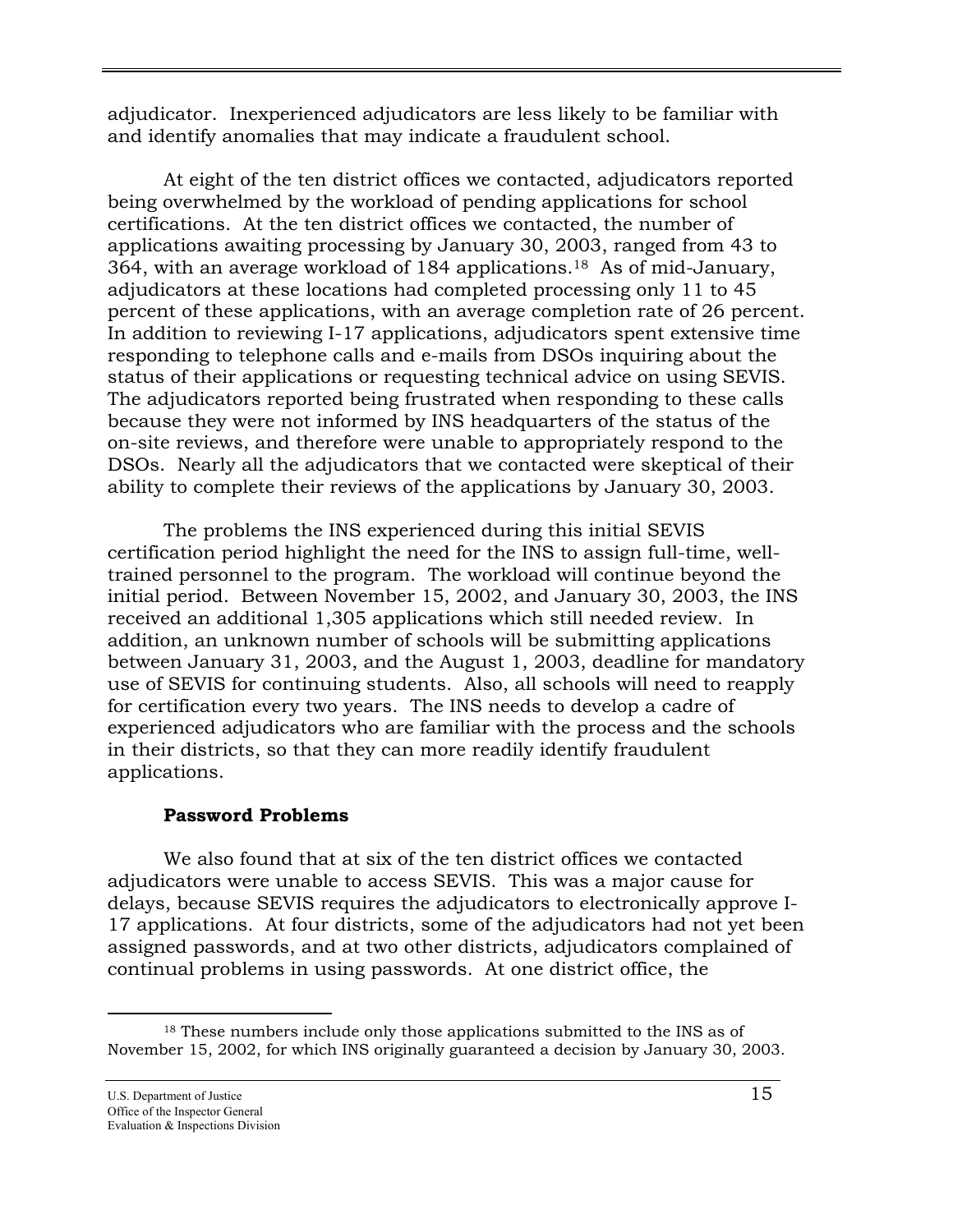adjudicator. Inexperienced adjudicators are less likely to be familiar with and identify anomalies that may indicate a fraudulent school.

At eight of the ten district offices we contacted, adjudicators reported being overwhelmed by the workload of pending applications for school certifications. At the ten district offices we contacted, the number of applications awaiting processing by January 30, 2003, ranged from 43 to 364, with an average workload of 184 applications.[18] As of mid-January, adjudicators at these locations had completed processing only 11 to 45 percent of these applications, with an average completion rate of 26 percent. In addition to reviewing I-17 applications, adjudicators spent extensive time responding to telephone calls and e-mails from DSOs inquiring about the status of their applications or requesting technical advice on using SEVIS. The adjudicators reported being frustrated when responding to these calls because they were not informed by INS headquarters of the status of the on-site reviews, and therefore were unable to appropriately respond to the DSOs. Nearly all the adjudicators that we contacted were skeptical of their ability to complete their reviews of the applications by January 30, 2003.

The problems the INS experienced during this initial SEVIS certification period highlight the need for the INS to assign full-time, well-trained personnel to the program. The workload will continue beyond the initial period. Between November 15, 2002, and January 30, 2003, the INS received an additional 1,305 applications which still needed review. In addition, an unknown number of schools will be submitting applications between January 31, 2003, and the August 1, 2003, deadline for mandatory use of SEVIS for continuing students. Also, all schools will need to reapply for certification every two years. The INS needs to develop a cadre of experienced adjudicators who are familiar with the process and the schools in their districts, so that they can more readily identify fraudulent applications.

**Password Problems**

We also found that at six of the ten district offices we contacted adjudicators were unable to access SEVIS. This was a major cause for delays, because SEVIS requires the adjudicators to electronically approve I-17 applications. At four districts, some of the adjudicators had not yet been assigned passwords, and at two other districts, adjudicators complained of continual problems in using passwords. At one district office, the

---

[18] These numbers include only those applications submitted to the INS as of November 15, 2002, for which INS originally guaranteed a decision by January 30, 2003.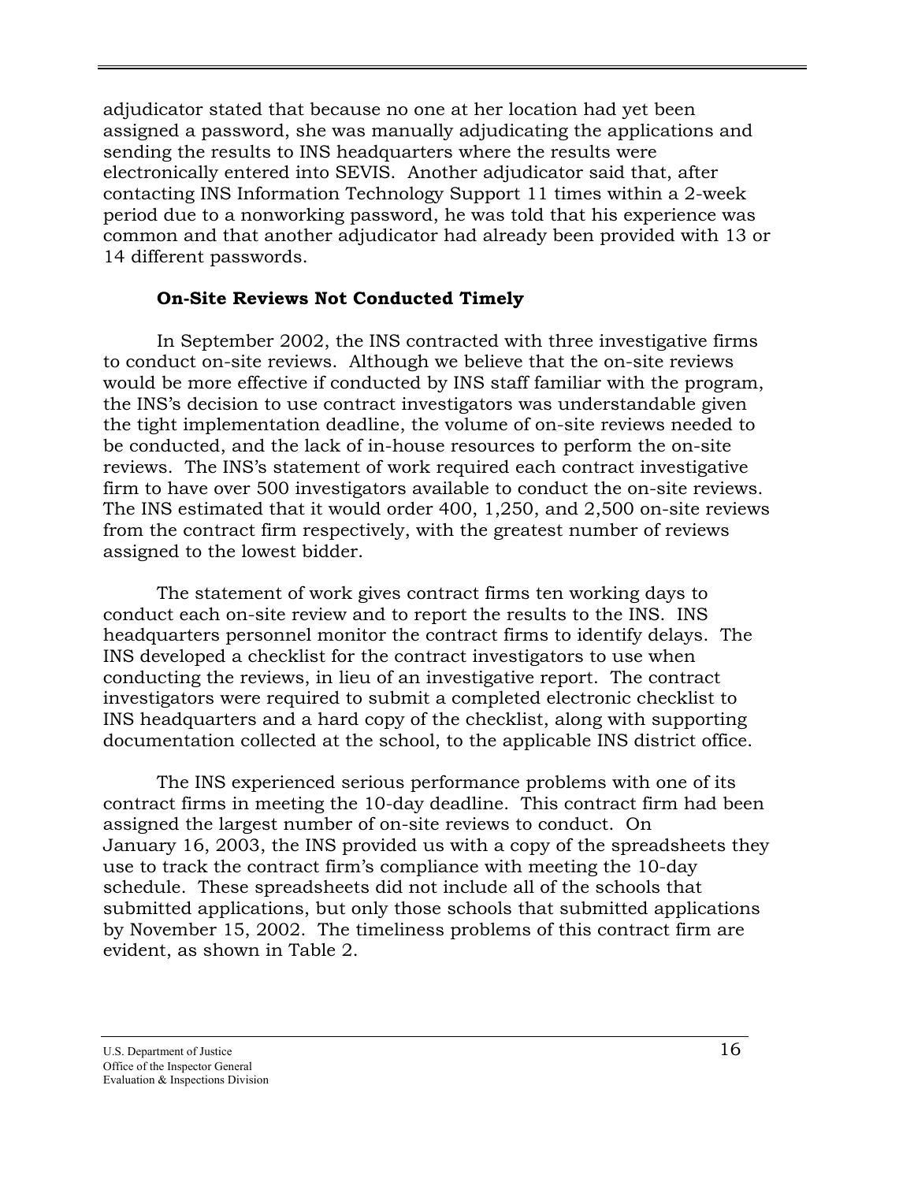adjudicator stated that because no one at her location had yet been assigned a password, she was manually adjudicating the applications and sending the results to INS headquarters where the results were electronically entered into SEVIS. Another adjudicator said that, after contacting INS Information Technology Support 11 times within a 2-week period due to a nonworking password, he was told that his experience was common and that another adjudicator had already been provided with 13 or 14 different passwords.

### On-Site Reviews Not Conducted Timely

In September 2002, the INS contracted with three investigative firms to conduct on-site reviews. Although we believe that the on-site reviews would be more effective if conducted by INS staff familiar with the program, the INS's decision to use contract investigators was understandable given the tight implementation deadline, the volume of on-site reviews needed to be conducted, and the lack of in-house resources to perform the on-site reviews. The INS's statement of work required each contract investigative firm to have over 500 investigators available to conduct the on-site reviews. The INS estimated that it would order 400, 1,250, and 2,500 on-site reviews from the contract firm respectively, with the greatest number of reviews assigned to the lowest bidder.

The statement of work gives contract firms ten working days to conduct each on-site review and to report the results to the INS. INS headquarters personnel monitor the contract firms to identify delays. The INS developed a checklist for the contract investigators to use when conducting the reviews, in lieu of an investigative report. The contract investigators were required to submit a completed electronic checklist to INS headquarters and a hard copy of the checklist, along with supporting documentation collected at the school, to the applicable INS district office.

The INS experienced serious performance problems with one of its contract firms in meeting the 10-day deadline. This contract firm had been assigned the largest number of on-site reviews to conduct. On January 16, 2003, the INS provided us with a copy of the spreadsheets they use to track the contract firm's compliance with meeting the 10-day schedule. These spreadsheets did not include all of the schools that submitted applications, but only those schools that submitted applications by November 15, 2002. The timeliness problems of this contract firm are evident, as shown in Table 2.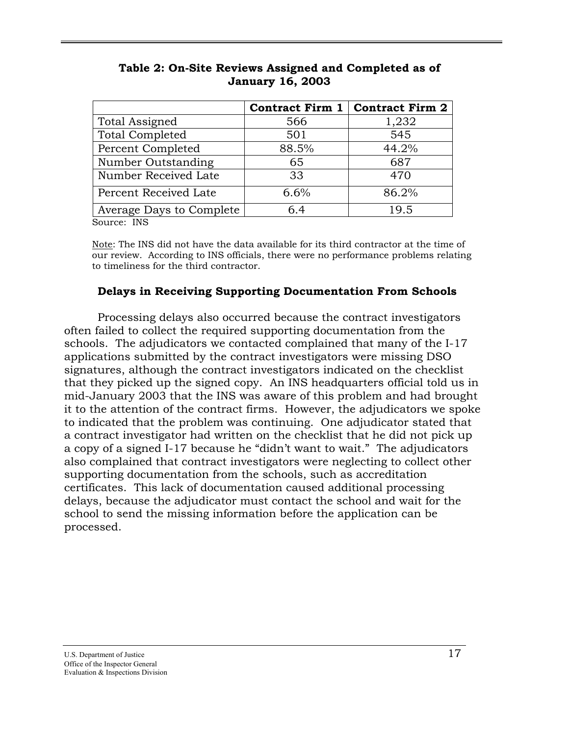**Table 2: On-Site Reviews Assigned and Completed as of January 16, 2003**

| | Contract Firm 1 | Contract Firm 2 |
|---|---|---|
| Total Assigned | 566 | 1,232 |
| Total Completed | 501 | 545 |
| Percent Completed | 88.5% | 44.2% |
| Number Outstanding | 65 | 687 |
| Number Received Late | 33 | 470 |
| Percent Received Late | 6.6% | 86.2% |
| Average Days to Complete | 6.4 | 19.5 |

Source: INS

Note: The INS did not have the data available for its third contractor at the time of our review. According to INS officials, there were no performance problems relating to timeliness for the third contractor.

### Delays in Receiving Supporting Documentation From Schools

Processing delays also occurred because the contract investigators often failed to collect the required supporting documentation from the schools. The adjudicators we contacted complained that many of the I-17 applications submitted by the contract investigators were missing DSO signatures, although the contract investigators indicated on the checklist that they picked up the signed copy. An INS headquarters official told us in mid-January 2003 that the INS was aware of this problem and had brought it to the attention of the contract firms. However, the adjudicators we spoke to indicated that the problem was continuing. One adjudicator stated that a contract investigator had written on the checklist that he did not pick up a copy of a signed I-17 because he "didn't want to wait." The adjudicators also complained that contract investigators were neglecting to collect other supporting documentation from the schools, such as accreditation certificates. This lack of documentation caused additional processing delays, because the adjudicator must contact the school and wait for the school to send the missing information before the application can be processed.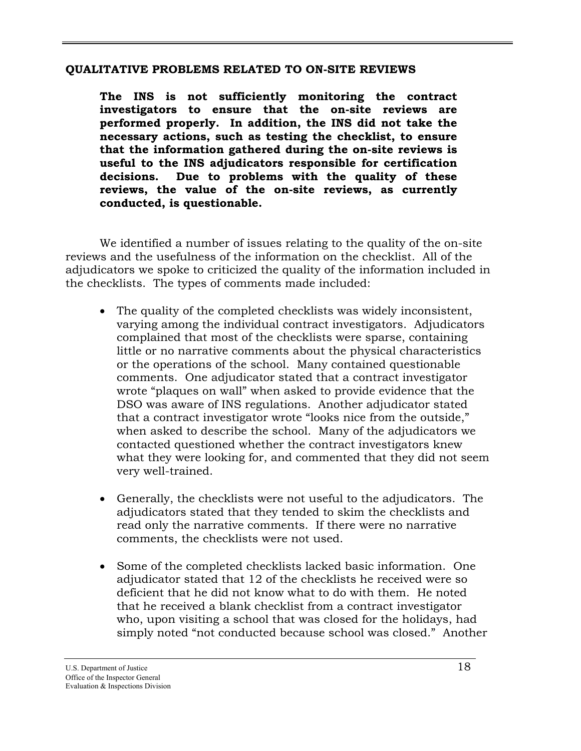## QUALITATIVE PROBLEMS RELATED TO ON-SITE REVIEWS

**The INS is not sufficiently monitoring the contract investigators to ensure that the on-site reviews are performed properly. In addition, the INS did not take the necessary actions, such as testing the checklist, to ensure that the information gathered during the on-site reviews is useful to the INS adjudicators responsible for certification decisions. Due to problems with the quality of these reviews, the value of the on-site reviews, as currently conducted, is questionable.**

We identified a number of issues relating to the quality of the on-site reviews and the usefulness of the information on the checklist. All of the adjudicators we spoke to criticized the quality of the information included in the checklists. The types of comments made included:

- The quality of the completed checklists was widely inconsistent, varying among the individual contract investigators. Adjudicators complained that most of the checklists were sparse, containing little or no narrative comments about the physical characteristics or the operations of the school. Many contained questionable comments. One adjudicator stated that a contract investigator wrote "plaques on wall" when asked to provide evidence that the DSO was aware of INS regulations. Another adjudicator stated that a contract investigator wrote "looks nice from the outside," when asked to describe the school. Many of the adjudicators we contacted questioned whether the contract investigators knew what they were looking for, and commented that they did not seem very well-trained.

- Generally, the checklists were not useful to the adjudicators. The adjudicators stated that they tended to skim the checklists and read only the narrative comments. If there were no narrative comments, the checklists were not used.

- Some of the completed checklists lacked basic information. One adjudicator stated that 12 of the checklists he received were so deficient that he did not know what to do with them. He noted that he received a blank checklist from a contract investigator who, upon visiting a school that was closed for the holidays, had simply noted "not conducted because school was closed." Another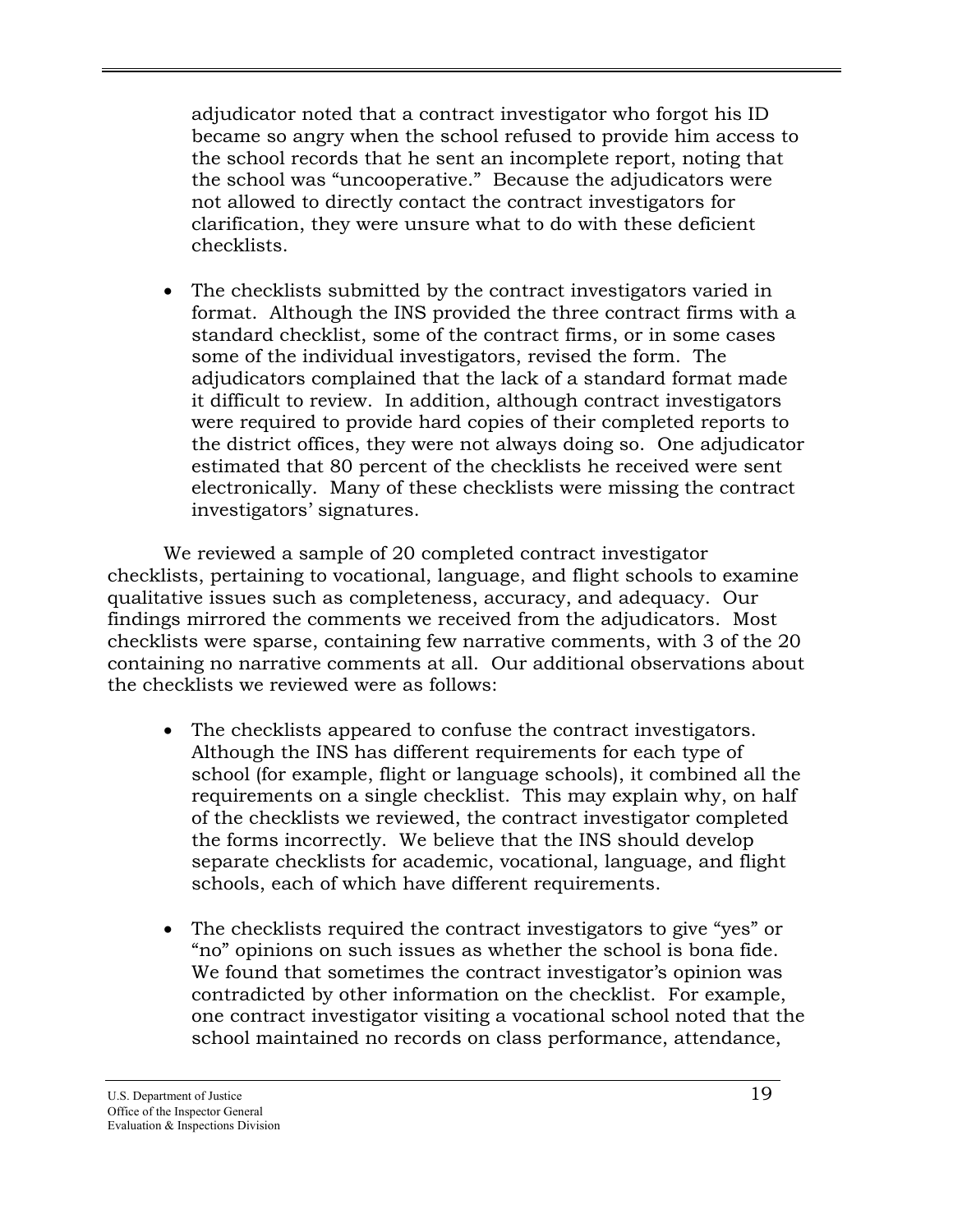adjudicator noted that a contract investigator who forgot his ID became so angry when the school refused to provide him access to the school records that he sent an incomplete report, noting that the school was "uncooperative." Because the adjudicators were not allowed to directly contact the contract investigators for clarification, they were unsure what to do with these deficient checklists.

- The checklists submitted by the contract investigators varied in format. Although the INS provided the three contract firms with a standard checklist, some of the contract firms, or in some cases some of the individual investigators, revised the form. The adjudicators complained that the lack of a standard format made it difficult to review. In addition, although contract investigators were required to provide hard copies of their completed reports to the district offices, they were not always doing so. One adjudicator estimated that 80 percent of the checklists he received were sent electronically. Many of these checklists were missing the contract investigators' signatures.

We reviewed a sample of 20 completed contract investigator checklists, pertaining to vocational, language, and flight schools to examine qualitative issues such as completeness, accuracy, and adequacy. Our findings mirrored the comments we received from the adjudicators. Most checklists were sparse, containing few narrative comments, with 3 of the 20 containing no narrative comments at all. Our additional observations about the checklists we reviewed were as follows:

- The checklists appeared to confuse the contract investigators. Although the INS has different requirements for each type of school (for example, flight or language schools), it combined all the requirements on a single checklist. This may explain why, on half of the checklists we reviewed, the contract investigator completed the forms incorrectly. We believe that the INS should develop separate checklists for academic, vocational, language, and flight schools, each of which have different requirements.

- The checklists required the contract investigators to give "yes" or "no" opinions on such issues as whether the school is bona fide. We found that sometimes the contract investigator's opinion was contradicted by other information on the checklist. For example, one contract investigator visiting a vocational school noted that the school maintained no records on class performance, attendance,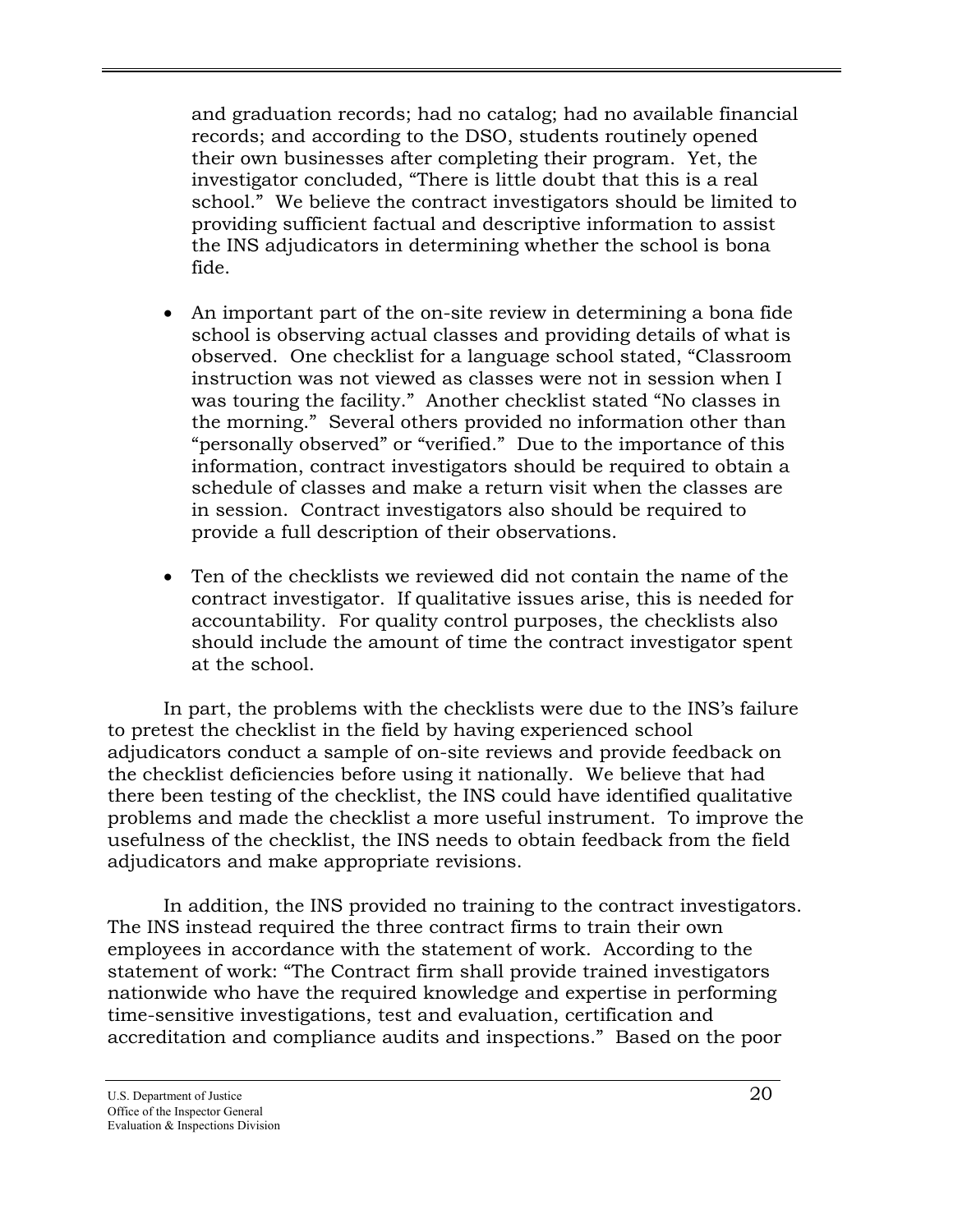and graduation records; had no catalog; had no available financial records; and according to the DSO, students routinely opened their own businesses after completing their program. Yet, the investigator concluded, "There is little doubt that this is a real school." We believe the contract investigators should be limited to providing sufficient factual and descriptive information to assist the INS adjudicators in determining whether the school is bona fide.

- An important part of the on-site review in determining a bona fide school is observing actual classes and providing details of what is observed. One checklist for a language school stated, "Classroom instruction was not viewed as classes were not in session when I was touring the facility." Another checklist stated "No classes in the morning." Several others provided no information other than "personally observed" or "verified." Due to the importance of this information, contract investigators should be required to obtain a schedule of classes and make a return visit when the classes are in session. Contract investigators also should be required to provide a full description of their observations.

- Ten of the checklists we reviewed did not contain the name of the contract investigator. If qualitative issues arise, this is needed for accountability. For quality control purposes, the checklists also should include the amount of time the contract investigator spent at the school.

In part, the problems with the checklists were due to the INS's failure to pretest the checklist in the field by having experienced school adjudicators conduct a sample of on-site reviews and provide feedback on the checklist deficiencies before using it nationally. We believe that had there been testing of the checklist, the INS could have identified qualitative problems and made the checklist a more useful instrument. To improve the usefulness of the checklist, the INS needs to obtain feedback from the field adjudicators and make appropriate revisions.

In addition, the INS provided no training to the contract investigators. The INS instead required the three contract firms to train their own employees in accordance with the statement of work. According to the statement of work: "The Contract firm shall provide trained investigators nationwide who have the required knowledge and expertise in performing time-sensitive investigations, test and evaluation, certification and accreditation and compliance audits and inspections." Based on the poor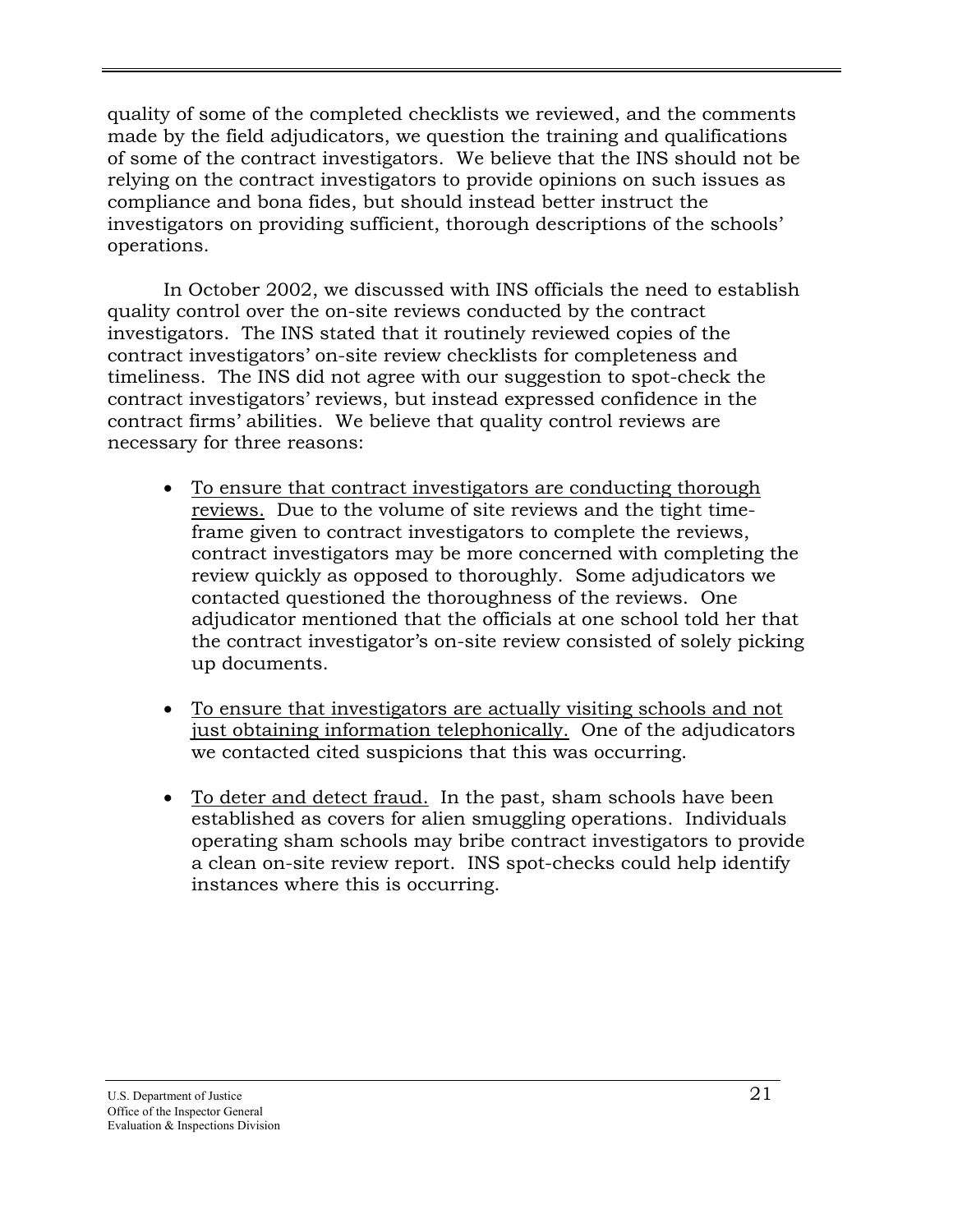quality of some of the completed checklists we reviewed, and the comments made by the field adjudicators, we question the training and qualifications of some of the contract investigators. We believe that the INS should not be relying on the contract investigators to provide opinions on such issues as compliance and bona fides, but should instead better instruct the investigators on providing sufficient, thorough descriptions of the schools' operations.

In October 2002, we discussed with INS officials the need to establish quality control over the on-site reviews conducted by the contract investigators. The INS stated that it routinely reviewed copies of the contract investigators' on-site review checklists for completeness and timeliness. The INS did not agree with our suggestion to spot-check the contract investigators' reviews, but instead expressed confidence in the contract firms' abilities. We believe that quality control reviews are necessary for three reasons:

- <u>To ensure that contract investigators are conducting thorough reviews.</u> Due to the volume of site reviews and the tight time-frame given to contract investigators to complete the reviews, contract investigators may be more concerned with completing the review quickly as opposed to thoroughly. Some adjudicators we contacted questioned the thoroughness of the reviews. One adjudicator mentioned that the officials at one school told her that the contract investigator's on-site review consisted of solely picking up documents.

- <u>To ensure that investigators are actually visiting schools and not just obtaining information telephonically.</u> One of the adjudicators we contacted cited suspicions that this was occurring.

- <u>To deter and detect fraud.</u> In the past, sham schools have been established as covers for alien smuggling operations. Individuals operating sham schools may bribe contract investigators to provide a clean on-site review report. INS spot-checks could help identify instances where this is occurring.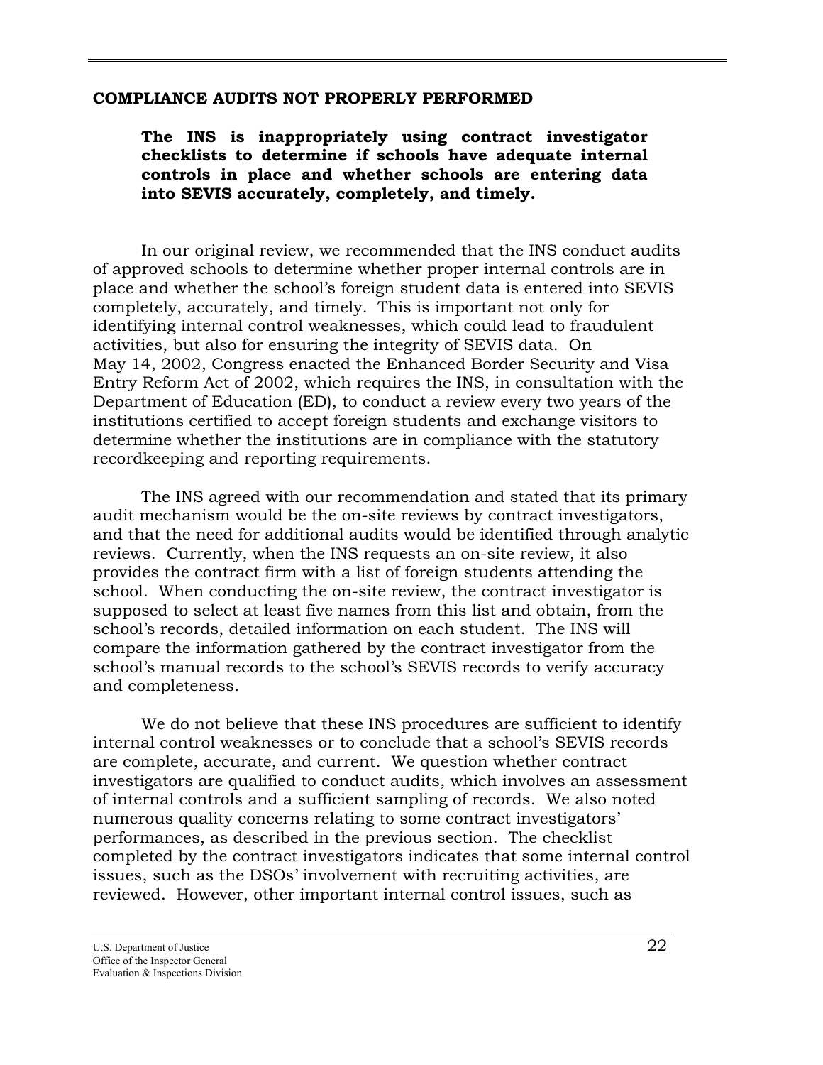## COMPLIANCE AUDITS NOT PROPERLY PERFORMED

**The INS is inappropriately using contract investigator checklists to determine if schools have adequate internal controls in place and whether schools are entering data into SEVIS accurately, completely, and timely.**

In our original review, we recommended that the INS conduct audits of approved schools to determine whether proper internal controls are in place and whether the school's foreign student data is entered into SEVIS completely, accurately, and timely. This is important not only for identifying internal control weaknesses, which could lead to fraudulent activities, but also for ensuring the integrity of SEVIS data. On May 14, 2002, Congress enacted the Enhanced Border Security and Visa Entry Reform Act of 2002, which requires the INS, in consultation with the Department of Education (ED), to conduct a review every two years of the institutions certified to accept foreign students and exchange visitors to determine whether the institutions are in compliance with the statutory recordkeeping and reporting requirements.

The INS agreed with our recommendation and stated that its primary audit mechanism would be the on-site reviews by contract investigators, and that the need for additional audits would be identified through analytic reviews. Currently, when the INS requests an on-site review, it also provides the contract firm with a list of foreign students attending the school. When conducting the on-site review, the contract investigator is supposed to select at least five names from this list and obtain, from the school's records, detailed information on each student. The INS will compare the information gathered by the contract investigator from the school's manual records to the school's SEVIS records to verify accuracy and completeness.

We do not believe that these INS procedures are sufficient to identify internal control weaknesses or to conclude that a school's SEVIS records are complete, accurate, and current. We question whether contract investigators are qualified to conduct audits, which involves an assessment of internal controls and a sufficient sampling of records. We also noted numerous quality concerns relating to some contract investigators' performances, as described in the previous section. The checklist completed by the contract investigators indicates that some internal control issues, such as the DSOs' involvement with recruiting activities, are reviewed. However, other important internal control issues, such as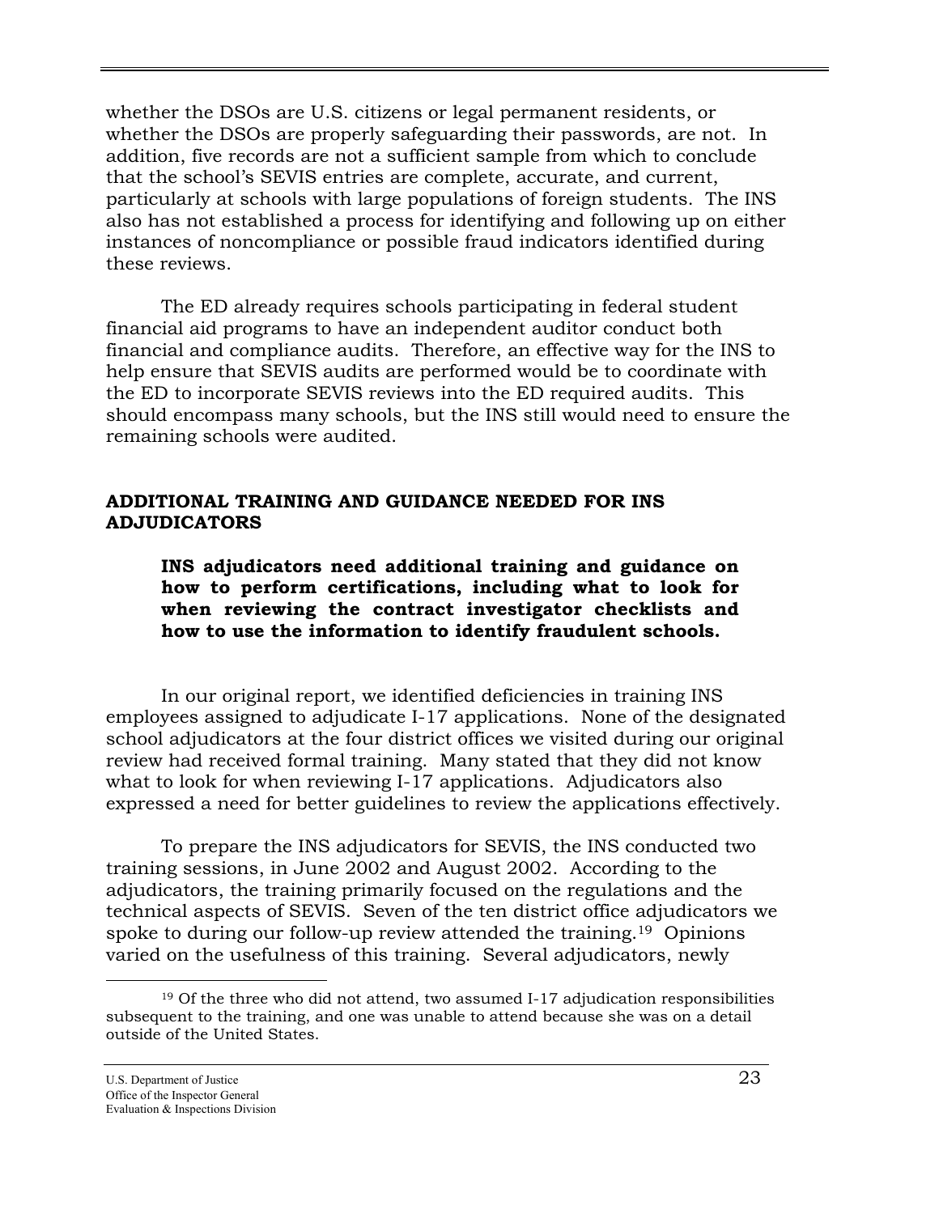whether the DSOs are U.S. citizens or legal permanent residents, or whether the DSOs are properly safeguarding their passwords, are not. In addition, five records are not a sufficient sample from which to conclude that the school's SEVIS entries are complete, accurate, and current, particularly at schools with large populations of foreign students. The INS also has not established a process for identifying and following up on either instances of noncompliance or possible fraud indicators identified during these reviews.

The ED already requires schools participating in federal student financial aid programs to have an independent auditor conduct both financial and compliance audits. Therefore, an effective way for the INS to help ensure that SEVIS audits are performed would be to coordinate with the ED to incorporate SEVIS reviews into the ED required audits. This should encompass many schools, but the INS still would need to ensure the remaining schools were audited.

## ADDITIONAL TRAINING AND GUIDANCE NEEDED FOR INS ADJUDICATORS

**INS adjudicators need additional training and guidance on how to perform certifications, including what to look for when reviewing the contract investigator checklists and how to use the information to identify fraudulent schools.**

In our original report, we identified deficiencies in training INS employees assigned to adjudicate I-17 applications. None of the designated school adjudicators at the four district offices we visited during our original review had received formal training. Many stated that they did not know what to look for when reviewing I-17 applications. Adjudicators also expressed a need for better guidelines to review the applications effectively.

To prepare the INS adjudicators for SEVIS, the INS conducted two training sessions, in June 2002 and August 2002. According to the adjudicators, the training primarily focused on the regulations and the technical aspects of SEVIS. Seven of the ten district office adjudicators we spoke to during our follow-up review attended the training.[19] Opinions varied on the usefulness of this training. Several adjudicators, newly

[19] Of the three who did not attend, two assumed I-17 adjudication responsibilities subsequent to the training, and one was unable to attend because she was on a detail outside of the United States.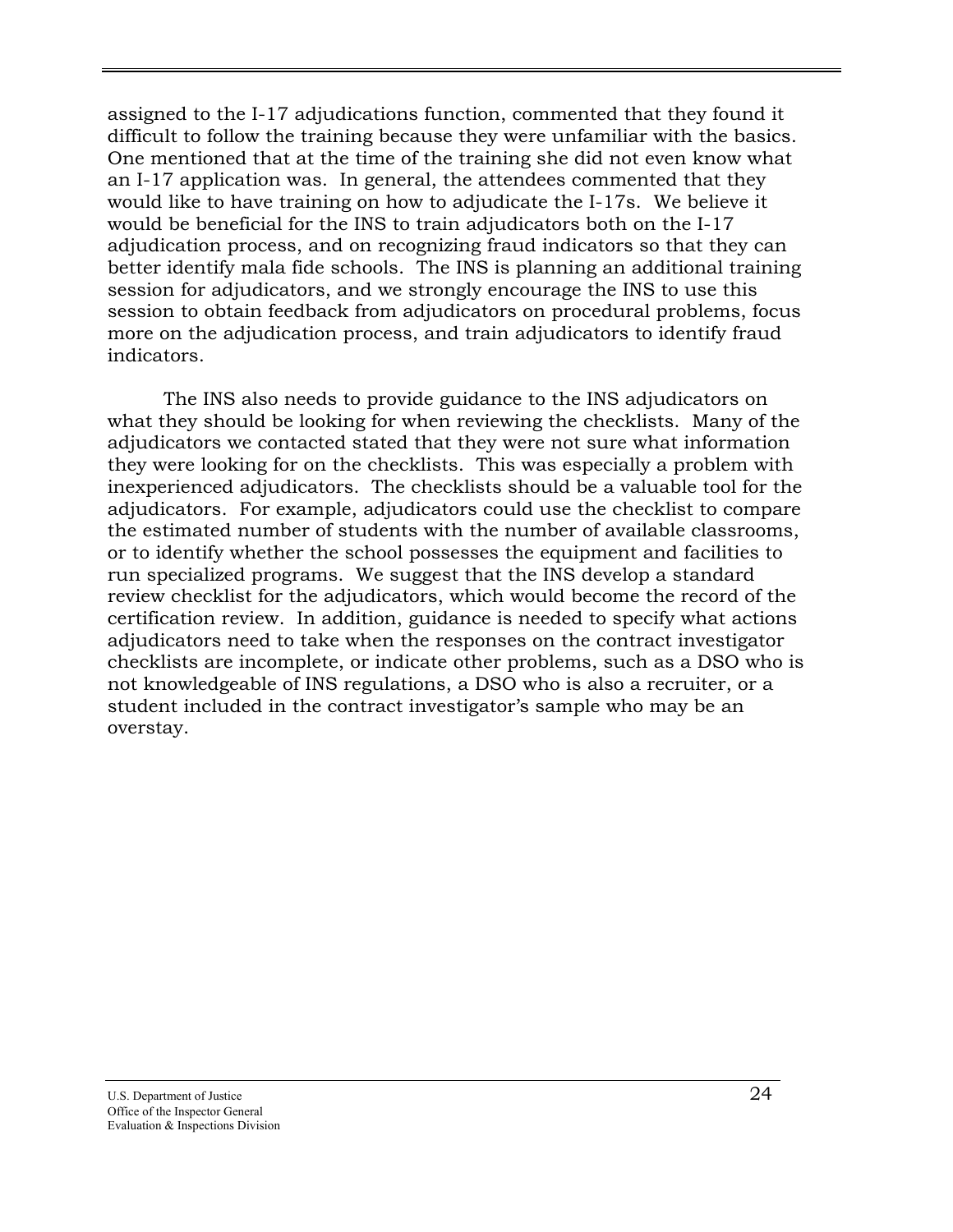assigned to the I-17 adjudications function, commented that they found it difficult to follow the training because they were unfamiliar with the basics. One mentioned that at the time of the training she did not even know what an I-17 application was. In general, the attendees commented that they would like to have training on how to adjudicate the I-17s. We believe it would be beneficial for the INS to train adjudicators both on the I-17 adjudication process, and on recognizing fraud indicators so that they can better identify mala fide schools. The INS is planning an additional training session for adjudicators, and we strongly encourage the INS to use this session to obtain feedback from adjudicators on procedural problems, focus more on the adjudication process, and train adjudicators to identify fraud indicators.

The INS also needs to provide guidance to the INS adjudicators on what they should be looking for when reviewing the checklists. Many of the adjudicators we contacted stated that they were not sure what information they were looking for on the checklists. This was especially a problem with inexperienced adjudicators. The checklists should be a valuable tool for the adjudicators. For example, adjudicators could use the checklist to compare the estimated number of students with the number of available classrooms, or to identify whether the school possesses the equipment and facilities to run specialized programs. We suggest that the INS develop a standard review checklist for the adjudicators, which would become the record of the certification review. In addition, guidance is needed to specify what actions adjudicators need to take when the responses on the contract investigator checklists are incomplete, or indicate other problems, such as a DSO who is not knowledgeable of INS regulations, a DSO who is also a recruiter, or a student included in the contract investigator's sample who may be an overstay.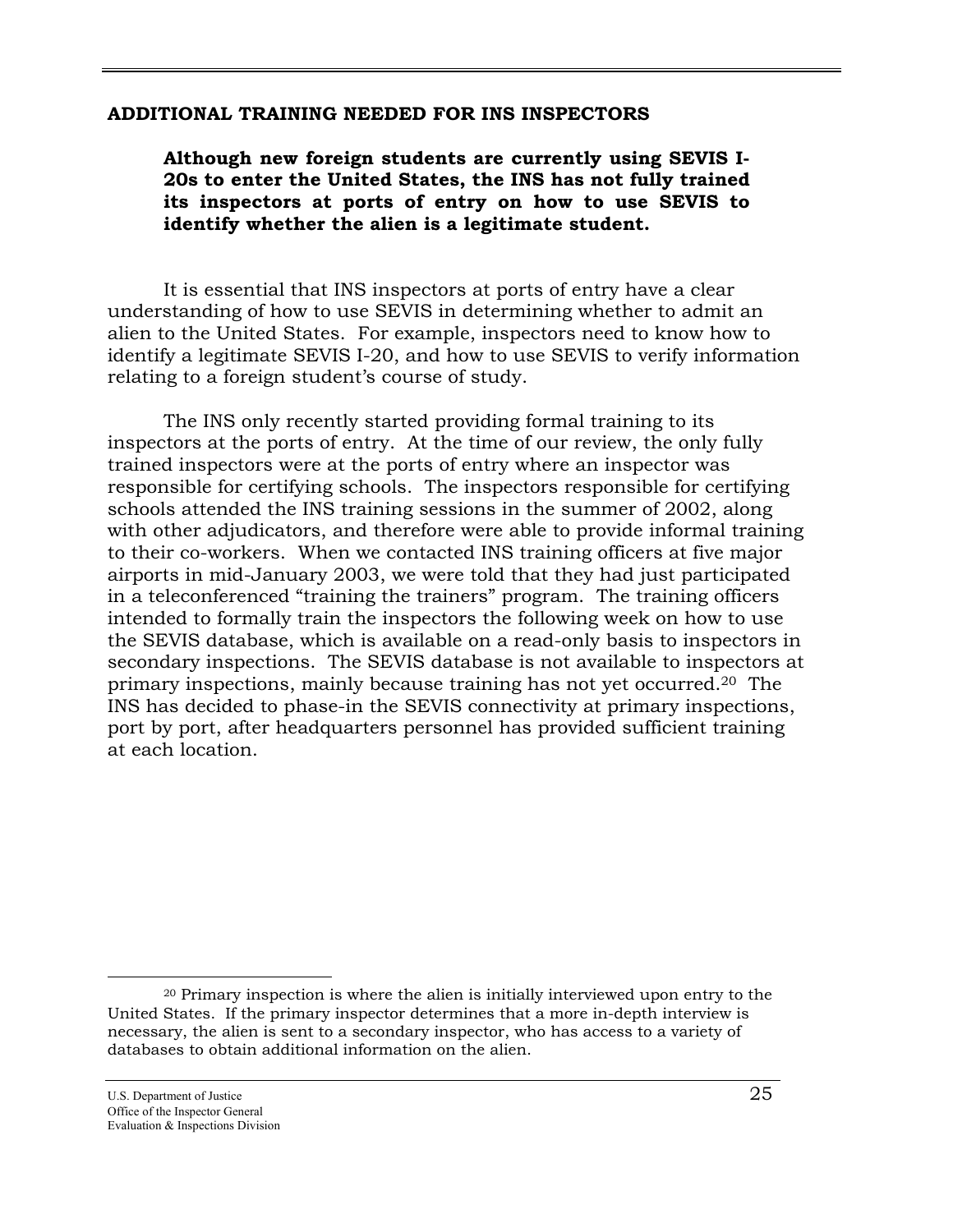## ADDITIONAL TRAINING NEEDED FOR INS INSPECTORS

> **Although new foreign students are currently using SEVIS I-20s to enter the United States, the INS has not fully trained its inspectors at ports of entry on how to use SEVIS to identify whether the alien is a legitimate student.**

It is essential that INS inspectors at ports of entry have a clear understanding of how to use SEVIS in determining whether to admit an alien to the United States. For example, inspectors need to know how to identify a legitimate SEVIS I-20, and how to use SEVIS to verify information relating to a foreign student's course of study.

The INS only recently started providing formal training to its inspectors at the ports of entry. At the time of our review, the only fully trained inspectors were at the ports of entry where an inspector was responsible for certifying schools. The inspectors responsible for certifying schools attended the INS training sessions in the summer of 2002, along with other adjudicators, and therefore were able to provide informal training to their co-workers. When we contacted INS training officers at five major airports in mid-January 2003, we were told that they had just participated in a teleconferenced "training the trainers" program. The training officers intended to formally train the inspectors the following week on how to use the SEVIS database, which is available on a read-only basis to inspectors in secondary inspections. The SEVIS database is not available to inspectors at primary inspections, mainly because training has not yet occurred.[20] The INS has decided to phase-in the SEVIS connectivity at primary inspections, port by port, after headquarters personnel has provided sufficient training at each location.

---

[20] Primary inspection is where the alien is initially interviewed upon entry to the United States. If the primary inspector determines that a more in-depth interview is necessary, the alien is sent to a secondary inspector, who has access to a variety of databases to obtain additional information on the alien.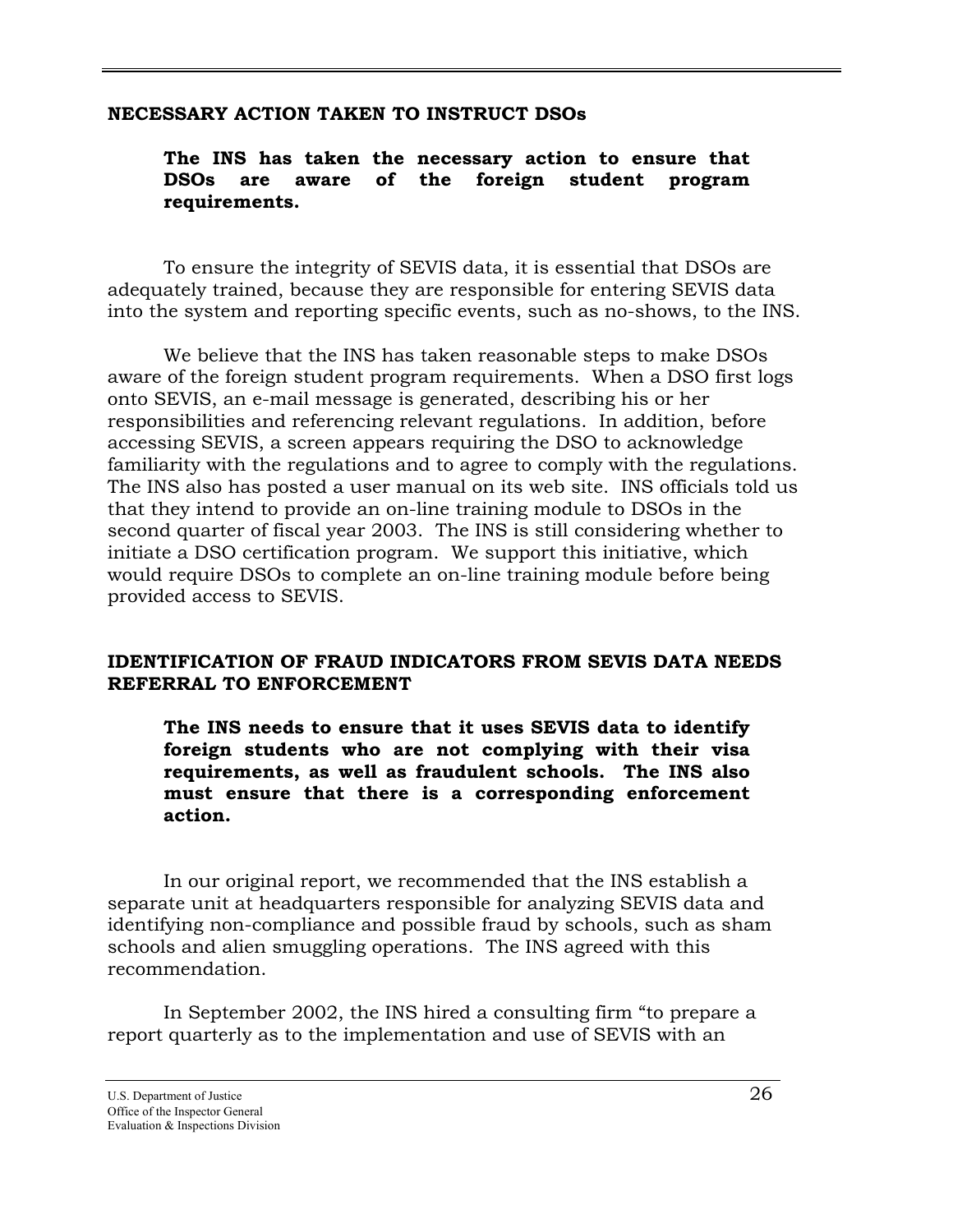## NECESSARY ACTION TAKEN TO INSTRUCT DSOs

**The INS has taken the necessary action to ensure that DSOs are aware of the foreign student program requirements.**

To ensure the integrity of SEVIS data, it is essential that DSOs are adequately trained, because they are responsible for entering SEVIS data into the system and reporting specific events, such as no-shows, to the INS.

We believe that the INS has taken reasonable steps to make DSOs aware of the foreign student program requirements. When a DSO first logs onto SEVIS, an e-mail message is generated, describing his or her responsibilities and referencing relevant regulations. In addition, before accessing SEVIS, a screen appears requiring the DSO to acknowledge familiarity with the regulations and to agree to comply with the regulations. The INS also has posted a user manual on its web site. INS officials told us that they intend to provide an on-line training module to DSOs in the second quarter of fiscal year 2003. The INS is still considering whether to initiate a DSO certification program. We support this initiative, which would require DSOs to complete an on-line training module before being provided access to SEVIS.

## IDENTIFICATION OF FRAUD INDICATORS FROM SEVIS DATA NEEDS REFERRAL TO ENFORCEMENT

**The INS needs to ensure that it uses SEVIS data to identify foreign students who are not complying with their visa requirements, as well as fraudulent schools. The INS also must ensure that there is a corresponding enforcement action.**

In our original report, we recommended that the INS establish a separate unit at headquarters responsible for analyzing SEVIS data and identifying non-compliance and possible fraud by schools, such as sham schools and alien smuggling operations. The INS agreed with this recommendation.

In September 2002, the INS hired a consulting firm "to prepare a report quarterly as to the implementation and use of SEVIS with an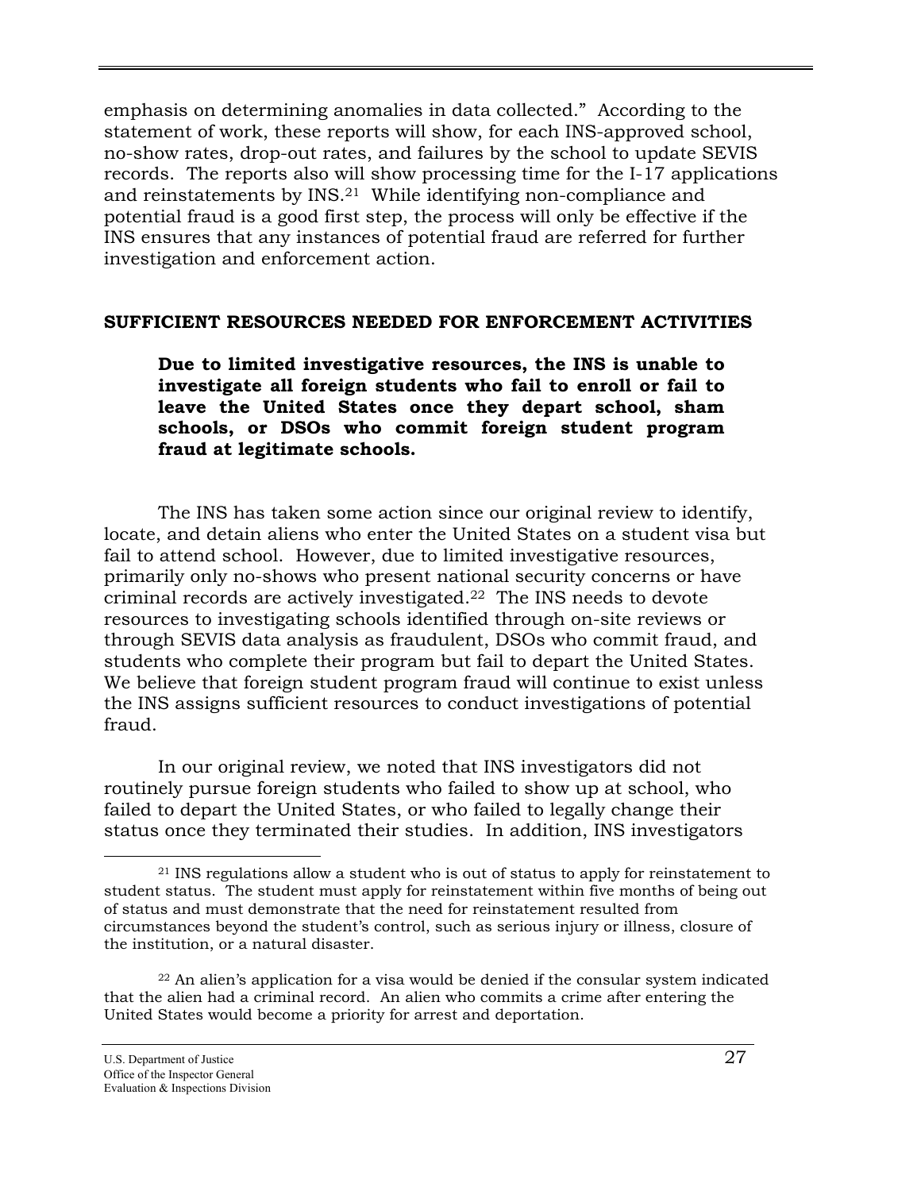emphasis on determining anomalies in data collected." According to the statement of work, these reports will show, for each INS-approved school, no-show rates, drop-out rates, and failures by the school to update SEVIS records. The reports also will show processing time for the I-17 applications and reinstatements by INS.[21] While identifying non-compliance and potential fraud is a good first step, the process will only be effective if the INS ensures that any instances of potential fraud are referred for further investigation and enforcement action.

## SUFFICIENT RESOURCES NEEDED FOR ENFORCEMENT ACTIVITIES

> **Due to limited investigative resources, the INS is unable to investigate all foreign students who fail to enroll or fail to leave the United States once they depart school, sham schools, or DSOs who commit foreign student program fraud at legitimate schools.**

The INS has taken some action since our original review to identify, locate, and detain aliens who enter the United States on a student visa but fail to attend school. However, due to limited investigative resources, primarily only no-shows who present national security concerns or have criminal records are actively investigated.[22] The INS needs to devote resources to investigating schools identified through on-site reviews or through SEVIS data analysis as fraudulent, DSOs who commit fraud, and students who complete their program but fail to depart the United States. We believe that foreign student program fraud will continue to exist unless the INS assigns sufficient resources to conduct investigations of potential fraud.

In our original review, we noted that INS investigators did not routinely pursue foreign students who failed to show up at school, who failed to depart the United States, or who failed to legally change their status once they terminated their studies. In addition, INS investigators

---

[21] INS regulations allow a student who is out of status to apply for reinstatement to student status. The student must apply for reinstatement within five months of being out of status and must demonstrate that the need for reinstatement resulted from circumstances beyond the student's control, such as serious injury or illness, closure of the institution, or a natural disaster.

[22] An alien's application for a visa would be denied if the consular system indicated that the alien had a criminal record. An alien who commits a crime after entering the United States would become a priority for arrest and deportation.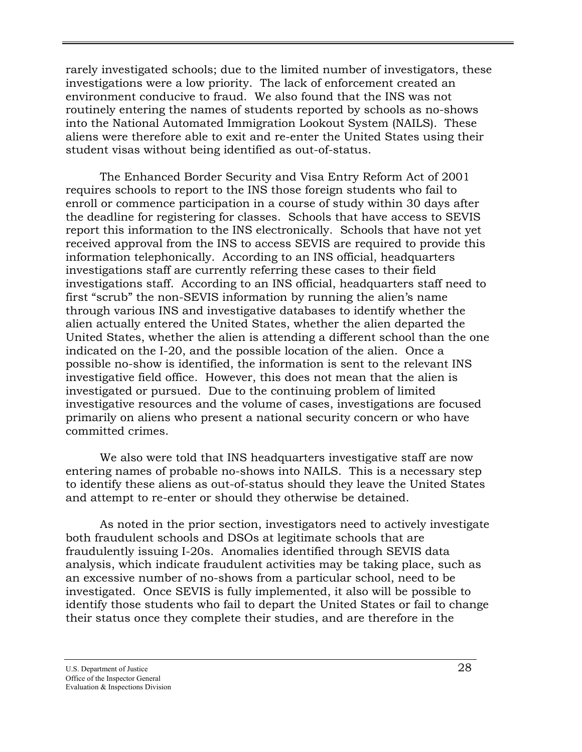rarely investigated schools; due to the limited number of investigators, these investigations were a low priority. The lack of enforcement created an environment conducive to fraud. We also found that the INS was not routinely entering the names of students reported by schools as no-shows into the National Automated Immigration Lookout System (NAILS). These aliens were therefore able to exit and re-enter the United States using their student visas without being identified as out-of-status.

The Enhanced Border Security and Visa Entry Reform Act of 2001 requires schools to report to the INS those foreign students who fail to enroll or commence participation in a course of study within 30 days after the deadline for registering for classes. Schools that have access to SEVIS report this information to the INS electronically. Schools that have not yet received approval from the INS to access SEVIS are required to provide this information telephonically. According to an INS official, headquarters investigations staff are currently referring these cases to their field investigations staff. According to an INS official, headquarters staff need to first "scrub" the non-SEVIS information by running the alien's name through various INS and investigative databases to identify whether the alien actually entered the United States, whether the alien departed the United States, whether the alien is attending a different school than the one indicated on the I-20, and the possible location of the alien. Once a possible no-show is identified, the information is sent to the relevant INS investigative field office. However, this does not mean that the alien is investigated or pursued. Due to the continuing problem of limited investigative resources and the volume of cases, investigations are focused primarily on aliens who present a national security concern or who have committed crimes.

We also were told that INS headquarters investigative staff are now entering names of probable no-shows into NAILS. This is a necessary step to identify these aliens as out-of-status should they leave the United States and attempt to re-enter or should they otherwise be detained.

As noted in the prior section, investigators need to actively investigate both fraudulent schools and DSOs at legitimate schools that are fraudulently issuing I-20s. Anomalies identified through SEVIS data analysis, which indicate fraudulent activities may be taking place, such as an excessive number of no-shows from a particular school, need to be investigated. Once SEVIS is fully implemented, it also will be possible to identify those students who fail to depart the United States or fail to change their status once they complete their studies, and are therefore in the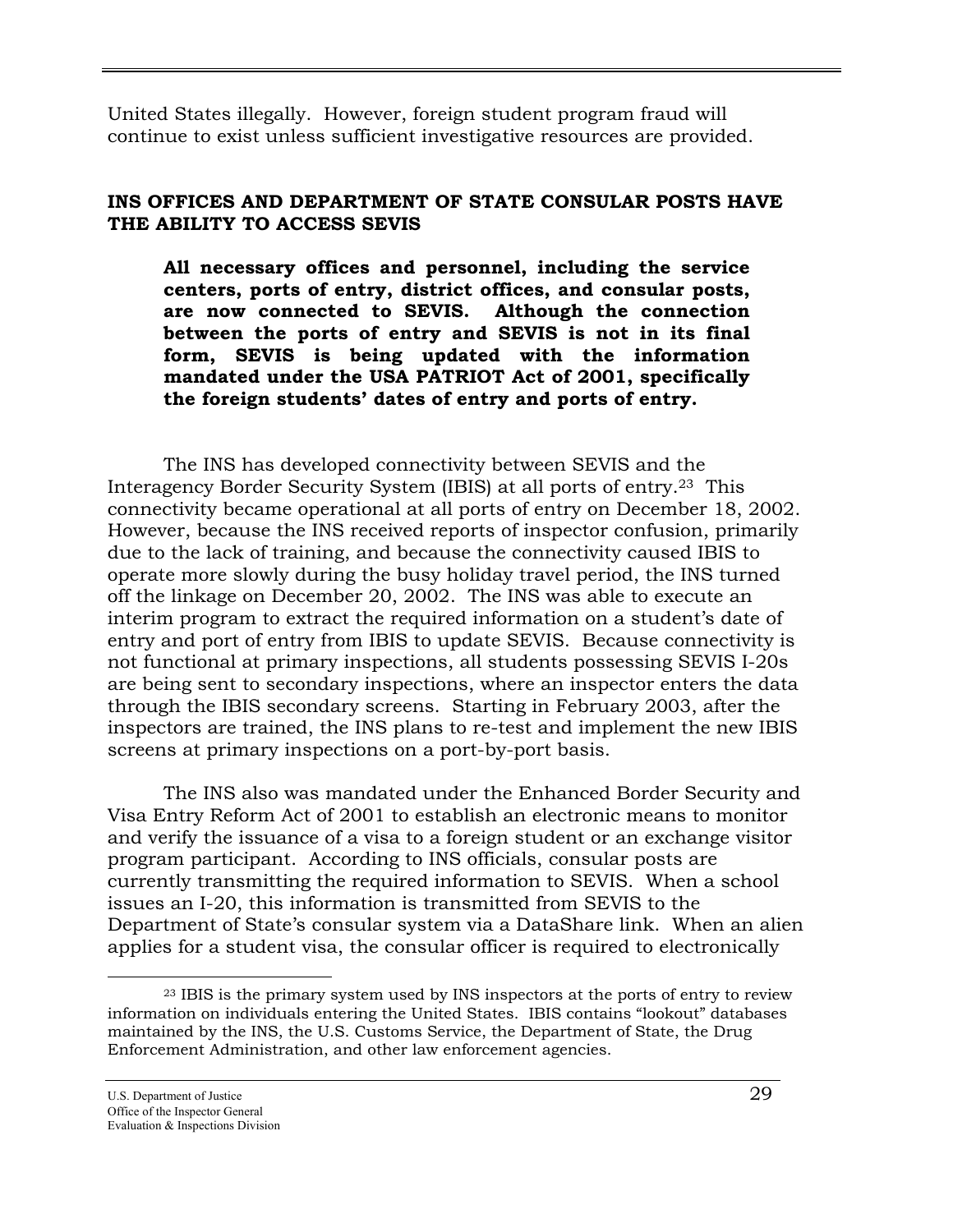United States illegally. However, foreign student program fraud will continue to exist unless sufficient investigative resources are provided.

## INS OFFICES AND DEPARTMENT OF STATE CONSULAR POSTS HAVE THE ABILITY TO ACCESS SEVIS

> **All necessary offices and personnel, including the service centers, ports of entry, district offices, and consular posts, are now connected to SEVIS. Although the connection between the ports of entry and SEVIS is not in its final form, SEVIS is being updated with the information mandated under the USA PATRIOT Act of 2001, specifically the foreign students' dates of entry and ports of entry.**

The INS has developed connectivity between SEVIS and the Interagency Border Security System (IBIS) at all ports of entry.[23] This connectivity became operational at all ports of entry on December 18, 2002. However, because the INS received reports of inspector confusion, primarily due to the lack of training, and because the connectivity caused IBIS to operate more slowly during the busy holiday travel period, the INS turned off the linkage on December 20, 2002. The INS was able to execute an interim program to extract the required information on a student's date of entry and port of entry from IBIS to update SEVIS. Because connectivity is not functional at primary inspections, all students possessing SEVIS I-20s are being sent to secondary inspections, where an inspector enters the data through the IBIS secondary screens. Starting in February 2003, after the inspectors are trained, the INS plans to re-test and implement the new IBIS screens at primary inspections on a port-by-port basis.

The INS also was mandated under the Enhanced Border Security and Visa Entry Reform Act of 2001 to establish an electronic means to monitor and verify the issuance of a visa to a foreign student or an exchange visitor program participant. According to INS officials, consular posts are currently transmitting the required information to SEVIS. When a school issues an I-20, this information is transmitted from SEVIS to the Department of State's consular system via a DataShare link. When an alien applies for a student visa, the consular officer is required to electronically

---

[23] IBIS is the primary system used by INS inspectors at the ports of entry to review information on individuals entering the United States. IBIS contains "lookout" databases maintained by the INS, the U.S. Customs Service, the Department of State, the Drug Enforcement Administration, and other law enforcement agencies.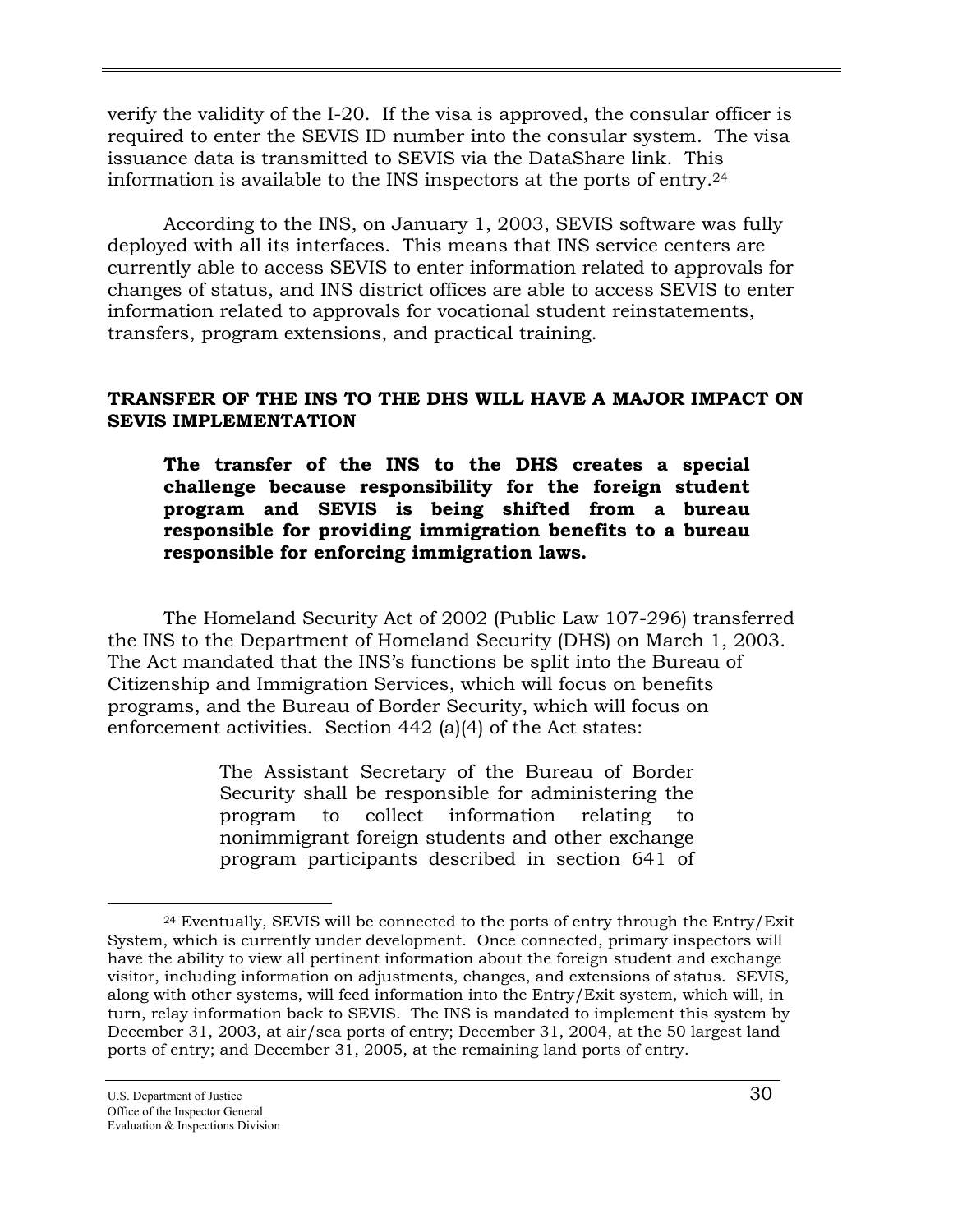verify the validity of the I-20. If the visa is approved, the consular officer is required to enter the SEVIS ID number into the consular system. The visa issuance data is transmitted to SEVIS via the DataShare link. This information is available to the INS inspectors at the ports of entry.[24]

According to the INS, on January 1, 2003, SEVIS software was fully deployed with all its interfaces. This means that INS service centers are currently able to access SEVIS to enter information related to approvals for changes of status, and INS district offices are able to access SEVIS to enter information related to approvals for vocational student reinstatements, transfers, program extensions, and practical training.

## TRANSFER OF THE INS TO THE DHS WILL HAVE A MAJOR IMPACT ON SEVIS IMPLEMENTATION

> **The transfer of the INS to the DHS creates a special challenge because responsibility for the foreign student program and SEVIS is being shifted from a bureau responsible for providing immigration benefits to a bureau responsible for enforcing immigration laws.**

The Homeland Security Act of 2002 (Public Law 107-296) transferred the INS to the Department of Homeland Security (DHS) on March 1, 2003. The Act mandated that the INS's functions be split into the Bureau of Citizenship and Immigration Services, which will focus on benefits programs, and the Bureau of Border Security, which will focus on enforcement activities. Section 442 (a)(4) of the Act states:

> The Assistant Secretary of the Bureau of Border Security shall be responsible for administering the program to collect information relating to nonimmigrant foreign students and other exchange program participants described in section 641 of

[24] Eventually, SEVIS will be connected to the ports of entry through the Entry/Exit System, which is currently under development. Once connected, primary inspectors will have the ability to view all pertinent information about the foreign student and exchange visitor, including information on adjustments, changes, and extensions of status. SEVIS, along with other systems, will feed information into the Entry/Exit system, which will, in turn, relay information back to SEVIS. The INS is mandated to implement this system by December 31, 2003, at air/sea ports of entry; December 31, 2004, at the 50 largest land ports of entry; and December 31, 2005, at the remaining land ports of entry.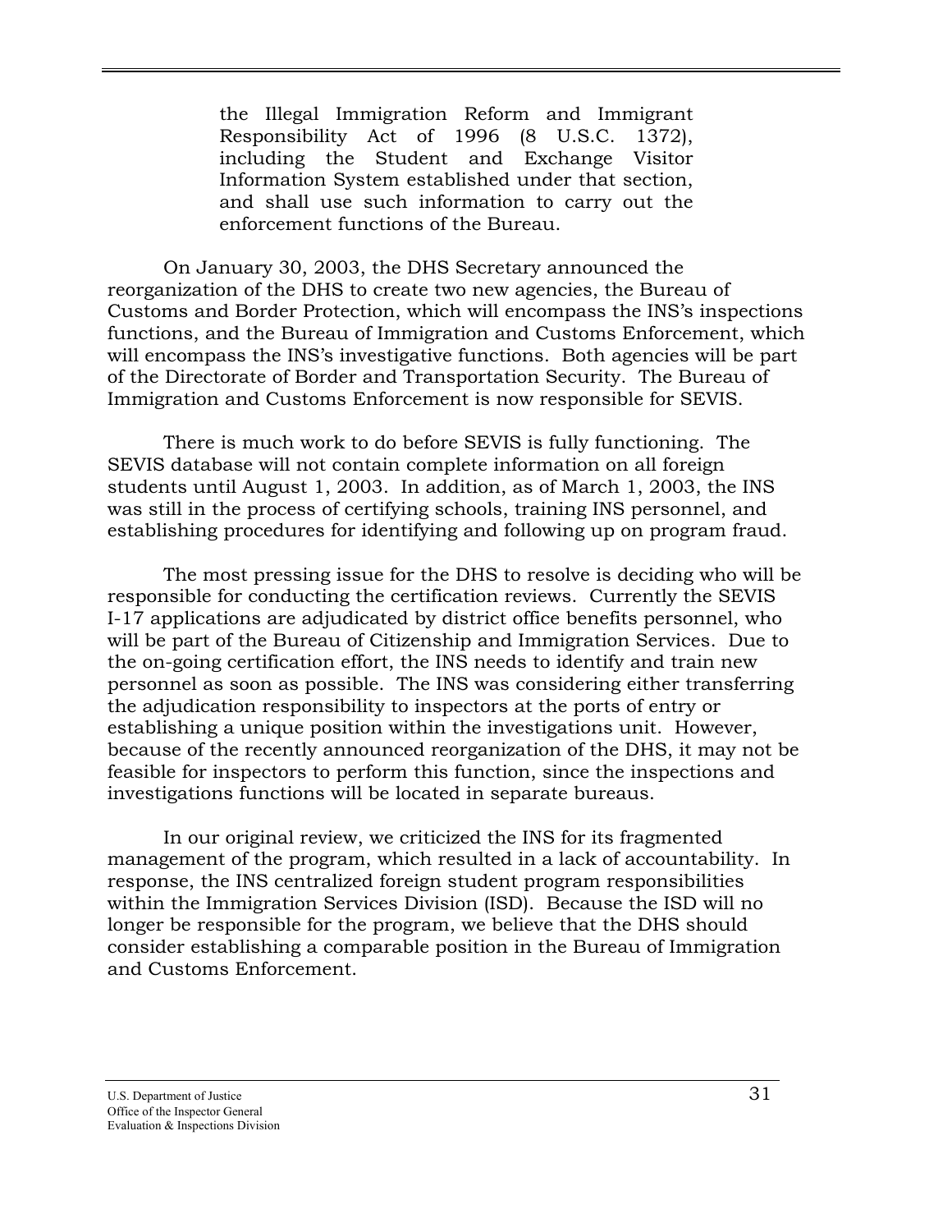> the Illegal Immigration Reform and Immigrant Responsibility Act of 1996 (8 U.S.C. 1372), including the Student and Exchange Visitor Information System established under that section, and shall use such information to carry out the enforcement functions of the Bureau.

On January 30, 2003, the DHS Secretary announced the reorganization of the DHS to create two new agencies, the Bureau of Customs and Border Protection, which will encompass the INS's inspections functions, and the Bureau of Immigration and Customs Enforcement, which will encompass the INS's investigative functions. Both agencies will be part of the Directorate of Border and Transportation Security. The Bureau of Immigration and Customs Enforcement is now responsible for SEVIS.

There is much work to do before SEVIS is fully functioning. The SEVIS database will not contain complete information on all foreign students until August 1, 2003. In addition, as of March 1, 2003, the INS was still in the process of certifying schools, training INS personnel, and establishing procedures for identifying and following up on program fraud.

The most pressing issue for the DHS to resolve is deciding who will be responsible for conducting the certification reviews. Currently the SEVIS I-17 applications are adjudicated by district office benefits personnel, who will be part of the Bureau of Citizenship and Immigration Services. Due to the on-going certification effort, the INS needs to identify and train new personnel as soon as possible. The INS was considering either transferring the adjudication responsibility to inspectors at the ports of entry or establishing a unique position within the investigations unit. However, because of the recently announced reorganization of the DHS, it may not be feasible for inspectors to perform this function, since the inspections and investigations functions will be located in separate bureaus.

In our original review, we criticized the INS for its fragmented management of the program, which resulted in a lack of accountability. In response, the INS centralized foreign student program responsibilities within the Immigration Services Division (ISD). Because the ISD will no longer be responsible for the program, we believe that the DHS should consider establishing a comparable position in the Bureau of Immigration and Customs Enforcement.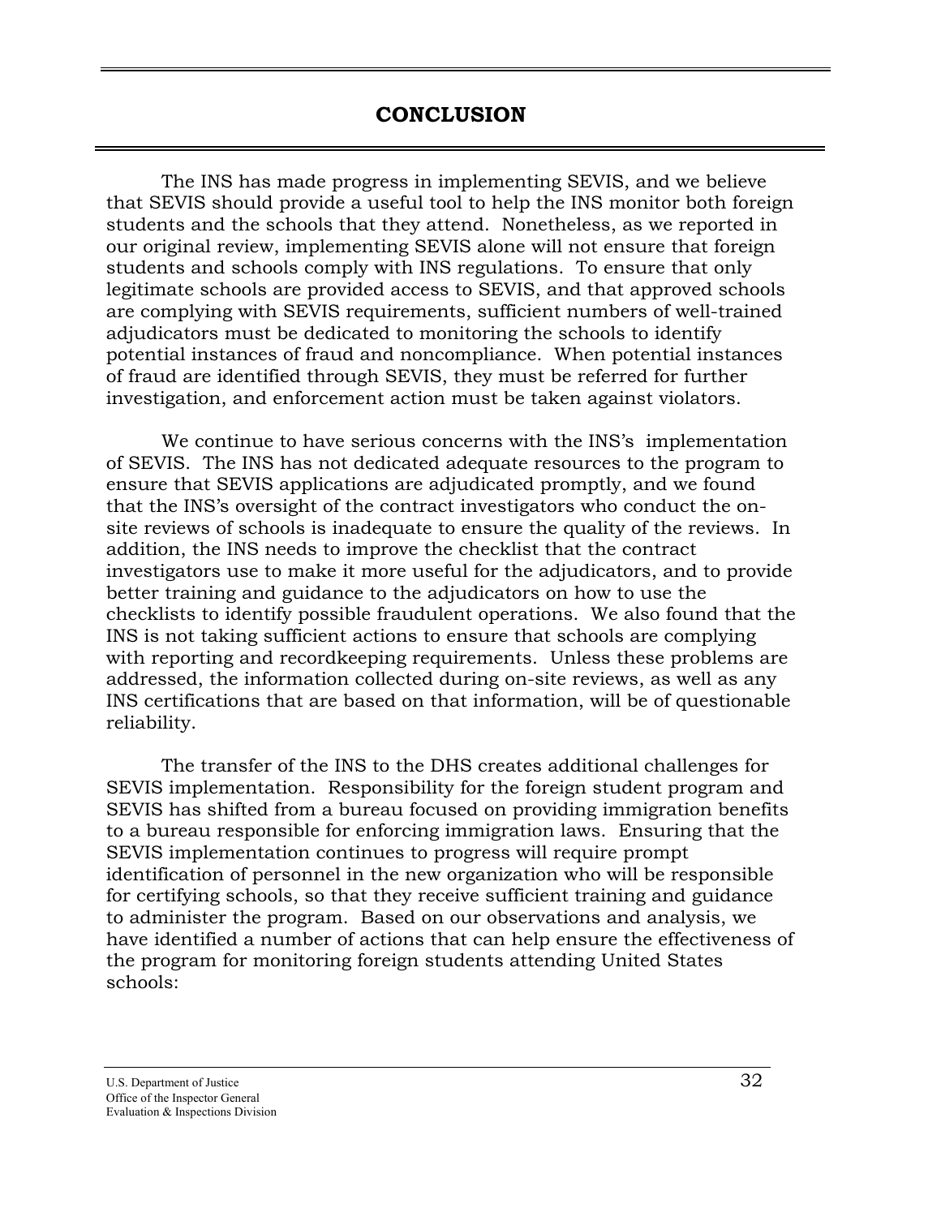# CONCLUSION

The INS has made progress in implementing SEVIS, and we believe that SEVIS should provide a useful tool to help the INS monitor both foreign students and the schools that they attend. Nonetheless, as we reported in our original review, implementing SEVIS alone will not ensure that foreign students and schools comply with INS regulations. To ensure that only legitimate schools are provided access to SEVIS, and that approved schools are complying with SEVIS requirements, sufficient numbers of well-trained adjudicators must be dedicated to monitoring the schools to identify potential instances of fraud and noncompliance. When potential instances of fraud are identified through SEVIS, they must be referred for further investigation, and enforcement action must be taken against violators.

We continue to have serious concerns with the INS's implementation of SEVIS. The INS has not dedicated adequate resources to the program to ensure that SEVIS applications are adjudicated promptly, and we found that the INS's oversight of the contract investigators who conduct the on-site reviews of schools is inadequate to ensure the quality of the reviews. In addition, the INS needs to improve the checklist that the contract investigators use to make it more useful for the adjudicators, and to provide better training and guidance to the adjudicators on how to use the checklists to identify possible fraudulent operations. We also found that the INS is not taking sufficient actions to ensure that schools are complying with reporting and recordkeeping requirements. Unless these problems are addressed, the information collected during on-site reviews, as well as any INS certifications that are based on that information, will be of questionable reliability.

The transfer of the INS to the DHS creates additional challenges for SEVIS implementation. Responsibility for the foreign student program and SEVIS has shifted from a bureau focused on providing immigration benefits to a bureau responsible for enforcing immigration laws. Ensuring that the SEVIS implementation continues to progress will require prompt identification of personnel in the new organization who will be responsible for certifying schools, so that they receive sufficient training and guidance to administer the program. Based on our observations and analysis, we have identified a number of actions that can help ensure the effectiveness of the program for monitoring foreign students attending United States schools: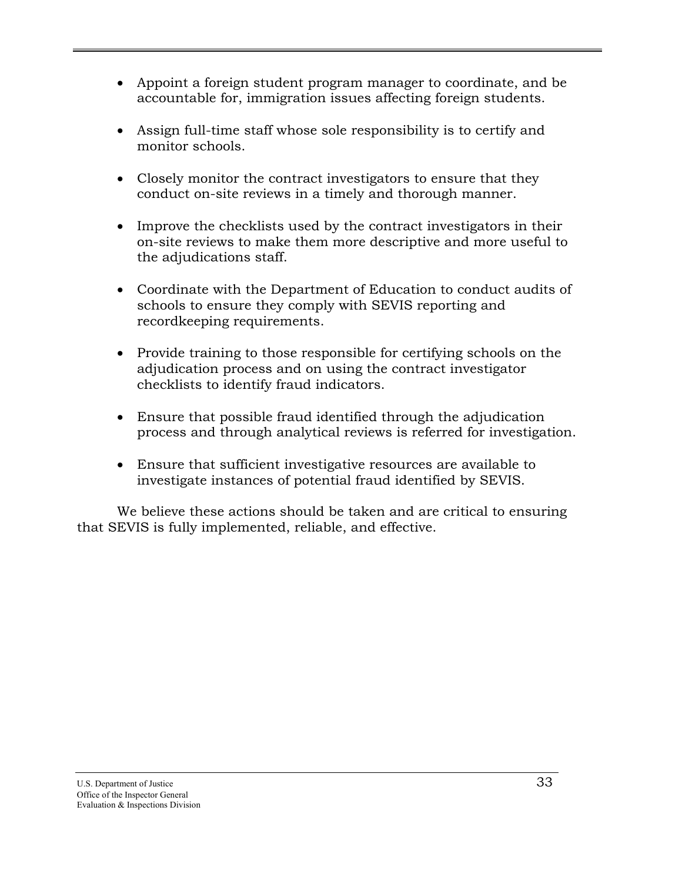- Appoint a foreign student program manager to coordinate, and be accountable for, immigration issues affecting foreign students.

- Assign full-time staff whose sole responsibility is to certify and monitor schools.

- Closely monitor the contract investigators to ensure that they conduct on-site reviews in a timely and thorough manner.

- Improve the checklists used by the contract investigators in their on-site reviews to make them more descriptive and more useful to the adjudications staff.

- Coordinate with the Department of Education to conduct audits of schools to ensure they comply with SEVIS reporting and recordkeeping requirements.

- Provide training to those responsible for certifying schools on the adjudication process and on using the contract investigator checklists to identify fraud indicators.

- Ensure that possible fraud identified through the adjudication process and through analytical reviews is referred for investigation.

- Ensure that sufficient investigative resources are available to investigate instances of potential fraud identified by SEVIS.

We believe these actions should be taken and are critical to ensuring that SEVIS is fully implemented, reliable, and effective.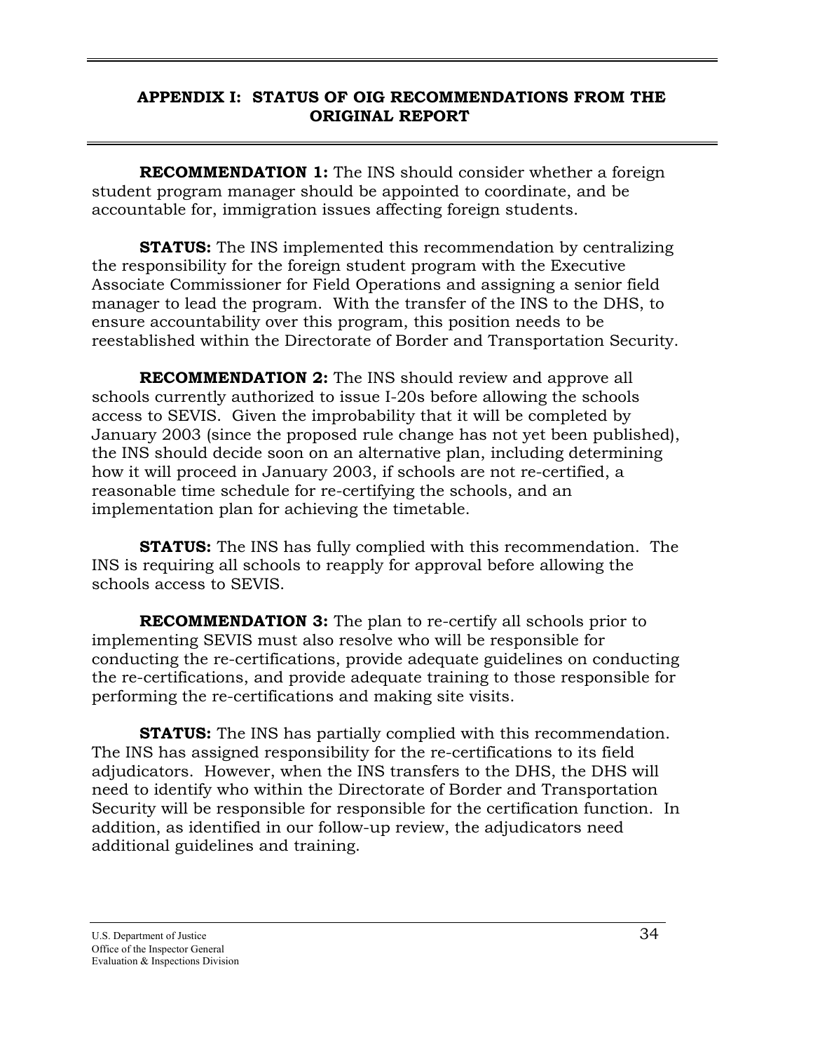## APPENDIX I: STATUS OF OIG RECOMMENDATIONS FROM THE ORIGINAL REPORT

**RECOMMENDATION 1:** The INS should consider whether a foreign student program manager should be appointed to coordinate, and be accountable for, immigration issues affecting foreign students.

**STATUS:** The INS implemented this recommendation by centralizing the responsibility for the foreign student program with the Executive Associate Commissioner for Field Operations and assigning a senior field manager to lead the program. With the transfer of the INS to the DHS, to ensure accountability over this program, this position needs to be reestablished within the Directorate of Border and Transportation Security.

**RECOMMENDATION 2:** The INS should review and approve all schools currently authorized to issue I-20s before allowing the schools access to SEVIS. Given the improbability that it will be completed by January 2003 (since the proposed rule change has not yet been published), the INS should decide soon on an alternative plan, including determining how it will proceed in January 2003, if schools are not re-certified, a reasonable time schedule for re-certifying the schools, and an implementation plan for achieving the timetable.

**STATUS:** The INS has fully complied with this recommendation. The INS is requiring all schools to reapply for approval before allowing the schools access to SEVIS.

**RECOMMENDATION 3:** The plan to re-certify all schools prior to implementing SEVIS must also resolve who will be responsible for conducting the re-certifications, provide adequate guidelines on conducting the re-certifications, and provide adequate training to those responsible for performing the re-certifications and making site visits.

**STATUS:** The INS has partially complied with this recommendation. The INS has assigned responsibility for the re-certifications to its field adjudicators. However, when the INS transfers to the DHS, the DHS will need to identify who within the Directorate of Border and Transportation Security will be responsible for responsible for the certification function. In addition, as identified in our follow-up review, the adjudicators need additional guidelines and training.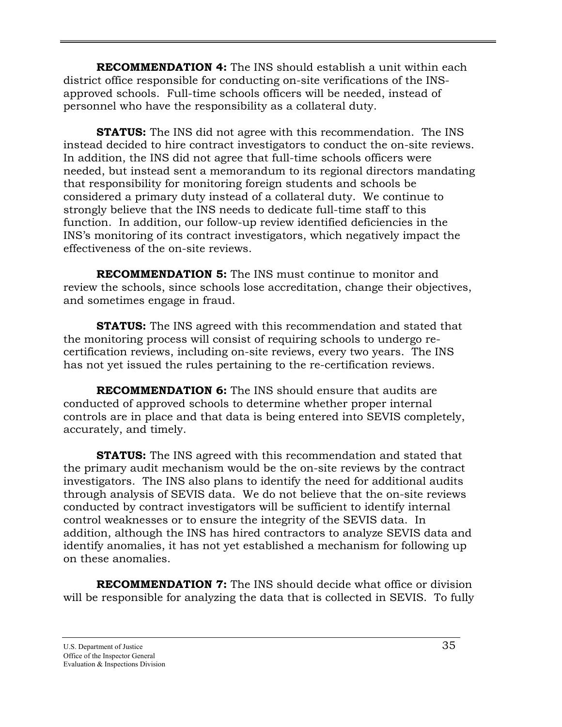**RECOMMENDATION 4:** The INS should establish a unit within each district office responsible for conducting on-site verifications of the INS-approved schools. Full-time schools officers will be needed, instead of personnel who have the responsibility as a collateral duty.

**STATUS:** The INS did not agree with this recommendation. The INS instead decided to hire contract investigators to conduct the on-site reviews. In addition, the INS did not agree that full-time schools officers were needed, but instead sent a memorandum to its regional directors mandating that responsibility for monitoring foreign students and schools be considered a primary duty instead of a collateral duty. We continue to strongly believe that the INS needs to dedicate full-time staff to this function. In addition, our follow-up review identified deficiencies in the INS's monitoring of its contract investigators, which negatively impact the effectiveness of the on-site reviews.

**RECOMMENDATION 5:** The INS must continue to monitor and review the schools, since schools lose accreditation, change their objectives, and sometimes engage in fraud.

**STATUS:** The INS agreed with this recommendation and stated that the monitoring process will consist of requiring schools to undergo re-certification reviews, including on-site reviews, every two years. The INS has not yet issued the rules pertaining to the re-certification reviews.

**RECOMMENDATION 6:** The INS should ensure that audits are conducted of approved schools to determine whether proper internal controls are in place and that data is being entered into SEVIS completely, accurately, and timely.

**STATUS:** The INS agreed with this recommendation and stated that the primary audit mechanism would be the on-site reviews by the contract investigators. The INS also plans to identify the need for additional audits through analysis of SEVIS data. We do not believe that the on-site reviews conducted by contract investigators will be sufficient to identify internal control weaknesses or to ensure the integrity of the SEVIS data. In addition, although the INS has hired contractors to analyze SEVIS data and identify anomalies, it has not yet established a mechanism for following up on these anomalies.

**RECOMMENDATION 7:** The INS should decide what office or division will be responsible for analyzing the data that is collected in SEVIS. To fully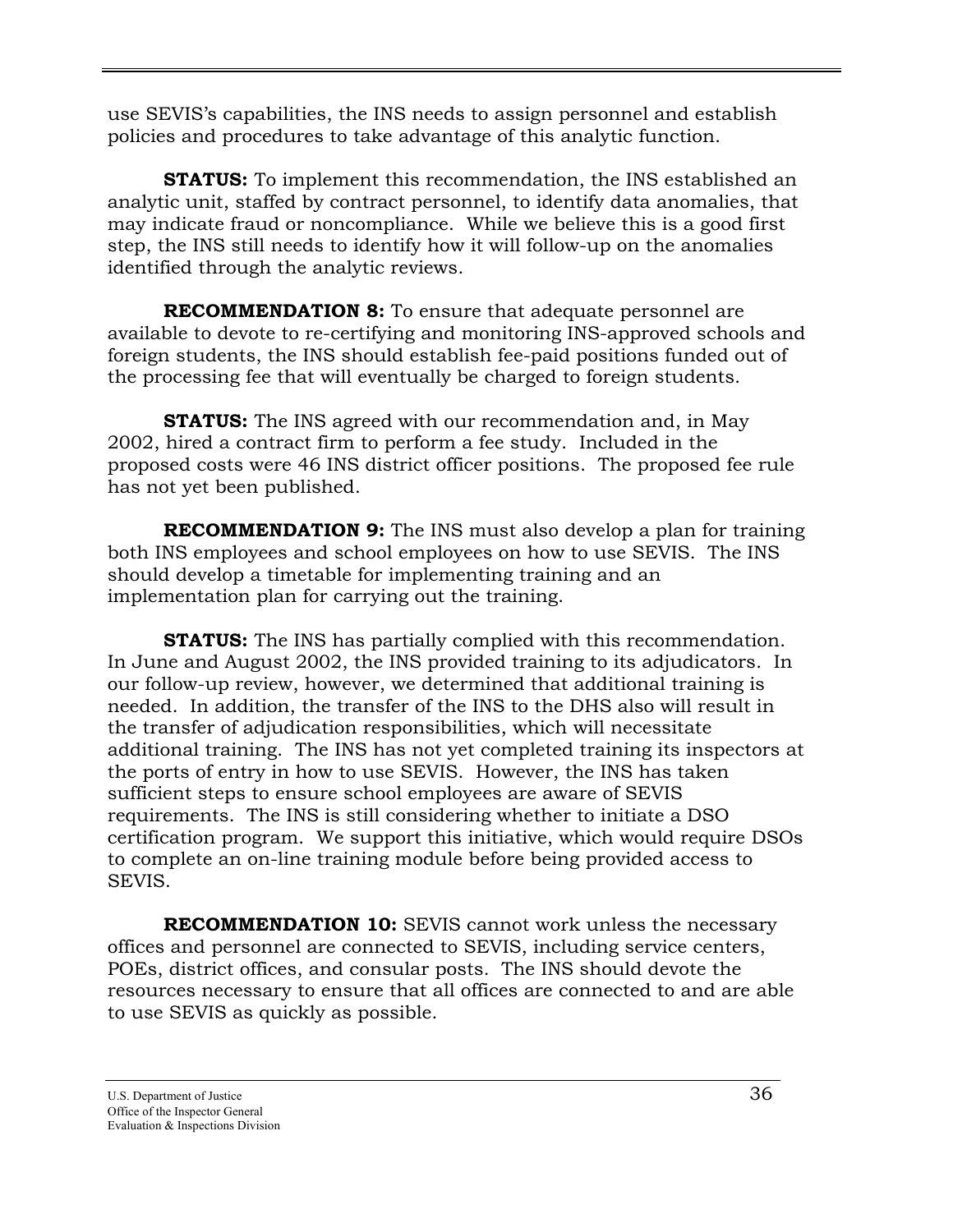use SEVIS's capabilities, the INS needs to assign personnel and establish policies and procedures to take advantage of this analytic function.

**STATUS:** To implement this recommendation, the INS established an analytic unit, staffed by contract personnel, to identify data anomalies, that may indicate fraud or noncompliance. While we believe this is a good first step, the INS still needs to identify how it will follow-up on the anomalies identified through the analytic reviews.

**RECOMMENDATION 8:** To ensure that adequate personnel are available to devote to re-certifying and monitoring INS-approved schools and foreign students, the INS should establish fee-paid positions funded out of the processing fee that will eventually be charged to foreign students.

**STATUS:** The INS agreed with our recommendation and, in May 2002, hired a contract firm to perform a fee study. Included in the proposed costs were 46 INS district officer positions. The proposed fee rule has not yet been published.

**RECOMMENDATION 9:** The INS must also develop a plan for training both INS employees and school employees on how to use SEVIS. The INS should develop a timetable for implementing training and an implementation plan for carrying out the training.

**STATUS:** The INS has partially complied with this recommendation. In June and August 2002, the INS provided training to its adjudicators. In our follow-up review, however, we determined that additional training is needed. In addition, the transfer of the INS to the DHS also will result in the transfer of adjudication responsibilities, which will necessitate additional training. The INS has not yet completed training its inspectors at the ports of entry in how to use SEVIS. However, the INS has taken sufficient steps to ensure school employees are aware of SEVIS requirements. The INS is still considering whether to initiate a DSO certification program. We support this initiative, which would require DSOs to complete an on-line training module before being provided access to SEVIS.

**RECOMMENDATION 10:** SEVIS cannot work unless the necessary offices and personnel are connected to SEVIS, including service centers, POEs, district offices, and consular posts. The INS should devote the resources necessary to ensure that all offices are connected to and are able to use SEVIS as quickly as possible.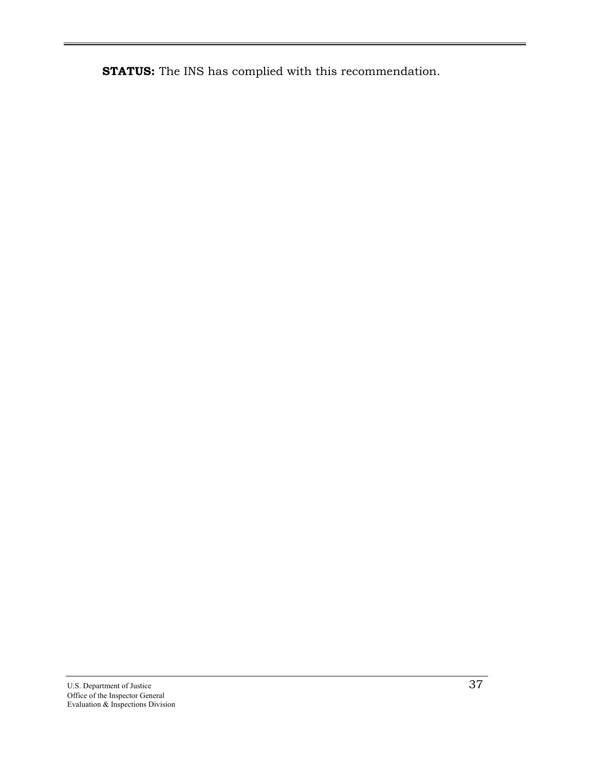**STATUS:** The INS has complied with this recommendation.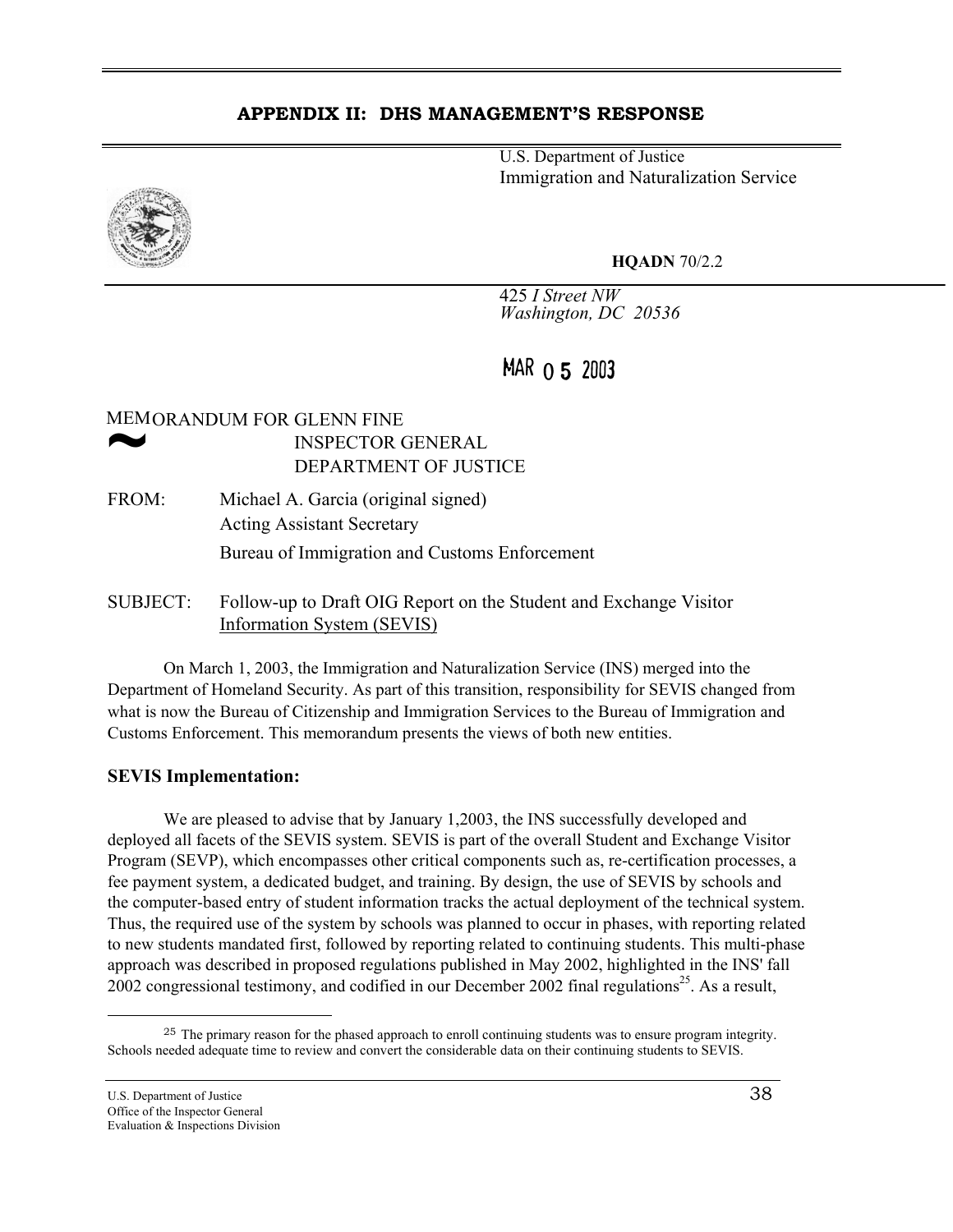## APPENDIX II: DHS MANAGEMENT'S RESPONSE

U.S. Department of Justice
Immigration and Naturalization Service

**HQADN** 70/2.2

425 *I Street NW*
*Washington, DC 20536*

MAR 05 2003

MEMORANDUM FOR GLENN FINE
INSPECTOR GENERAL
DEPARTMENT OF JUSTICE

FROM: Michael A. Garcia (original signed)
Acting Assistant Secretary
Bureau of Immigration and Customs Enforcement

SUBJECT: Follow-up to Draft OIG Report on the Student and Exchange Visitor Information System (SEVIS)

On March 1, 2003, the Immigration and Naturalization Service (INS) merged into the Department of Homeland Security. As part of this transition, responsibility for SEVIS changed from what is now the Bureau of Citizenship and Immigration Services to the Bureau of Immigration and Customs Enforcement. This memorandum presents the views of both new entities.

**SEVIS Implementation:**

We are pleased to advise that by January 1,2003, the INS successfully developed and deployed all facets of the SEVIS system. SEVIS is part of the overall Student and Exchange Visitor Program (SEVP), which encompasses other critical components such as, re-certification processes, a fee payment system, a dedicated budget, and training. By design, the use of SEVIS by schools and the computer-based entry of student information tracks the actual deployment of the technical system. Thus, the required use of the system by schools was planned to occur in phases, with reporting related to new students mandated first, followed by reporting related to continuing students. This multi-phase approach was described in proposed regulations published in May 2002, highlighted in the INS' fall 2002 congressional testimony, and codified in our December 2002 final regulations[25]. As a result,

[25] The primary reason for the phased approach to enroll continuing students was to ensure program integrity. Schools needed adequate time to review and convert the considerable data on their continuing students to SEVIS.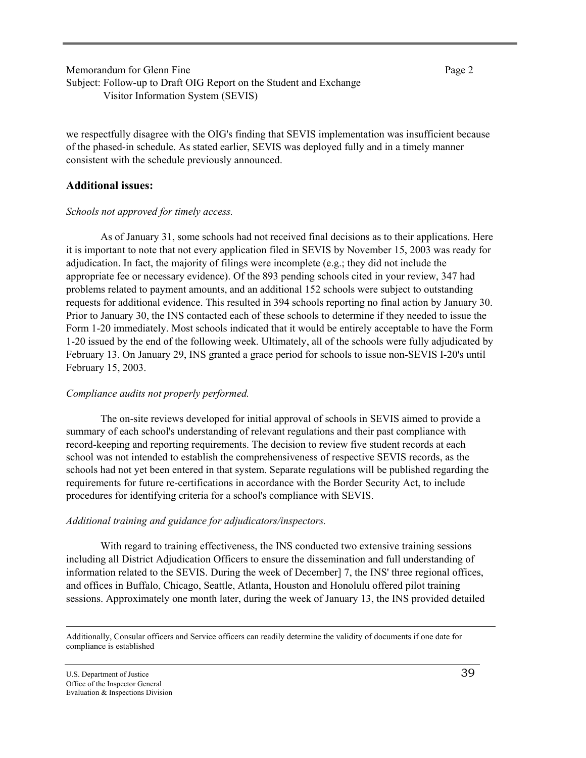Memorandum for Glenn Fine Page 2
Subject: Follow-up to Draft OIG Report on the Student and Exchange Visitor Information System (SEVIS)

we respectfully disagree with the OIG's finding that SEVIS implementation was insufficient because of the phased-in schedule. As stated earlier, SEVIS was deployed fully and in a timely manner consistent with the schedule previously announced.

## Additional issues:

*Schools not approved for timely access.*

As of January 31, some schools had not received final decisions as to their applications. Here it is important to note that not every application filed in SEVIS by November 15, 2003 was ready for adjudication. In fact, the majority of filings were incomplete (e.g.; they did not include the appropriate fee or necessary evidence). Of the 893 pending schools cited in your review, 347 had problems related to payment amounts, and an additional 152 schools were subject to outstanding requests for additional evidence. This resulted in 394 schools reporting no final action by January 30. Prior to January 30, the INS contacted each of these schools to determine if they needed to issue the Form 1-20 immediately. Most schools indicated that it would be entirely acceptable to have the Form 1-20 issued by the end of the following week. Ultimately, all of the schools were fully adjudicated by February 13. On January 29, INS granted a grace period for schools to issue non-SEVIS I-20's until February 15, 2003.

*Compliance audits not properly performed.*

The on-site reviews developed for initial approval of schools in SEVIS aimed to provide a summary of each school's understanding of relevant regulations and their past compliance with record-keeping and reporting requirements. The decision to review five student records at each school was not intended to establish the comprehensiveness of respective SEVIS records, as the schools had not yet been entered in that system. Separate regulations will be published regarding the requirements for future re-certifications in accordance with the Border Security Act, to include procedures for identifying criteria for a school's compliance with SEVIS.

*Additional training and guidance for adjudicators/inspectors.*

With regard to training effectiveness, the INS conducted two extensive training sessions including all District Adjudication Officers to ensure the dissemination and full understanding of information related to the SEVIS. During the week of December] 7, the INS' three regional offices, and offices in Buffalo, Chicago, Seattle, Atlanta, Houston and Honolulu offered pilot training sessions. Approximately one month later, during the week of January 13, the INS provided detailed

---

Additionally, Consular officers and Service officers can readily determine the validity of documents if one date for compliance is established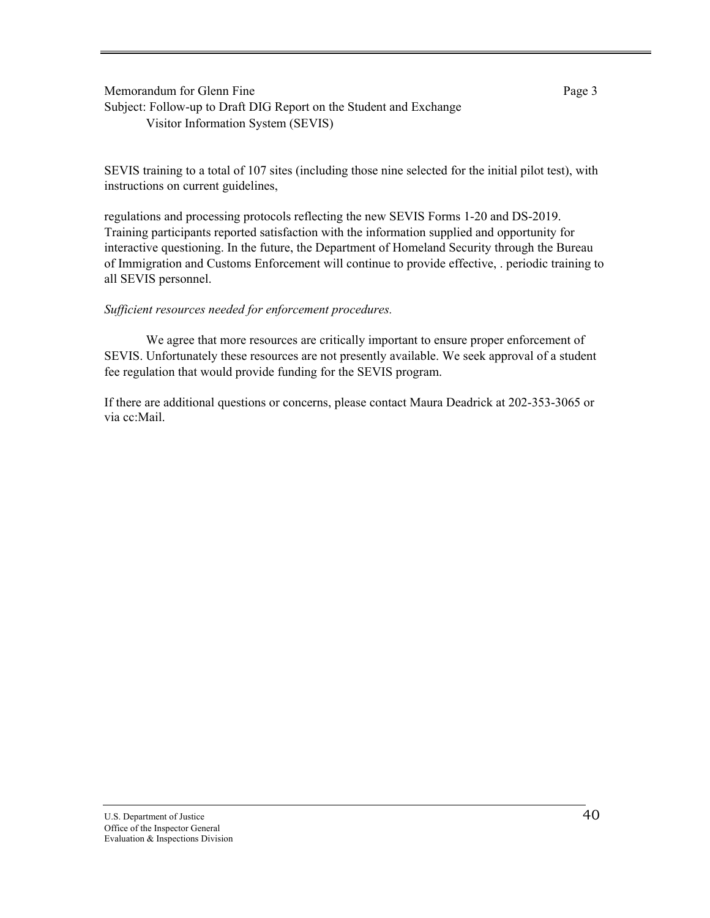Memorandum for Glenn Fine

Subject: Follow-up to Draft DIG Report on the Student and Exchange Visitor Information System (SEVIS)

SEVIS training to a total of 107 sites (including those nine selected for the initial pilot test), with instructions on current guidelines,

regulations and processing protocols reflecting the new SEVIS Forms 1-20 and DS-2019. Training participants reported satisfaction with the information supplied and opportunity for interactive questioning. In the future, the Department of Homeland Security through the Bureau of Immigration and Customs Enforcement will continue to provide effective, . periodic training to all SEVIS personnel.

*Sufficient resources needed for enforcement procedures.*

We agree that more resources are critically important to ensure proper enforcement of SEVIS. Unfortunately these resources are not presently available. We seek approval of a student fee regulation that would provide funding for the SEVIS program.

If there are additional questions or concerns, please contact Maura Deadrick at 202-353-3065 or via cc:Mail.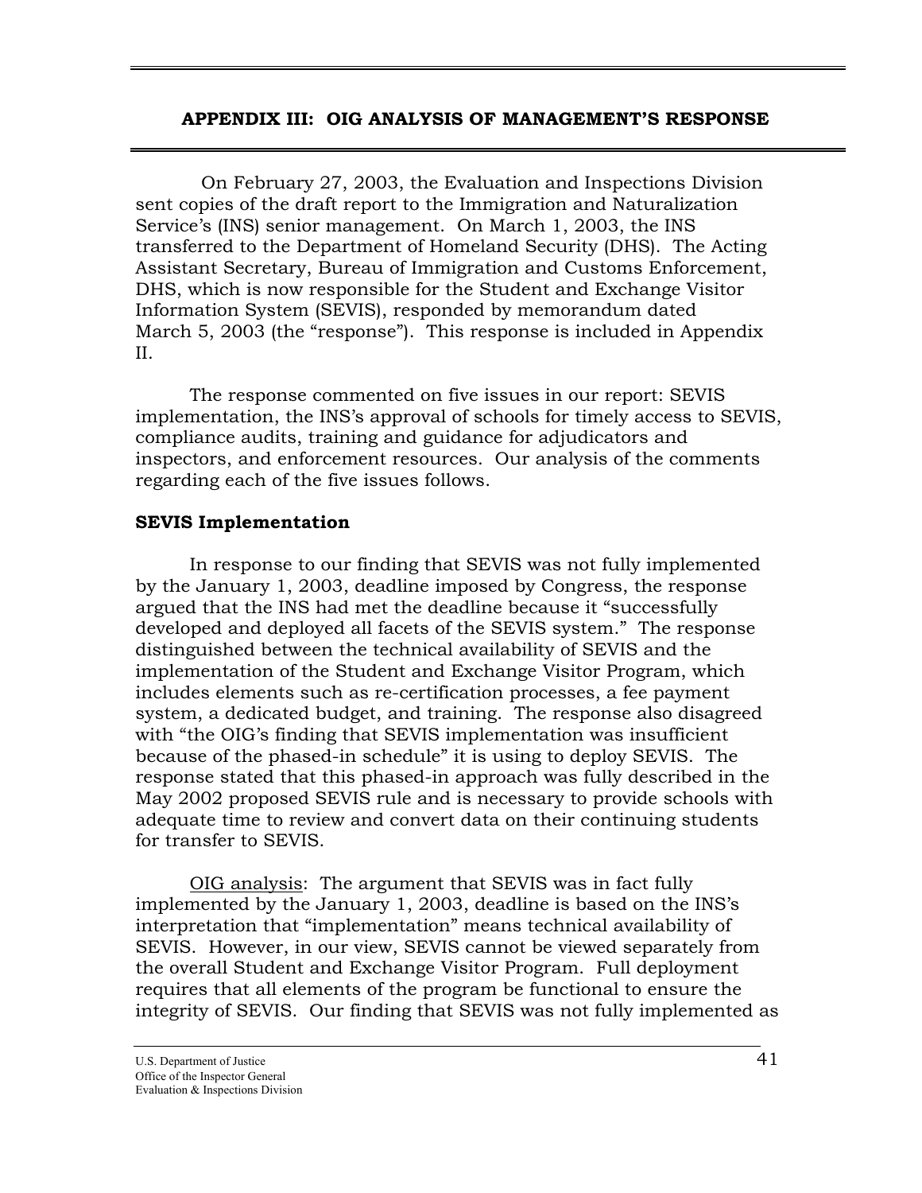## APPENDIX III: OIG ANALYSIS OF MANAGEMENT'S RESPONSE

On February 27, 2003, the Evaluation and Inspections Division sent copies of the draft report to the Immigration and Naturalization Service's (INS) senior management. On March 1, 2003, the INS transferred to the Department of Homeland Security (DHS). The Acting Assistant Secretary, Bureau of Immigration and Customs Enforcement, DHS, which is now responsible for the Student and Exchange Visitor Information System (SEVIS), responded by memorandum dated March 5, 2003 (the "response"). This response is included in Appendix II.

The response commented on five issues in our report: SEVIS implementation, the INS's approval of schools for timely access to SEVIS, compliance audits, training and guidance for adjudicators and inspectors, and enforcement resources. Our analysis of the comments regarding each of the five issues follows.

**SEVIS Implementation**

In response to our finding that SEVIS was not fully implemented by the January 1, 2003, deadline imposed by Congress, the response argued that the INS had met the deadline because it "successfully developed and deployed all facets of the SEVIS system." The response distinguished between the technical availability of SEVIS and the implementation of the Student and Exchange Visitor Program, which includes elements such as re-certification processes, a fee payment system, a dedicated budget, and training. The response also disagreed with "the OIG's finding that SEVIS implementation was insufficient because of the phased-in schedule" it is using to deploy SEVIS. The response stated that this phased-in approach was fully described in the May 2002 proposed SEVIS rule and is necessary to provide schools with adequate time to review and convert data on their continuing students for transfer to SEVIS.

<u>OIG analysis</u>: The argument that SEVIS was in fact fully implemented by the January 1, 2003, deadline is based on the INS's interpretation that "implementation" means technical availability of SEVIS. However, in our view, SEVIS cannot be viewed separately from the overall Student and Exchange Visitor Program. Full deployment requires that all elements of the program be functional to ensure the integrity of SEVIS. Our finding that SEVIS was not fully implemented as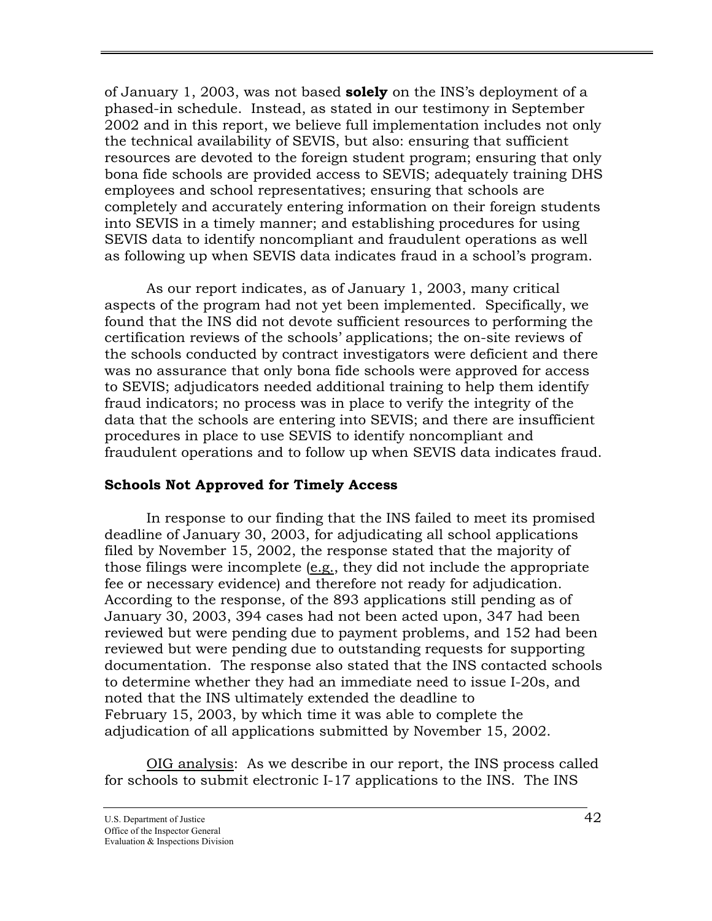of January 1, 2003, was not based **solely** on the INS's deployment of a phased-in schedule. Instead, as stated in our testimony in September 2002 and in this report, we believe full implementation includes not only the technical availability of SEVIS, but also: ensuring that sufficient resources are devoted to the foreign student program; ensuring that only bona fide schools are provided access to SEVIS; adequately training DHS employees and school representatives; ensuring that schools are completely and accurately entering information on their foreign students into SEVIS in a timely manner; and establishing procedures for using SEVIS data to identify noncompliant and fraudulent operations as well as following up when SEVIS data indicates fraud in a school's program.

As our report indicates, as of January 1, 2003, many critical aspects of the program had not yet been implemented. Specifically, we found that the INS did not devote sufficient resources to performing the certification reviews of the schools' applications; the on-site reviews of the schools conducted by contract investigators were deficient and there was no assurance that only bona fide schools were approved for access to SEVIS; adjudicators needed additional training to help them identify fraud indicators; no process was in place to verify the integrity of the data that the schools are entering into SEVIS; and there are insufficient procedures in place to use SEVIS to identify noncompliant and fraudulent operations and to follow up when SEVIS data indicates fraud.

### Schools Not Approved for Timely Access

In response to our finding that the INS failed to meet its promised deadline of January 30, 2003, for adjudicating all school applications filed by November 15, 2002, the response stated that the majority of those filings were incomplete (e.g., they did not include the appropriate fee or necessary evidence) and therefore not ready for adjudication. According to the response, of the 893 applications still pending as of January 30, 2003, 394 cases had not been acted upon, 347 had been reviewed but were pending due to payment problems, and 152 had been reviewed but were pending due to outstanding requests for supporting documentation. The response also stated that the INS contacted schools to determine whether they had an immediate need to issue I-20s, and noted that the INS ultimately extended the deadline to February 15, 2003, by which time it was able to complete the adjudication of all applications submitted by November 15, 2002.

OIG analysis: As we describe in our report, the INS process called for schools to submit electronic I-17 applications to the INS. The INS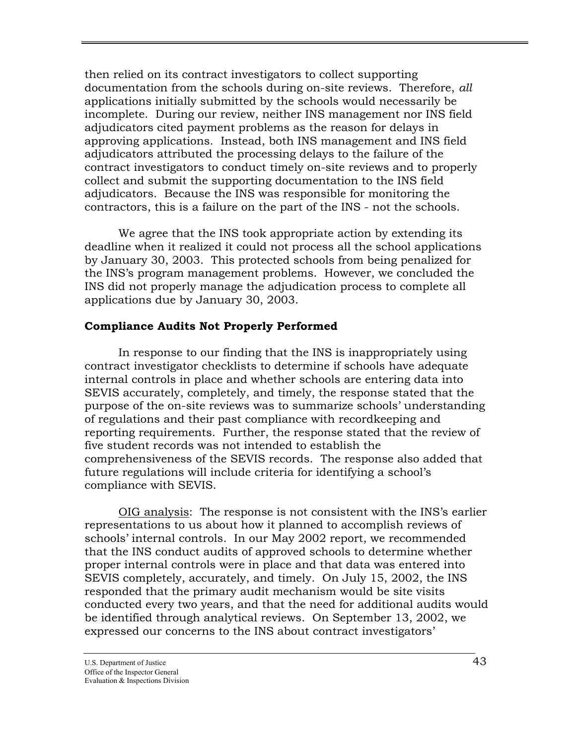then relied on its contract investigators to collect supporting documentation from the schools during on-site reviews. Therefore, *all* applications initially submitted by the schools would necessarily be incomplete. During our review, neither INS management nor INS field adjudicators cited payment problems as the reason for delays in approving applications. Instead, both INS management and INS field adjudicators attributed the processing delays to the failure of the contract investigators to conduct timely on-site reviews and to properly collect and submit the supporting documentation to the INS field adjudicators. Because the INS was responsible for monitoring the contractors, this is a failure on the part of the INS - not the schools.

We agree that the INS took appropriate action by extending its deadline when it realized it could not process all the school applications by January 30, 2003. This protected schools from being penalized for the INS's program management problems. However, we concluded the INS did not properly manage the adjudication process to complete all applications due by January 30, 2003.

**Compliance Audits Not Properly Performed**

In response to our finding that the INS is inappropriately using contract investigator checklists to determine if schools have adequate internal controls in place and whether schools are entering data into SEVIS accurately, completely, and timely, the response stated that the purpose of the on-site reviews was to summarize schools' understanding of regulations and their past compliance with recordkeeping and reporting requirements. Further, the response stated that the review of five student records was not intended to establish the comprehensiveness of the SEVIS records. The response also added that future regulations will include criteria for identifying a school's compliance with SEVIS.

<u>OIG analysis</u>: The response is not consistent with the INS's earlier representations to us about how it planned to accomplish reviews of schools' internal controls. In our May 2002 report, we recommended that the INS conduct audits of approved schools to determine whether proper internal controls were in place and that data was entered into SEVIS completely, accurately, and timely. On July 15, 2002, the INS responded that the primary audit mechanism would be site visits conducted every two years, and that the need for additional audits would be identified through analytical reviews. On September 13, 2002, we expressed our concerns to the INS about contract investigators'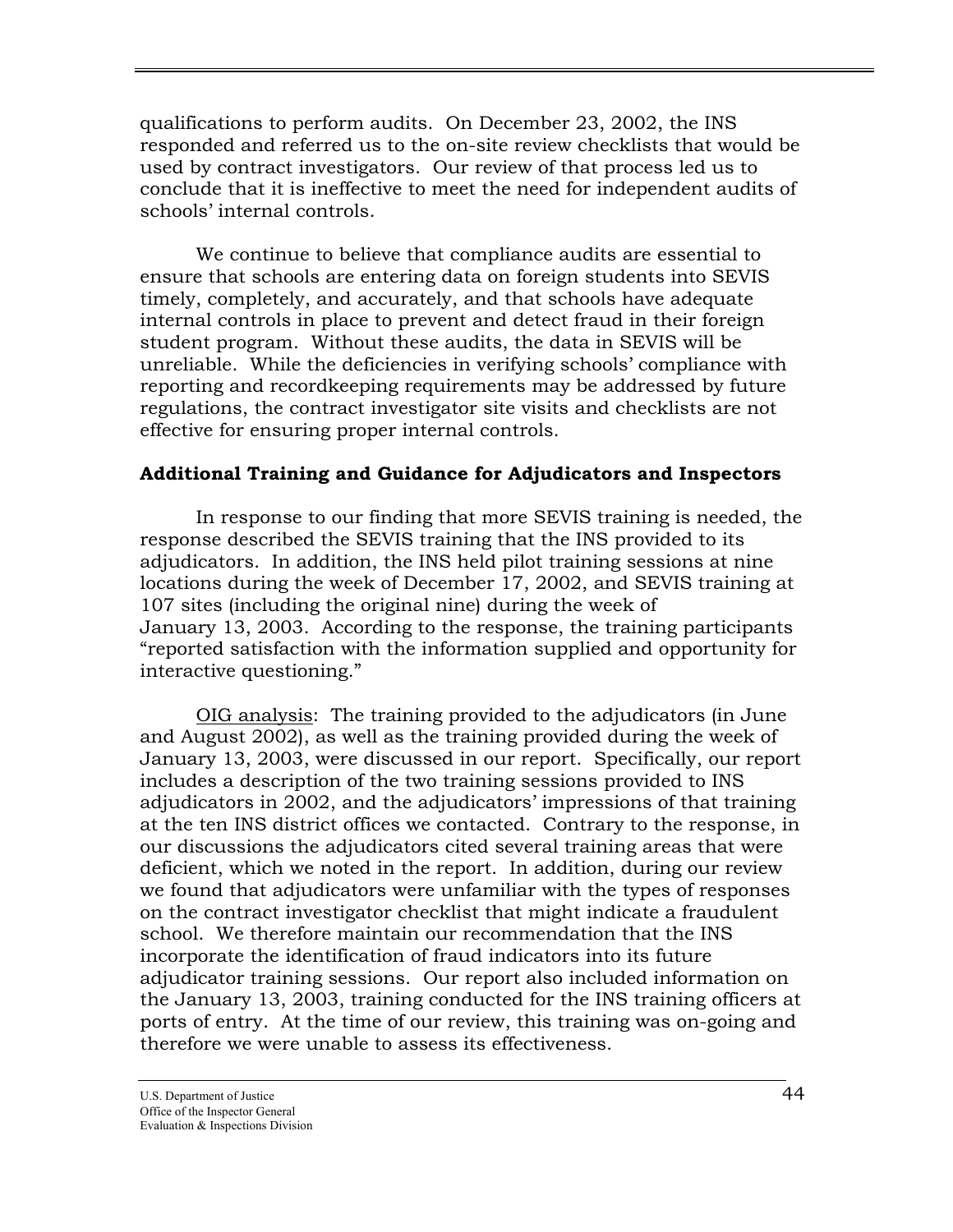qualifications to perform audits. On December 23, 2002, the INS responded and referred us to the on-site review checklists that would be used by contract investigators. Our review of that process led us to conclude that it is ineffective to meet the need for independent audits of schools' internal controls.

We continue to believe that compliance audits are essential to ensure that schools are entering data on foreign students into SEVIS timely, completely, and accurately, and that schools have adequate internal controls in place to prevent and detect fraud in their foreign student program. Without these audits, the data in SEVIS will be unreliable. While the deficiencies in verifying schools' compliance with reporting and recordkeeping requirements may be addressed by future regulations, the contract investigator site visits and checklists are not effective for ensuring proper internal controls.

### Additional Training and Guidance for Adjudicators and Inspectors

In response to our finding that more SEVIS training is needed, the response described the SEVIS training that the INS provided to its adjudicators. In addition, the INS held pilot training sessions at nine locations during the week of December 17, 2002, and SEVIS training at 107 sites (including the original nine) during the week of January 13, 2003. According to the response, the training participants "reported satisfaction with the information supplied and opportunity for interactive questioning."

OIG analysis: The training provided to the adjudicators (in June and August 2002), as well as the training provided during the week of January 13, 2003, were discussed in our report. Specifically, our report includes a description of the two training sessions provided to INS adjudicators in 2002, and the adjudicators' impressions of that training at the ten INS district offices we contacted. Contrary to the response, in our discussions the adjudicators cited several training areas that were deficient, which we noted in the report. In addition, during our review we found that adjudicators were unfamiliar with the types of responses on the contract investigator checklist that might indicate a fraudulent school. We therefore maintain our recommendation that the INS incorporate the identification of fraud indicators into its future adjudicator training sessions. Our report also included information on the January 13, 2003, training conducted for the INS training officers at ports of entry. At the time of our review, this training was on-going and therefore we were unable to assess its effectiveness.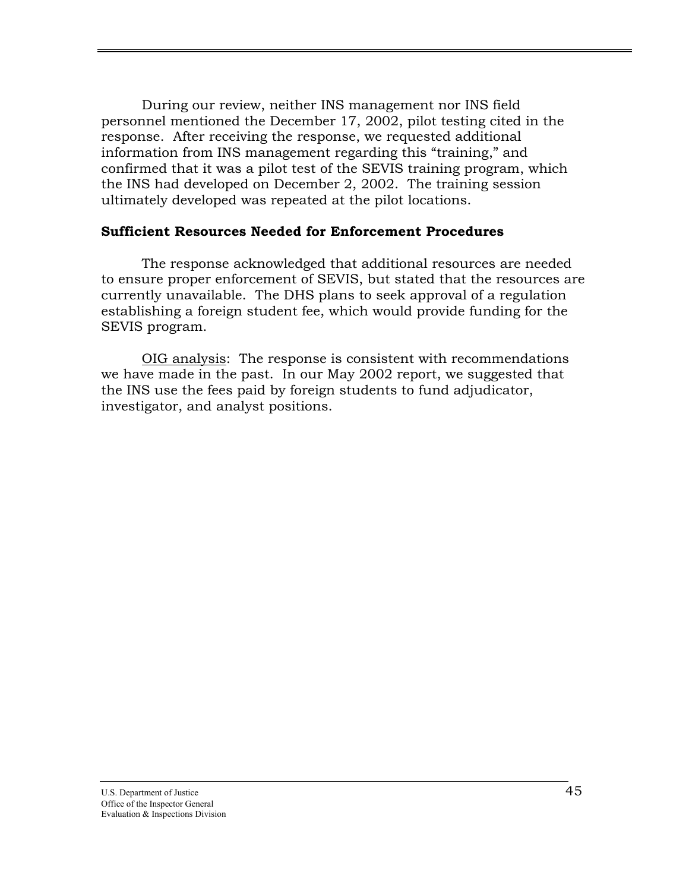During our review, neither INS management nor INS field personnel mentioned the December 17, 2002, pilot testing cited in the response. After receiving the response, we requested additional information from INS management regarding this "training," and confirmed that it was a pilot test of the SEVIS training program, which the INS had developed on December 2, 2002. The training session ultimately developed was repeated at the pilot locations.

**Sufficient Resources Needed for Enforcement Procedures**

The response acknowledged that additional resources are needed to ensure proper enforcement of SEVIS, but stated that the resources are currently unavailable. The DHS plans to seek approval of a regulation establishing a foreign student fee, which would provide funding for the SEVIS program.

<u>OIG analysis</u>: The response is consistent with recommendations we have made in the past. In our May 2002 report, we suggested that the INS use the fees paid by foreign students to fund adjudicator, investigator, and analyst positions.